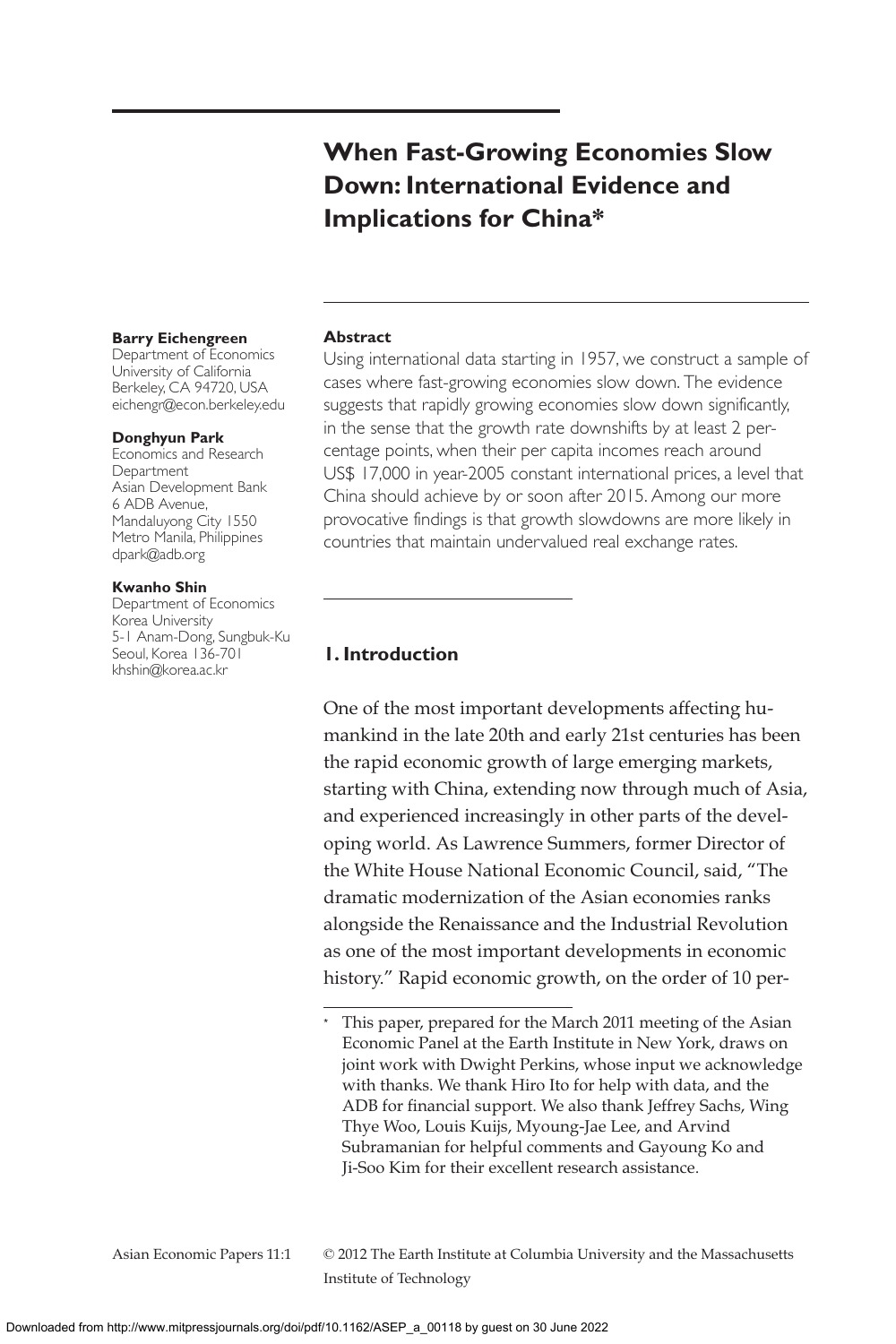# When Fast-Growing Economies Slow Down: International Evidence and Implications for China*

**Barry Eichengreen**
Department of Economics
University of California
Berkeley, CA 94720, USA
eichengr@econ.berkeley.edu

**Donghyun Park**
Economics and Research Department
Asian Development Bank
6 ADB Avenue,
Mandaluyong City 1550
Metro Manila, Philippines
dpark@adb.org

**Kwanho Shin**
Department of Economics
Korea University
5-1 Anam-Dong, Sungbuk-Ku
Seoul, Korea 136-701
khshin@korea.ac.kr

**Abstract**

Using international data starting in 1957, we construct a sample of cases where fast-growing economies slow down. The evidence suggests that rapidly growing economies slow down significantly, in the sense that the growth rate downshifts by at least 2 percentage points, when their per capita incomes reach around US$ 17,000 in year-2005 constant international prices, a level that China should achieve by or soon after 2015. Among our more provocative findings is that growth slowdowns are more likely in countries that maintain undervalued real exchange rates.

## 1. Introduction

One of the most important developments affecting humankind in the late 20th and early 21st centuries has been the rapid economic growth of large emerging markets, starting with China, extending now through much of Asia, and experienced increasingly in other parts of the developing world. As Lawrence Summers, former Director of the White House National Economic Council, said, "The dramatic modernization of the Asian economies ranks alongside the Renaissance and the Industrial Revolution as one of the most important developments in economic history." Rapid economic growth, on the order of 10 per-

\* This paper, prepared for the March 2011 meeting of the Asian Economic Panel at the Earth Institute in New York, draws on joint work with Dwight Perkins, whose input we acknowledge with thanks. We thank Hiro Ito for help with data, and the ADB for financial support. We also thank Jeffrey Sachs, Wing Thye Woo, Louis Kuijs, Myoung-Jae Lee, and Arvind Subramanian for helpful comments and Gayoung Ko and Ji-Soo Kim for their excellent research assistance.

© 2012 The Earth Institute at Columbia University and the Massachusetts Institute of Technology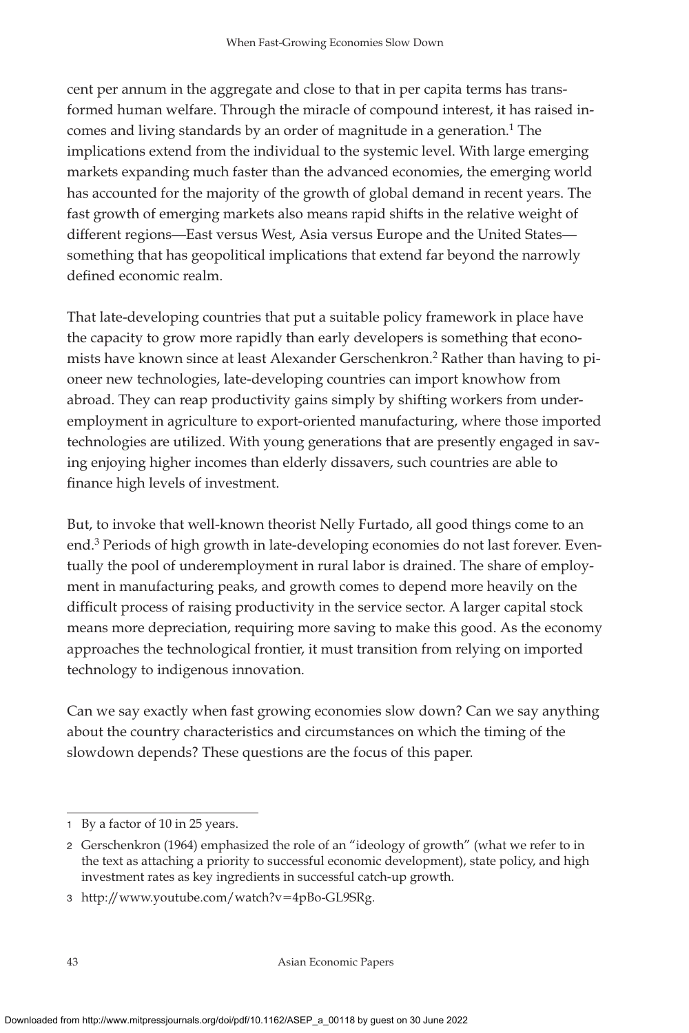cent per annum in the aggregate and close to that in per capita terms has transformed human welfare. Through the miracle of compound interest, it has raised incomes and living standards by an order of magnitude in a generation.[1] The implications extend from the individual to the systemic level. With large emerging markets expanding much faster than the advanced economies, the emerging world has accounted for the majority of the growth of global demand in recent years. The fast growth of emerging markets also means rapid shifts in the relative weight of different regions—East versus West, Asia versus Europe and the United States—something that has geopolitical implications that extend far beyond the narrowly defined economic realm.

That late-developing countries that put a suitable policy framework in place have the capacity to grow more rapidly than early developers is something that economists have known since at least Alexander Gerschenkron.[2] Rather than having to pioneer new technologies, late-developing countries can import knowhow from abroad. They can reap productivity gains simply by shifting workers from underemployment in agriculture to export-oriented manufacturing, where those imported technologies are utilized. With young generations that are presently engaged in saving enjoying higher incomes than elderly dissavers, such countries are able to finance high levels of investment.

But, to invoke that well-known theorist Nelly Furtado, all good things come to an end.[3] Periods of high growth in late-developing economies do not last forever. Eventually the pool of underemployment in rural labor is drained. The share of employment in manufacturing peaks, and growth comes to depend more heavily on the difficult process of raising productivity in the service sector. A larger capital stock means more depreciation, requiring more saving to make this good. As the economy approaches the technological frontier, it must transition from relying on imported technology to indigenous innovation.

Can we say exactly when fast growing economies slow down? Can we say anything about the country characteristics and circumstances on which the timing of the slowdown depends? These questions are the focus of this paper.

---

1 By a factor of 10 in 25 years.

2 Gerschenkron (1964) emphasized the role of an "ideology of growth" (what we refer to in the text as attaching a priority to successful economic development), state policy, and high investment rates as key ingredients in successful catch-up growth.

3 http://www.youtube.com/watch?v=4pBo-GL9SRg.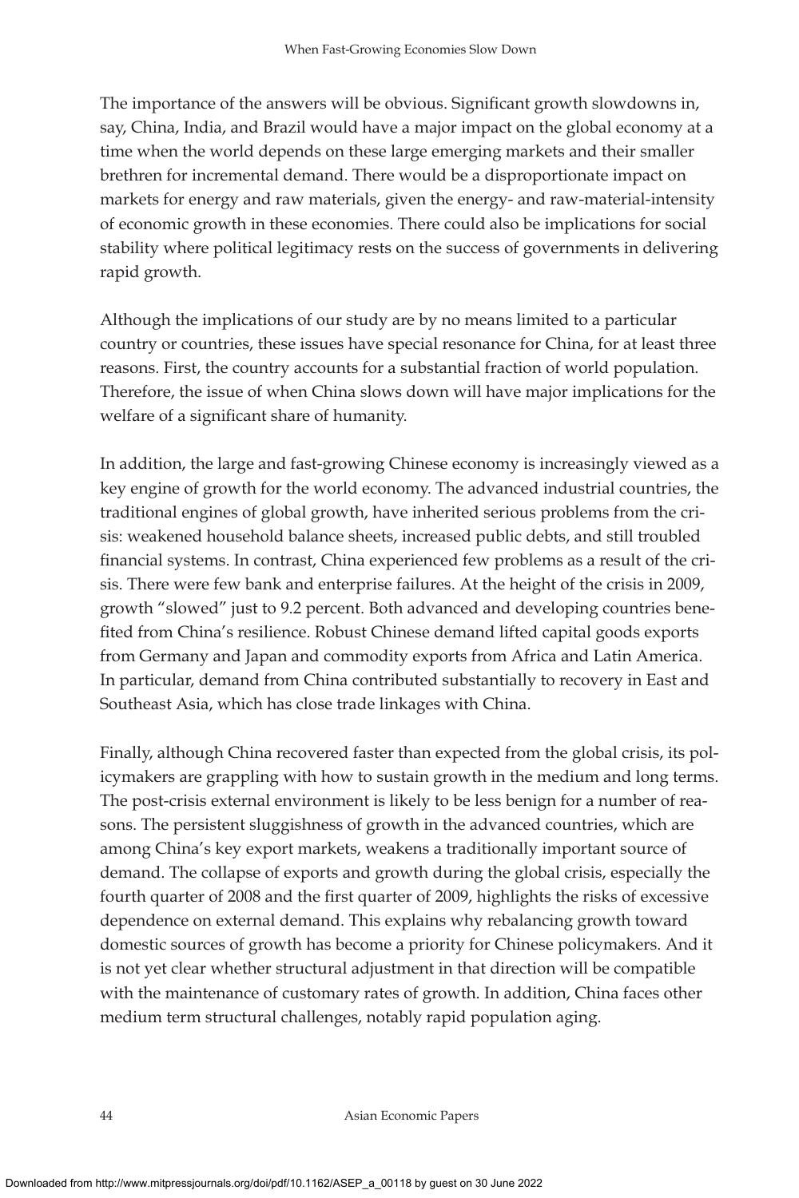The importance of the answers will be obvious. Significant growth slowdowns in, say, China, India, and Brazil would have a major impact on the global economy at a time when the world depends on these large emerging markets and their smaller brethren for incremental demand. There would be a disproportionate impact on markets for energy and raw materials, given the energy- and raw-material-intensity of economic growth in these economies. There could also be implications for social stability where political legitimacy rests on the success of governments in delivering rapid growth.

Although the implications of our study are by no means limited to a particular country or countries, these issues have special resonance for China, for at least three reasons. First, the country accounts for a substantial fraction of world population. Therefore, the issue of when China slows down will have major implications for the welfare of a significant share of humanity.

In addition, the large and fast-growing Chinese economy is increasingly viewed as a key engine of growth for the world economy. The advanced industrial countries, the traditional engines of global growth, have inherited serious problems from the crisis: weakened household balance sheets, increased public debts, and still troubled financial systems. In contrast, China experienced few problems as a result of the crisis. There were few bank and enterprise failures. At the height of the crisis in 2009, growth "slowed" just to 9.2 percent. Both advanced and developing countries benefited from China's resilience. Robust Chinese demand lifted capital goods exports from Germany and Japan and commodity exports from Africa and Latin America. In particular, demand from China contributed substantially to recovery in East and Southeast Asia, which has close trade linkages with China.

Finally, although China recovered faster than expected from the global crisis, its policymakers are grappling with how to sustain growth in the medium and long terms. The post-crisis external environment is likely to be less benign for a number of reasons. The persistent sluggishness of growth in the advanced countries, which are among China's key export markets, weakens a traditionally important source of demand. The collapse of exports and growth during the global crisis, especially the fourth quarter of 2008 and the first quarter of 2009, highlights the risks of excessive dependence on external demand. This explains why rebalancing growth toward domestic sources of growth has become a priority for Chinese policymakers. And it is not yet clear whether structural adjustment in that direction will be compatible with the maintenance of customary rates of growth. In addition, China faces other medium term structural challenges, notably rapid population aging.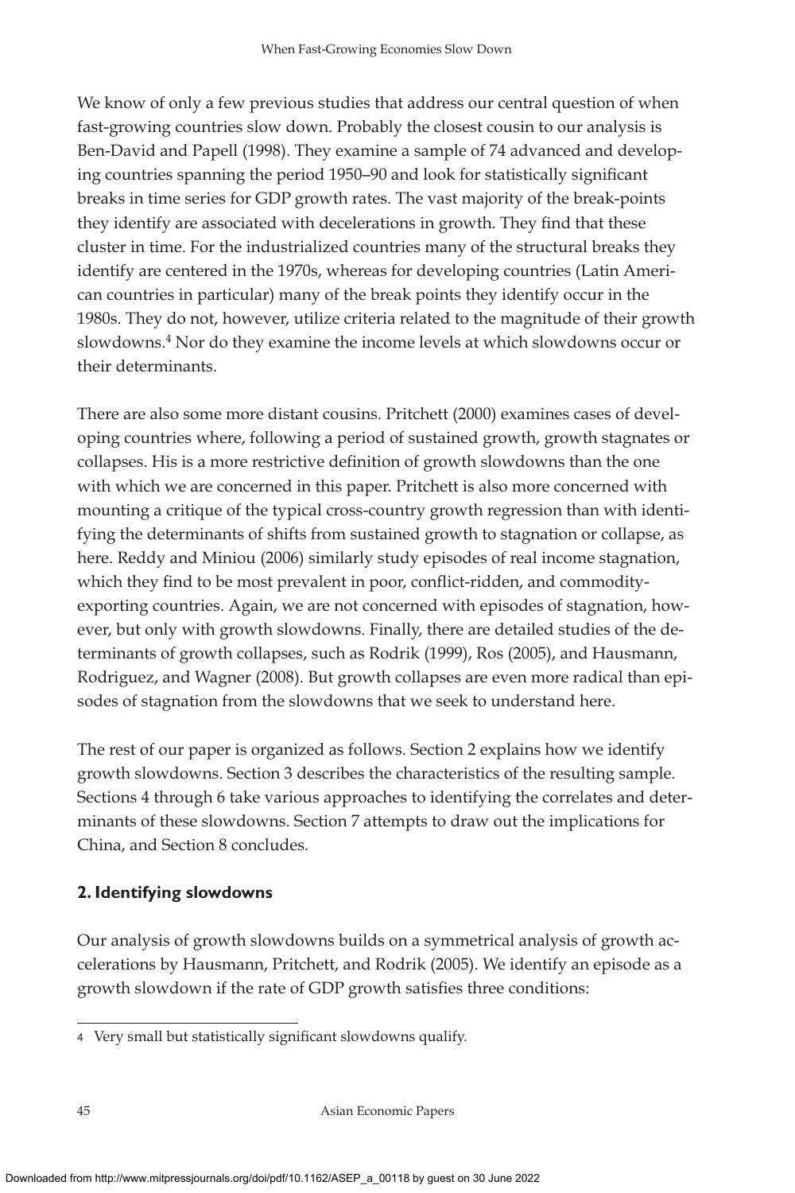We know of only a few previous studies that address our central question of when fast-growing countries slow down. Probably the closest cousin to our analysis is Ben-David and Papell (1998). They examine a sample of 74 advanced and developing countries spanning the period 1950–90 and look for statistically significant breaks in time series for GDP growth rates. The vast majority of the break-points they identify are associated with decelerations in growth. They find that these cluster in time. For the industrialized countries many of the structural breaks they identify are centered in the 1970s, whereas for developing countries (Latin American countries in particular) many of the break points they identify occur in the 1980s. They do not, however, utilize criteria related to the magnitude of their growth slowdowns.[4] Nor do they examine the income levels at which slowdowns occur or their determinants.

There are also some more distant cousins. Pritchett (2000) examines cases of developing countries where, following a period of sustained growth, growth stagnates or collapses. His is a more restrictive definition of growth slowdowns than the one with which we are concerned in this paper. Pritchett is also more concerned with mounting a critique of the typical cross-country growth regression than with identifying the determinants of shifts from sustained growth to stagnation or collapse, as here. Reddy and Miniou (2006) similarly study episodes of real income stagnation, which they find to be most prevalent in poor, conflict-ridden, and commodity-exporting countries. Again, we are not concerned with episodes of stagnation, however, but only with growth slowdowns. Finally, there are detailed studies of the determinants of growth collapses, such as Rodrik (1999), Ros (2005), and Hausmann, Rodriguez, and Wagner (2008). But growth collapses are even more radical than episodes of stagnation from the slowdowns that we seek to understand here.

The rest of our paper is organized as follows. Section 2 explains how we identify growth slowdowns. Section 3 describes the characteristics of the resulting sample. Sections 4 through 6 take various approaches to identifying the correlates and determinants of these slowdowns. Section 7 attempts to draw out the implications for China, and Section 8 concludes.

## 2. Identifying slowdowns

Our analysis of growth slowdowns builds on a symmetrical analysis of growth accelerations by Hausmann, Pritchett, and Rodrik (2005). We identify an episode as a growth slowdown if the rate of GDP growth satisfies three conditions:

---

4 Very small but statistically significant slowdowns qualify.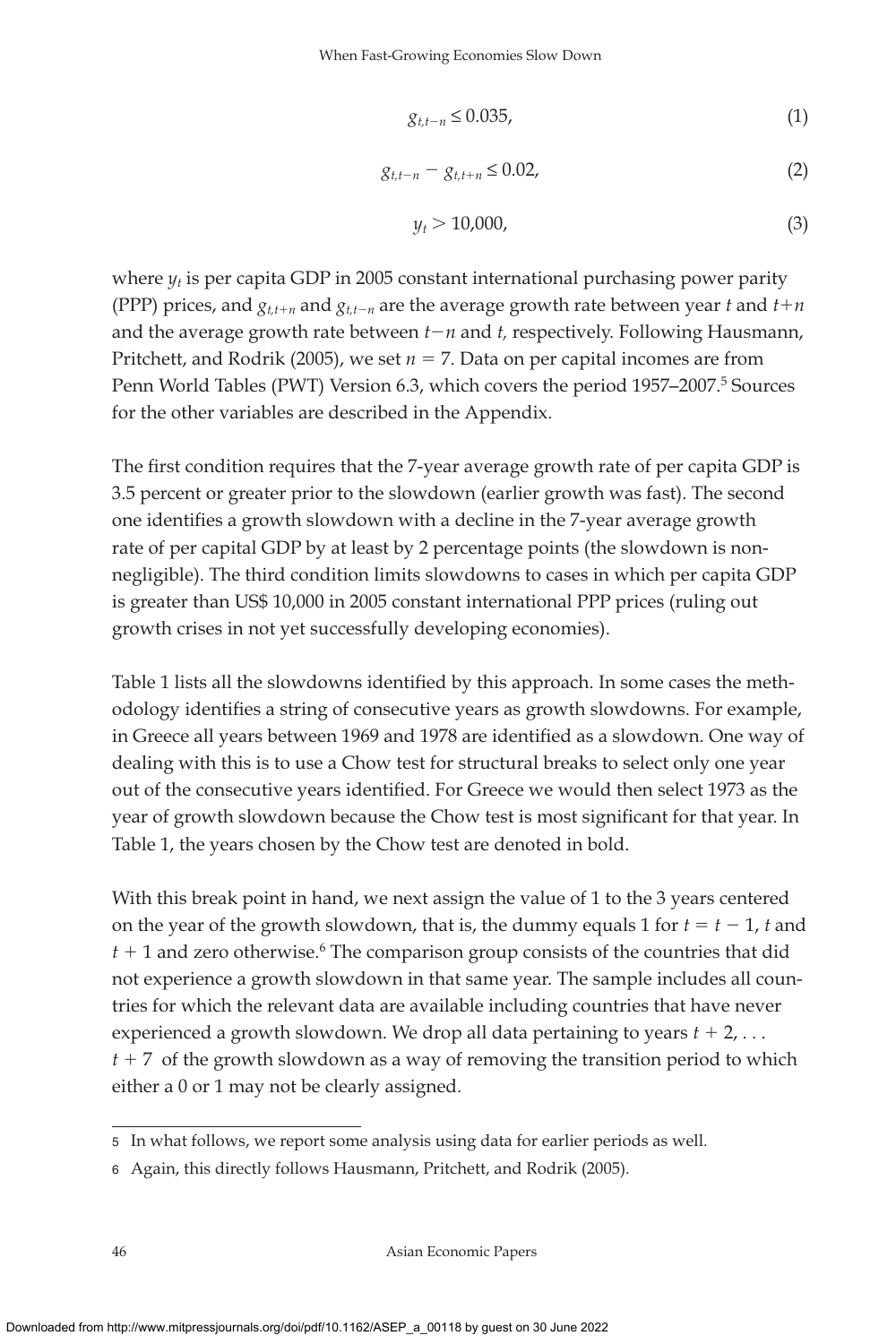$$g_{t,t-n} \leq 0.035, \tag{1}$$

$$g_{t,t-n} - g_{t,t+n} \leq 0.02, \tag{2}$$

$$y_t > 10{,}000, \tag{3}$$

where $y_t$ is per capita GDP in 2005 constant international purchasing power parity (PPP) prices, and $g_{t,t+n}$ and $g_{t,t-n}$ are the average growth rate between year $t$ and $t+n$ and the average growth rate between $t-n$ and $t$, respectively. Following Hausmann, Pritchett, and Rodrik (2005), we set $n = 7$. Data on per capital incomes are from Penn World Tables (PWT) Version 6.3, which covers the period 1957–2007.[5] Sources for the other variables are described in the Appendix.

The first condition requires that the 7-year average growth rate of per capita GDP is 3.5 percent or greater prior to the slowdown (earlier growth was fast). The second one identifies a growth slowdown with a decline in the 7-year average growth rate of per capital GDP by at least by 2 percentage points (the slowdown is non-negligible). The third condition limits slowdowns to cases in which per capita GDP is greater than US$ 10,000 in 2005 constant international PPP prices (ruling out growth crises in not yet successfully developing economies).

Table 1 lists all the slowdowns identified by this approach. In some cases the methodology identifies a string of consecutive years as growth slowdowns. For example, in Greece all years between 1969 and 1978 are identified as a slowdown. One way of dealing with this is to use a Chow test for structural breaks to select only one year out of the consecutive years identified. For Greece we would then select 1973 as the year of growth slowdown because the Chow test is most significant for that year. In Table 1, the years chosen by the Chow test are denoted in bold.

With this break point in hand, we next assign the value of 1 to the 3 years centered on the year of the growth slowdown, that is, the dummy equals 1 for $t = t - 1$, $t$ and $t + 1$ and zero otherwise.[6] The comparison group consists of the countries that did not experience a growth slowdown in that same year. The sample includes all countries for which the relevant data are available including countries that have never experienced a growth slowdown. We drop all data pertaining to years $t + 2, \ldots$ $t + 7$ of the growth slowdown as a way of removing the transition period to which either a 0 or 1 may not be clearly assigned.

---

[5] In what follows, we report some analysis using data for earlier periods as well.

[6] Again, this directly follows Hausmann, Pritchett, and Rodrik (2005).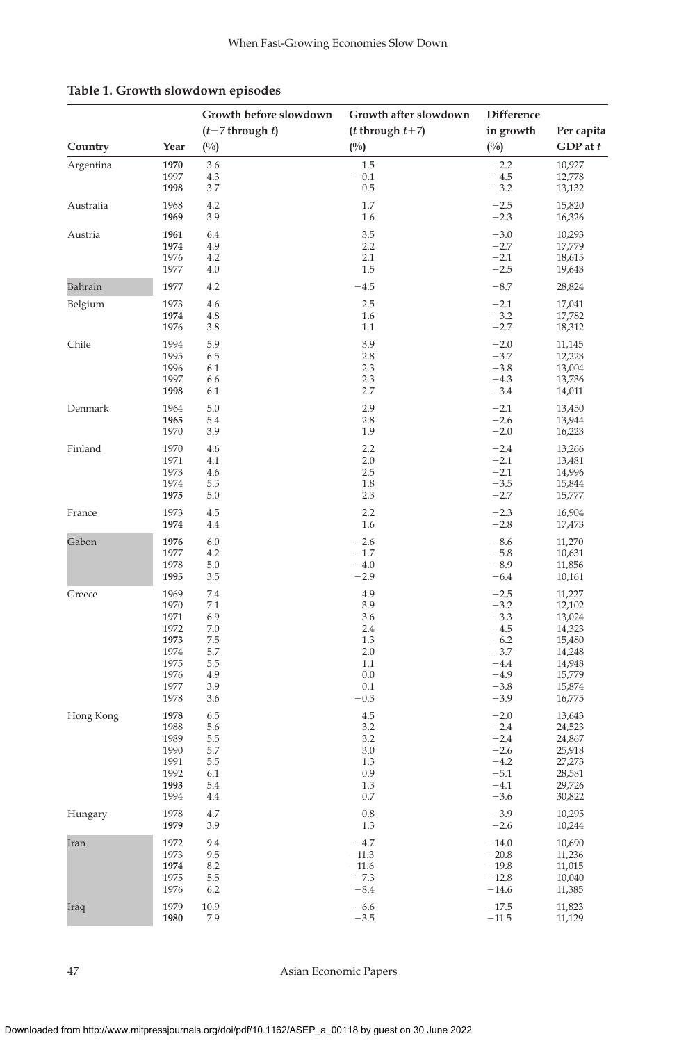**Table 1. Growth slowdown episodes**

| Country | Year | Growth before slowdown ($t-7$ through $t$) (%) | Growth after slowdown ($t$ through $t+7$) (%) | Difference in growth (%) | Per capita GDP at $t$ |
|---|---|---|---|---|---|
| Argentina | **1970** | 3.6 | 1.5 | −2.2 | 10,927 |
| | 1997 | 4.3 | −0.1 | −4.5 | 12,778 |
| | **1998** | 3.7 | 0.5 | −3.2 | 13,132 |
| Australia | 1968 | 4.2 | 1.7 | −2.5 | 15,820 |
| | **1969** | 3.9 | 1.6 | −2.3 | 16,326 |
| Austria | **1961** | 6.4 | 3.5 | −3.0 | 10,293 |
| | **1974** | 4.9 | 2.2 | −2.7 | 17,779 |
| | 1976 | 4.2 | 2.1 | −2.1 | 18,615 |
| | 1977 | 4.0 | 1.5 | −2.5 | 19,643 |
| Bahrain | **1977** | 4.2 | −4.5 | −8.7 | 28,824 |
| Belgium | 1973 | 4.6 | 2.5 | −2.1 | 17,041 |
| | **1974** | 4.8 | 1.6 | −3.2 | 17,782 |
| | 1976 | 3.8 | 1.1 | −2.7 | 18,312 |
| Chile | 1994 | 5.9 | 3.9 | −2.0 | 11,145 |
| | 1995 | 6.5 | 2.8 | −3.7 | 12,223 |
| | 1996 | 6.1 | 2.3 | −3.8 | 13,004 |
| | 1997 | 6.6 | 2.3 | −4.3 | 13,736 |
| | **1998** | 6.1 | 2.7 | −3.4 | 14,011 |
| Denmark | 1964 | 5.0 | 2.9 | −2.1 | 13,450 |
| | **1965** | 5.4 | 2.8 | −2.6 | 13,944 |
| | 1970 | 3.9 | 1.9 | −2.0 | 16,223 |
| Finland | 1970 | 4.6 | 2.2 | −2.4 | 13,266 |
| | 1971 | 4.1 | 2.0 | −2.1 | 13,481 |
| | 1973 | 4.6 | 2.5 | −2.1 | 14,996 |
| | 1974 | 5.3 | 1.8 | −3.5 | 15,844 |
| | **1975** | 5.0 | 2.3 | −2.7 | 15,777 |
| France | 1973 | 4.5 | 2.2 | −2.3 | 16,904 |
| | **1974** | 4.4 | 1.6 | −2.8 | 17,473 |
| Gabon | **1976** | 6.0 | −2.6 | −8.6 | 11,270 |
| | 1977 | 4.2 | −1.7 | −5.8 | 10,631 |
| | 1978 | 5.0 | −4.0 | −8.9 | 11,856 |
| | **1995** | 3.5 | −2.9 | −6.4 | 10,161 |
| Greece | 1969 | 7.4 | 4.9 | −2.5 | 11,227 |
| | 1970 | 7.1 | 3.9 | −3.2 | 12,102 |
| | 1971 | 6.9 | 3.6 | −3.3 | 13,024 |
| | 1972 | 7.0 | 2.4 | −4.5 | 14,323 |
| | **1973** | 7.5 | 1.3 | −6.2 | 15,480 |
| | 1974 | 5.7 | 2.0 | −3.7 | 14,248 |
| | 1975 | 5.5 | 1.1 | −4.4 | 14,948 |
| | 1976 | 4.9 | 0.0 | −4.9 | 15,779 |
| | 1977 | 3.9 | 0.1 | −3.8 | 15,874 |
| | 1978 | 3.6 | −0.3 | −3.9 | 16,775 |
| Hong Kong | **1978** | 6.5 | 4.5 | −2.0 | 13,643 |
| | 1988 | 5.6 | 3.2 | −2.4 | 24,523 |
| | 1989 | 5.5 | 3.2 | −2.4 | 24,867 |
| | 1990 | 5.7 | 3.0 | −2.6 | 25,918 |
| | 1991 | 5.5 | 1.3 | −4.2 | 27,273 |
| | 1992 | 6.1 | 0.9 | −5.1 | 28,581 |
| | **1993** | 5.4 | 1.3 | −4.1 | 29,726 |
| | 1994 | 4.4 | 0.7 | −3.6 | 30,822 |
| Hungary | 1978 | 4.7 | 0.8 | −3.9 | 10,295 |
| | **1979** | 3.9 | 1.3 | −2.6 | 10,244 |
| Iran | 1972 | 9.4 | −4.7 | −14.0 | 10,690 |
| | 1973 | 9.5 | −11.3 | −20.8 | 11,236 |
| | **1974** | 8.2 | −11.6 | −19.8 | 11,015 |
| | 1975 | 5.5 | −7.3 | −12.8 | 10,040 |
| | 1976 | 6.2 | −8.4 | −14.6 | 11,385 |
| Iraq | 1979 | 10.9 | −6.6 | −17.5 | 11,823 |
| | **1980** | 7.9 | −3.5 | −11.5 | 11,129 |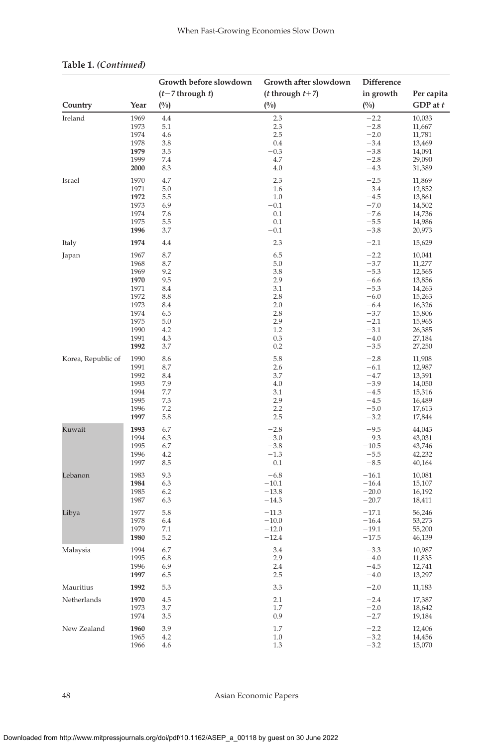**Table 1.** *(Continued)*

| Country | Year | Growth before slowdown ($t-7$ through $t$) (%) | Growth after slowdown ($t$ through $t+7$) (%) | Difference in growth (%) | Per capita GDP at $t$ |
|---|---|---|---|---|---|
| Ireland | 1969 | 4.4 | 2.3 | −2.2 | 10,033 |
| | 1973 | 5.1 | 2.3 | −2.8 | 11,667 |
| | 1974 | 4.6 | 2.5 | −2.0 | 11,781 |
| | 1978 | 3.8 | 0.4 | −3.4 | 13,469 |
| | **1979** | 3.5 | −0.3 | −3.8 | 14,091 |
| | 1999 | 7.4 | 4.7 | −2.8 | 29,090 |
| | **2000** | 8.3 | 4.0 | −4.3 | 31,389 |
| Israel | 1970 | 4.7 | 2.3 | −2.5 | 11,869 |
| | 1971 | 5.0 | 1.6 | −3.4 | 12,852 |
| | **1972** | 5.5 | 1.0 | −4.5 | 13,861 |
| | 1973 | 6.9 | −0.1 | −7.0 | 14,502 |
| | 1974 | 7.6 | 0.1 | −7.6 | 14,736 |
| | 1975 | 5.5 | 0.1 | −5.5 | 14,986 |
| | **1996** | 3.7 | −0.1 | −3.8 | 20,973 |
| Italy | **1974** | 4.4 | 2.3 | −2.1 | 15,629 |
| Japan | 1967 | 8.7 | 6.5 | −2.2 | 10,041 |
| | 1968 | 8.7 | 5.0 | −3.7 | 11,277 |
| | 1969 | 9.2 | 3.8 | −5.3 | 12,565 |
| | **1970** | 9.5 | 2.9 | −6.6 | 13,856 |
| | 1971 | 8.4 | 3.1 | −5.3 | 14,263 |
| | 1972 | 8.8 | 2.8 | −6.0 | 15,263 |
| | 1973 | 8.4 | 2.0 | −6.4 | 16,326 |
| | 1974 | 6.5 | 2.8 | −3.7 | 15,806 |
| | 1975 | 5.0 | 2.9 | −2.1 | 15,965 |
| | 1990 | 4.2 | 1.2 | −3.1 | 26,385 |
| | 1991 | 4.3 | 0.3 | −4.0 | 27,184 |
| | **1992** | 3.7 | 0.2 | −3.5 | 27,250 |
| Korea, Republic of | 1990 | 8.6 | 5.8 | −2.8 | 11,908 |
| | 1991 | 8.7 | 2.6 | −6.1 | 12,987 |
| | 1992 | 8.4 | 3.7 | −4.7 | 13,391 |
| | 1993 | 7.9 | 4.0 | −3.9 | 14,050 |
| | 1994 | 7.7 | 3.1 | −4.5 | 15,316 |
| | 1995 | 7.3 | 2.9 | −4.5 | 16,489 |
| | 1996 | 7.2 | 2.2 | −5.0 | 17,613 |
| | **1997** | 5.8 | 2.5 | −3.2 | 17,844 |
| Kuwait | **1993** | 6.7 | −2.8 | −9.5 | 44,043 |
| | 1994 | 6.3 | −3.0 | −9.3 | 43,031 |
| | 1995 | 6.7 | −3.8 | −10.5 | 43,746 |
| | 1996 | 4.2 | −1.3 | −5.5 | 42,232 |
| | 1997 | 8.5 | 0.1 | −8.5 | 40,164 |
| Lebanon | 1983 | 9.3 | −6.8 | −16.1 | 10,081 |
| | **1984** | 6.3 | −10.1 | −16.4 | 15,107 |
| | 1985 | 6.2 | −13.8 | −20.0 | 16,192 |
| | 1987 | 6.3 | −14.3 | −20.7 | 18,411 |
| Libya | 1977 | 5.8 | −11.3 | −17.1 | 56,246 |
| | 1978 | 6.4 | −10.0 | −16.4 | 53,273 |
| | 1979 | 7.1 | −12.0 | −19.1 | 55,200 |
| | **1980** | 5.2 | −12.4 | −17.5 | 46,139 |
| Malaysia | 1994 | 6.7 | 3.4 | −3.3 | 10,987 |
| | 1995 | 6.8 | 2.9 | −4.0 | 11,835 |
| | 1996 | 6.9 | 2.4 | −4.5 | 12,741 |
| | **1997** | 6.5 | 2.5 | −4.0 | 13,297 |
| Mauritius | **1992** | 5.3 | 3.3 | −2.0 | 11,183 |
| Netherlands | **1970** | 4.5 | 2.1 | −2.4 | 17,387 |
| | 1973 | 3.7 | 1.7 | −2.0 | 18,642 |
| | 1974 | 3.5 | 0.9 | −2.7 | 19,184 |
| New Zealand | **1960** | 3.9 | 1.7 | −2.2 | 12,406 |
| | 1965 | 4.2 | 1.0 | −3.2 | 14,456 |
| | 1966 | 4.6 | 1.3 | −3.2 | 15,070 |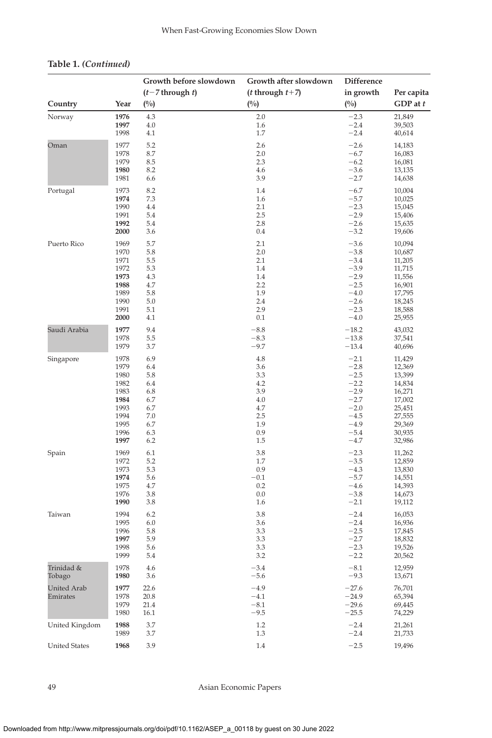**Table 1. *(Continued)***

| Country | Year | Growth before slowdown ($t-7$ through $t$) (%) | Growth after slowdown ($t$ through $t+7$) (%) | Difference in growth (%) | Per capita GDP at $t$ |
|---|---|---|---|---|---|
| Norway | **1976** | 4.3 | 2.0 | −2.3 | 21,849 |
| | **1997** | 4.0 | 1.6 | −2.4 | 39,503 |
| | 1998 | 4.1 | 1.7 | −2.4 | 40,614 |
| Oman | 1977 | 5.2 | 2.6 | −2.6 | 14,183 |
| | 1978 | 8.7 | 2.0 | −6.7 | 16,083 |
| | 1979 | 8.5 | 2.3 | −6.2 | 16,081 |
| | **1980** | 8.2 | 4.6 | −3.6 | 13,135 |
| | 1981 | 6.6 | 3.9 | −2.7 | 14,638 |
| Portugal | 1973 | 8.2 | 1.4 | −6.7 | 10,004 |
| | **1974** | 7.3 | 1.6 | −5.7 | 10,025 |
| | 1990 | 4.4 | 2.1 | −2.3 | 15,045 |
| | 1991 | 5.4 | 2.5 | −2.9 | 15,406 |
| | **1992** | 5.4 | 2.8 | −2.6 | 15,635 |
| | **2000** | 3.6 | 0.4 | −3.2 | 19,606 |
| Puerto Rico | 1969 | 5.7 | 2.1 | −3.6 | 10,094 |
| | 1970 | 5.8 | 2.0 | −3.8 | 10,687 |
| | 1971 | 5.5 | 2.1 | −3.4 | 11,205 |
| | 1972 | 5.3 | 1.4 | −3.9 | 11,715 |
| | **1973** | 4.3 | 1.4 | −2.9 | 11,556 |
| | **1988** | 4.7 | 2.2 | −2.5 | 16,901 |
| | 1989 | 5.8 | 1.9 | −4.0 | 17,795 |
| | 1990 | 5.0 | 2.4 | −2.6 | 18,245 |
| | 1991 | 5.1 | 2.9 | −2.3 | 18,588 |
| | **2000** | 4.1 | 0.1 | −4.0 | 25,955 |
| Saudi Arabia | **1977** | 9.4 | −8.8 | −18.2 | 43,032 |
| | 1978 | 5.5 | −8.3 | −13.8 | 37,541 |
| | 1979 | 3.7 | −9.7 | −13.4 | 40,696 |
| Singapore | 1978 | 6.9 | 4.8 | −2.1 | 11,429 |
| | 1979 | 6.4 | 3.6 | −2.8 | 12,369 |
| | 1980 | 5.8 | 3.3 | −2.5 | 13,399 |
| | 1982 | 6.4 | 4.2 | −2.2 | 14,834 |
| | 1983 | 6.8 | 3.9 | −2.9 | 16,271 |
| | **1984** | 6.7 | 4.0 | −2.7 | 17,002 |
| | 1993 | 6.7 | 4.7 | −2.0 | 25,451 |
| | 1994 | 7.0 | 2.5 | −4.5 | 27,555 |
| | 1995 | 6.7 | 1.9 | −4.9 | 29,369 |
| | 1996 | 6.3 | 0.9 | −5.4 | 30,935 |
| | **1997** | 6.2 | 1.5 | −4.7 | 32,986 |
| Spain | 1969 | 6.1 | 3.8 | −2.3 | 11,262 |
| | 1972 | 5.2 | 1.7 | −3.5 | 12,859 |
| | 1973 | 5.3 | 0.9 | −4.3 | 13,830 |
| | **1974** | 5.6 | −0.1 | −5.7 | 14,551 |
| | 1975 | 4.7 | 0.2 | −4.6 | 14,393 |
| | 1976 | 3.8 | 0.0 | −3.8 | 14,673 |
| | **1990** | 3.8 | 1.6 | −2.1 | 19,112 |
| Taiwan | 1994 | 6.2 | 3.8 | −2.4 | 16,053 |
| | 1995 | 6.0 | 3.6 | −2.4 | 16,936 |
| | 1996 | 5.8 | 3.3 | −2.5 | 17,845 |
| | **1997** | 5.9 | 3.3 | −2.7 | 18,832 |
| | 1998 | 5.6 | 3.3 | −2.3 | 19,526 |
| | 1999 | 5.4 | 3.2 | −2.2 | 20,562 |
| Trinidad & Tobago | 1978 | 4.6 | −3.4 | −8.1 | 12,959 |
| | **1980** | 3.6 | −5.6 | −9.3 | 13,671 |
| United Arab Emirates | **1977** | 22.6 | −4.9 | −27.6 | 76,701 |
| | 1978 | 20.8 | −4.1 | −24.9 | 65,394 |
| | 1979 | 21.4 | −8.1 | −29.6 | 69,445 |
| | 1980 | 16.1 | −9.5 | −25.5 | 74,229 |
| United Kingdom | **1988** | 3.7 | 1.2 | −2.4 | 21,261 |
| | 1989 | 3.7 | 1.3 | −2.4 | 21,733 |
| United States | **1968** | 3.9 | 1.4 | −2.5 | 19,496 |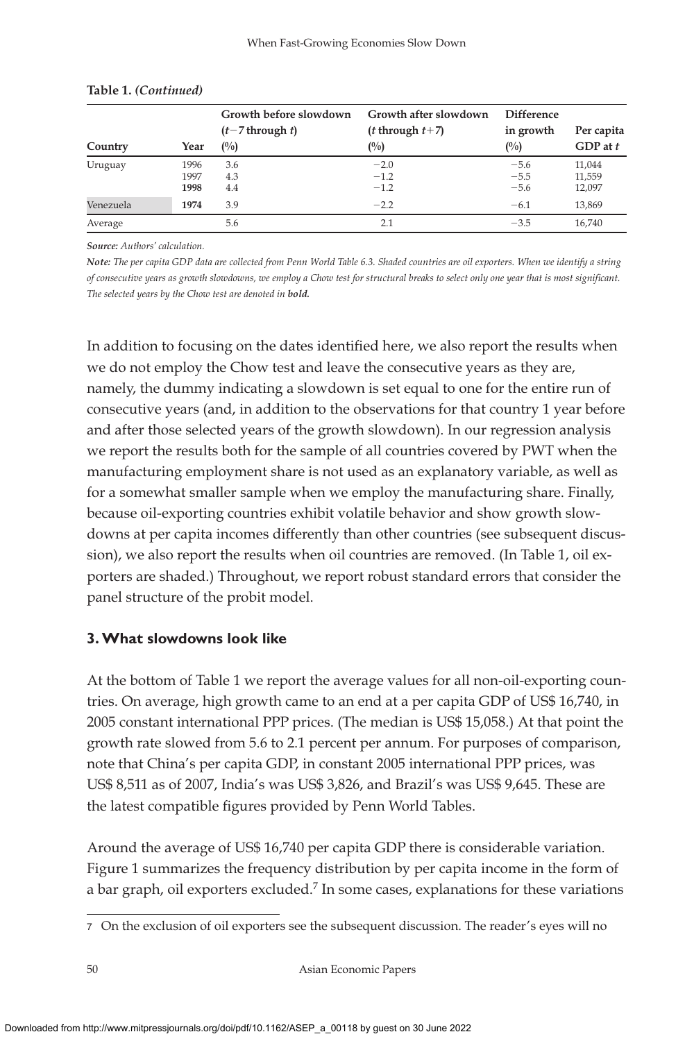**Table 1.** *(Continued)*

| Country | Year | Growth before slowdown ($t-7$ through $t$) (%) | Growth after slowdown ($t$ through $t+7$) (%) | Difference in growth (%) | Per capita GDP at $t$ |
|---|---|---|---|---|---|
| Uruguay | 1996 | 3.6 | −2.0 | −5.6 | 11,044 |
| | 1997 | 4.3 | −1.2 | −5.5 | 11,559 |
| | **1998** | 4.4 | −1.2 | −5.6 | 12,097 |
| Venezuela | **1974** | 3.9 | −2.2 | −6.1 | 13,869 |
| Average | | 5.6 | 2.1 | −3.5 | 16,740 |

***Source:*** *Authors' calculation.*

***Note:*** *The per capita GDP data are collected from Penn World Table 6.3. Shaded countries are oil exporters. When we identify a string of consecutive years as growth slowdowns, we employ a Chow test for structural breaks to select only one year that is most significant. The selected years by the Chow test are denoted in* ***bold.***

In addition to focusing on the dates identified here, we also report the results when we do not employ the Chow test and leave the consecutive years as they are, namely, the dummy indicating a slowdown is set equal to one for the entire run of consecutive years (and, in addition to the observations for that country 1 year before and after those selected years of the growth slowdown). In our regression analysis we report the results both for the sample of all countries covered by PWT when the manufacturing employment share is not used as an explanatory variable, as well as for a somewhat smaller sample when we employ the manufacturing share. Finally, because oil-exporting countries exhibit volatile behavior and show growth slowdowns at per capita incomes differently than other countries (see subsequent discussion), we also report the results when oil countries are removed. (In Table 1, oil exporters are shaded.) Throughout, we report robust standard errors that consider the panel structure of the probit model.

## 3. What slowdowns look like

At the bottom of Table 1 we report the average values for all non-oil-exporting countries. On average, high growth came to an end at a per capita GDP of US$ 16,740, in 2005 constant international PPP prices. (The median is US$ 15,058.) At that point the growth rate slowed from 5.6 to 2.1 percent per annum. For purposes of comparison, note that China's per capita GDP, in constant 2005 international PPP prices, was US$ 8,511 as of 2007, India's was US$ 3,826, and Brazil's was US$ 9,645. These are the latest compatible figures provided by Penn World Tables.

Around the average of US$ 16,740 per capita GDP there is considerable variation. Figure 1 summarizes the frequency distribution by per capita income in the form of a bar graph, oil exporters excluded.[7] In some cases, explanations for these variations

[7] On the exclusion of oil exporters see the subsequent discussion. The reader's eyes will no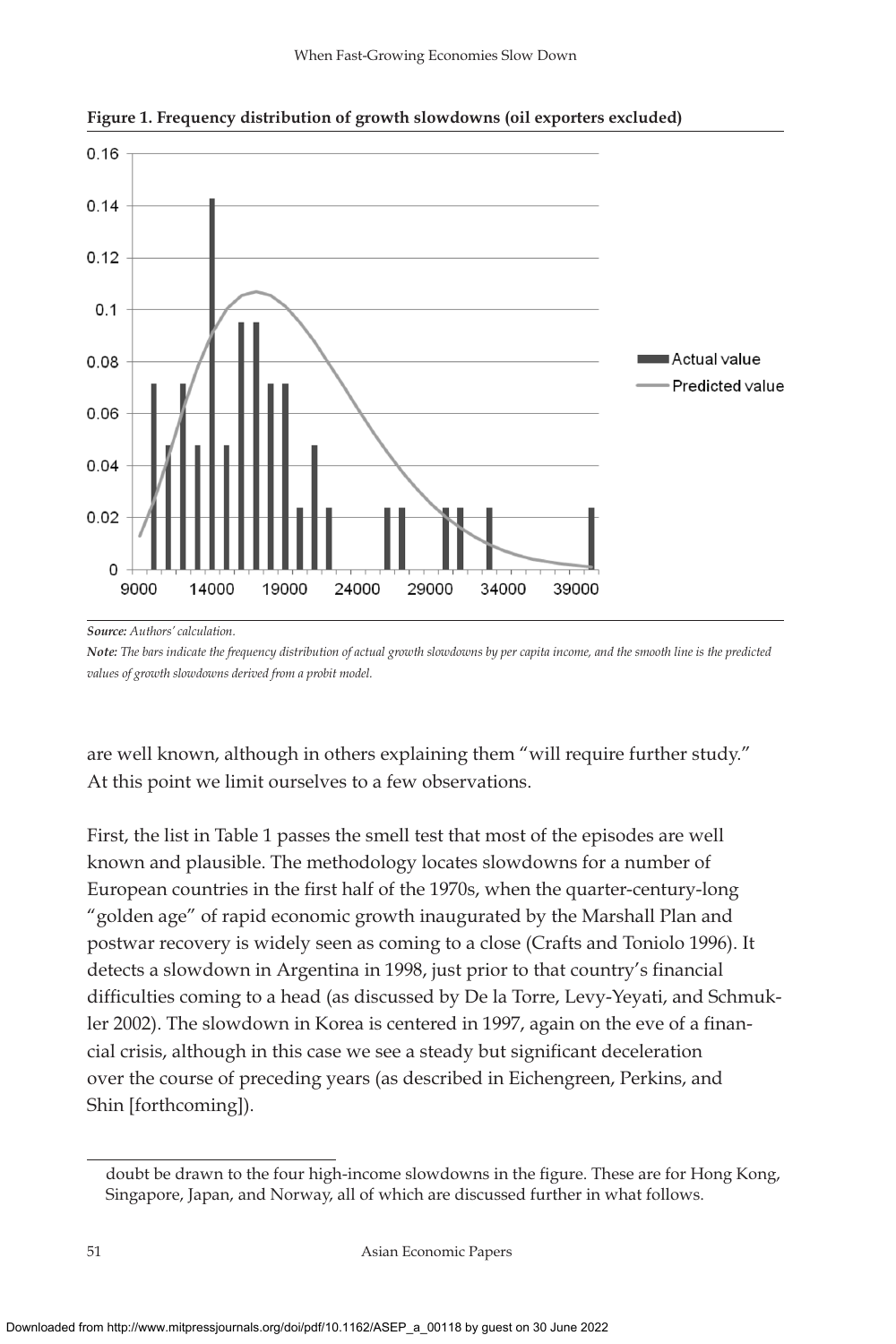**Figure 1. Frequency distribution of growth slowdowns (oil exporters excluded)**

***Source:*** *Authors' calculation.*

***Note:*** *The bars indicate the frequency distribution of actual growth slowdowns by per capita income, and the smooth line is the predicted values of growth slowdowns derived from a probit model.*

are well known, although in others explaining them "will require further study." At this point we limit ourselves to a few observations.

First, the list in Table 1 passes the smell test that most of the episodes are well known and plausible. The methodology locates slowdowns for a number of European countries in the first half of the 1970s, when the quarter-century-long "golden age" of rapid economic growth inaugurated by the Marshall Plan and postwar recovery is widely seen as coming to a close (Crafts and Toniolo 1996). It detects a slowdown in Argentina in 1998, just prior to that country's financial difficulties coming to a head (as discussed by De la Torre, Levy-Yeyati, and Schmukler 2002). The slowdown in Korea is centered in 1997, again on the eve of a financial crisis, although in this case we see a steady but significant deceleration over the course of preceding years (as described in Eichengreen, Perkins, and Shin [forthcoming]).

---

doubt be drawn to the four high-income slowdowns in the figure. These are for Hong Kong, Singapore, Japan, and Norway, all of which are discussed further in what follows.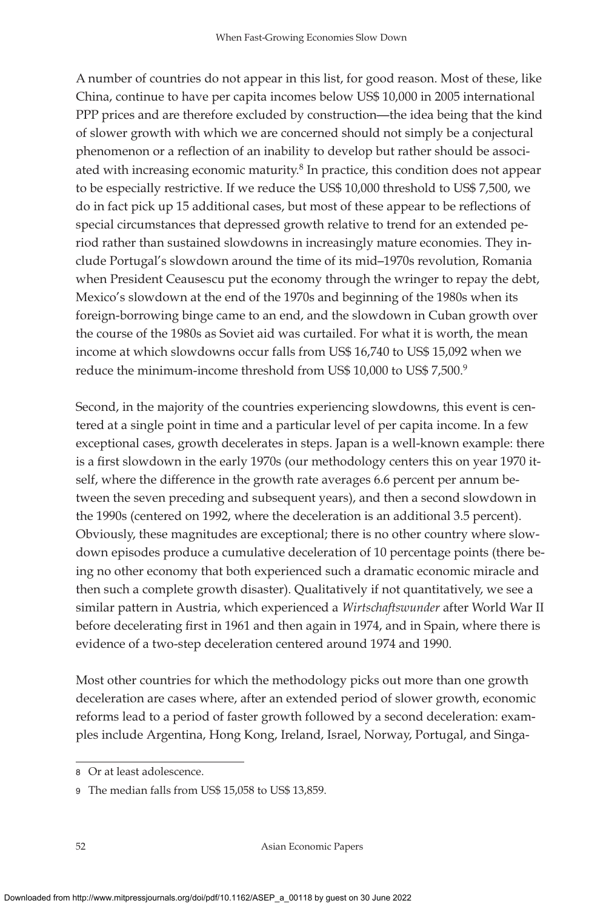A number of countries do not appear in this list, for good reason. Most of these, like China, continue to have per capita incomes below US$ 10,000 in 2005 international PPP prices and are therefore excluded by construction—the idea being that the kind of slower growth with which we are concerned should not simply be a conjectural phenomenon or a reflection of an inability to develop but rather should be associated with increasing economic maturity.[8] In practice, this condition does not appear to be especially restrictive. If we reduce the US$ 10,000 threshold to US$ 7,500, we do in fact pick up 15 additional cases, but most of these appear to be reflections of special circumstances that depressed growth relative to trend for an extended period rather than sustained slowdowns in increasingly mature economies. They include Portugal's slowdown around the time of its mid–1970s revolution, Romania when President Ceausescu put the economy through the wringer to repay the debt, Mexico's slowdown at the end of the 1970s and beginning of the 1980s when its foreign-borrowing binge came to an end, and the slowdown in Cuban growth over the course of the 1980s as Soviet aid was curtailed. For what it is worth, the mean income at which slowdowns occur falls from US$ 16,740 to US$ 15,092 when we reduce the minimum-income threshold from US$ 10,000 to US$ 7,500.[9]

Second, in the majority of the countries experiencing slowdowns, this event is centered at a single point in time and a particular level of per capita income. In a few exceptional cases, growth decelerates in steps. Japan is a well-known example: there is a first slowdown in the early 1970s (our methodology centers this on year 1970 itself, where the difference in the growth rate averages 6.6 percent per annum between the seven preceding and subsequent years), and then a second slowdown in the 1990s (centered on 1992, where the deceleration is an additional 3.5 percent). Obviously, these magnitudes are exceptional; there is no other country where slowdown episodes produce a cumulative deceleration of 10 percentage points (there being no other economy that both experienced such a dramatic economic miracle and then such a complete growth disaster). Qualitatively if not quantitatively, we see a similar pattern in Austria, which experienced a *Wirtschaftswunder* after World War II before decelerating first in 1961 and then again in 1974, and in Spain, where there is evidence of a two-step deceleration centered around 1974 and 1990.

Most other countries for which the methodology picks out more than one growth deceleration are cases where, after an extended period of slower growth, economic reforms lead to a period of faster growth followed by a second deceleration: examples include Argentina, Hong Kong, Ireland, Israel, Norway, Portugal, and Singa-

---

8 Or at least adolescence.

9 The median falls from US$ 15,058 to US$ 13,859.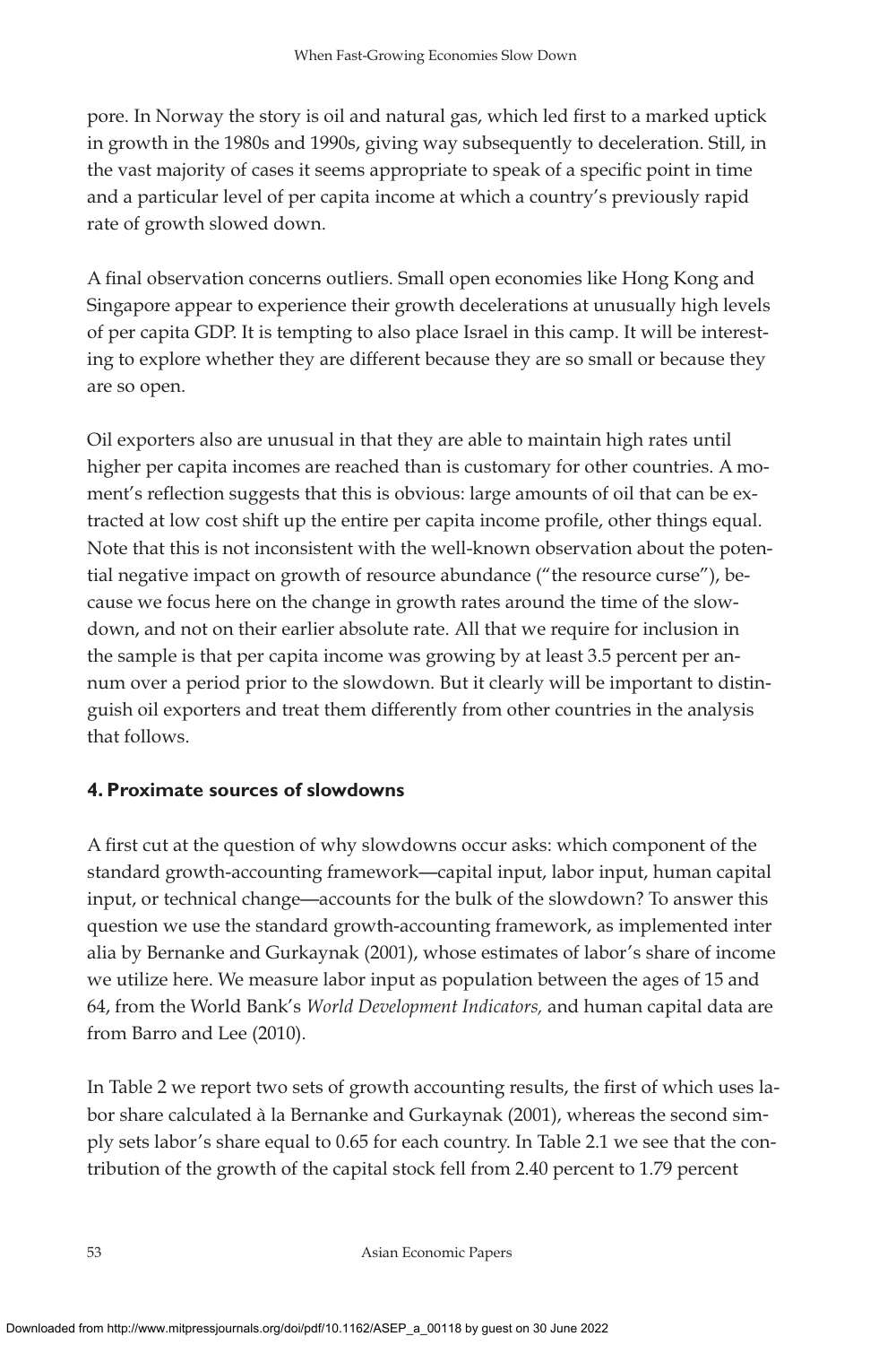pore. In Norway the story is oil and natural gas, which led first to a marked uptick in growth in the 1980s and 1990s, giving way subsequently to deceleration. Still, in the vast majority of cases it seems appropriate to speak of a specific point in time and a particular level of per capita income at which a country's previously rapid rate of growth slowed down.

A final observation concerns outliers. Small open economies like Hong Kong and Singapore appear to experience their growth decelerations at unusually high levels of per capita GDP. It is tempting to also place Israel in this camp. It will be interesting to explore whether they are different because they are so small or because they are so open.

Oil exporters also are unusual in that they are able to maintain high rates until higher per capita incomes are reached than is customary for other countries. A moment's reflection suggests that this is obvious: large amounts of oil that can be extracted at low cost shift up the entire per capita income profile, other things equal. Note that this is not inconsistent with the well-known observation about the potential negative impact on growth of resource abundance ("the resource curse"), because we focus here on the change in growth rates around the time of the slowdown, and not on their earlier absolute rate. All that we require for inclusion in the sample is that per capita income was growing by at least 3.5 percent per annum over a period prior to the slowdown. But it clearly will be important to distinguish oil exporters and treat them differently from other countries in the analysis that follows.

## 4. Proximate sources of slowdowns

A first cut at the question of why slowdowns occur asks: which component of the standard growth-accounting framework—capital input, labor input, human capital input, or technical change—accounts for the bulk of the slowdown? To answer this question we use the standard growth-accounting framework, as implemented inter alia by Bernanke and Gurkaynak (2001), whose estimates of labor's share of income we utilize here. We measure labor input as population between the ages of 15 and 64, from the World Bank's *World Development Indicators,* and human capital data are from Barro and Lee (2010).

In Table 2 we report two sets of growth accounting results, the first of which uses labor share calculated à la Bernanke and Gurkaynak (2001), whereas the second simply sets labor's share equal to 0.65 for each country. In Table 2.1 we see that the contribution of the growth of the capital stock fell from 2.40 percent to 1.79 percent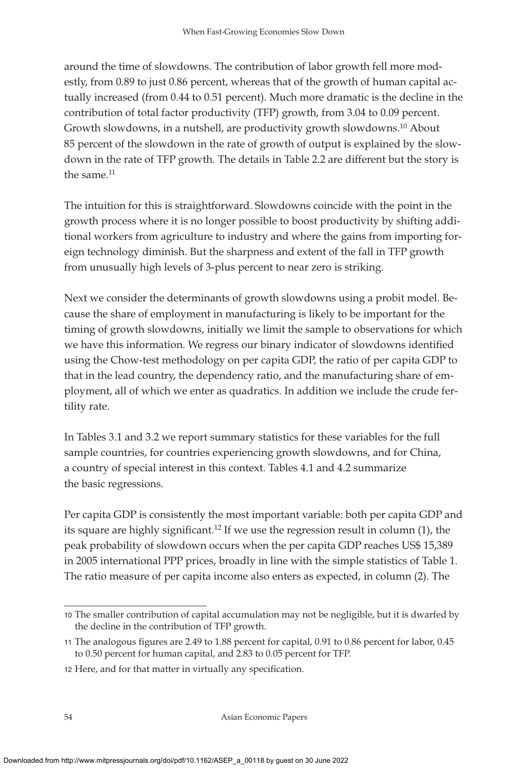around the time of slowdowns. The contribution of labor growth fell more modestly, from 0.89 to just 0.86 percent, whereas that of the growth of human capital actually increased (from 0.44 to 0.51 percent). Much more dramatic is the decline in the contribution of total factor productivity (TFP) growth, from 3.04 to 0.09 percent. Growth slowdowns, in a nutshell, are productivity growth slowdowns.[10] About 85 percent of the slowdown in the rate of growth of output is explained by the slowdown in the rate of TFP growth. The details in Table 2.2 are different but the story is the same.[11]

The intuition for this is straightforward. Slowdowns coincide with the point in the growth process where it is no longer possible to boost productivity by shifting additional workers from agriculture to industry and where the gains from importing foreign technology diminish. But the sharpness and extent of the fall in TFP growth from unusually high levels of 3-plus percent to near zero is striking.

Next we consider the determinants of growth slowdowns using a probit model. Because the share of employment in manufacturing is likely to be important for the timing of growth slowdowns, initially we limit the sample to observations for which we have this information. We regress our binary indicator of slowdowns identified using the Chow-test methodology on per capita GDP, the ratio of per capita GDP to that in the lead country, the dependency ratio, and the manufacturing share of employment, all of which we enter as quadratics. In addition we include the crude fertility rate.

In Tables 3.1 and 3.2 we report summary statistics for these variables for the full sample countries, for countries experiencing growth slowdowns, and for China, a country of special interest in this context. Tables 4.1 and 4.2 summarize the basic regressions.

Per capita GDP is consistently the most important variable: both per capita GDP and its square are highly significant.[12] If we use the regression result in column (1), the peak probability of slowdown occurs when the per capita GDP reaches US$ 15,389 in 2005 international PPP prices, broadly in line with the simple statistics of Table 1. The ratio measure of per capita income also enters as expected, in column (2). The

---

10 The smaller contribution of capital accumulation may not be negligible, but it is dwarfed by the decline in the contribution of TFP growth.

11 The analogous figures are 2.49 to 1.88 percent for capital, 0.91 to 0.86 percent for labor, 0.45 to 0.50 percent for human capital, and 2.83 to 0.05 percent for TFP.

12 Here, and for that matter in virtually any specification.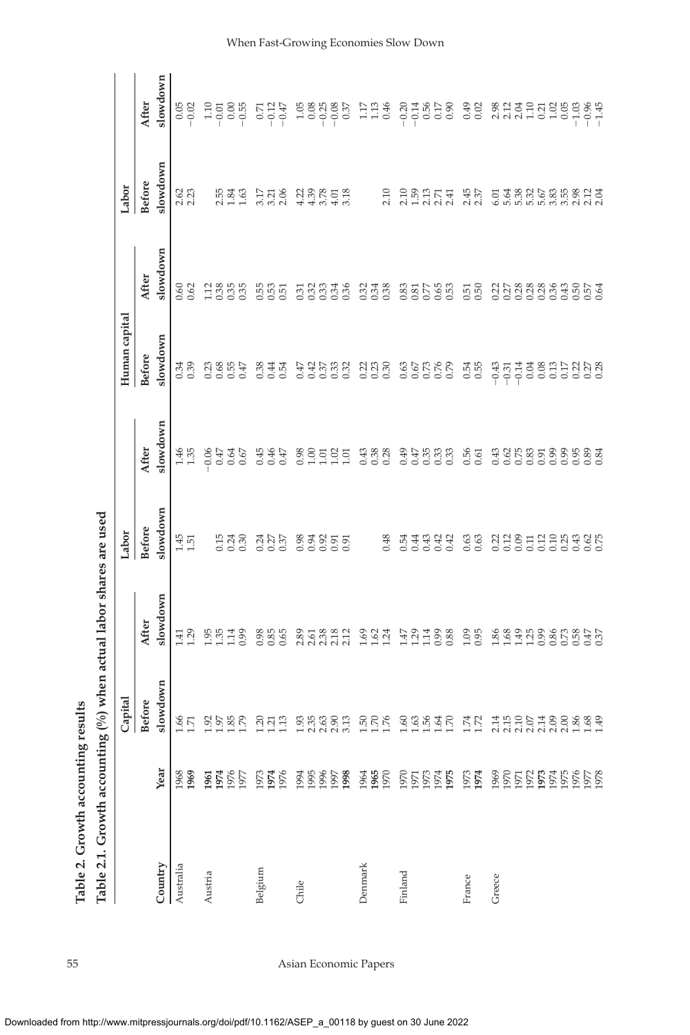**Table 2. Growth accounting results**

**Table 2.1. Growth accounting (%) when actual labor shares are used**

| | | Capital | | Labor | | Human capital | | Labor | |
|---|---|---|---|---|---|---|---|---|---|
| Country | Year | Before slowdown | After slowdown | Before slowdown | After slowdown | Before slowdown | After slowdown | Before slowdown | After slowdown |
| Australia | 1968 | 1.66 | 1.41 | 1.45 | 1.46 | 0.34 | 0.60 | 2.62 | 0.05 |
| | **1969** | 1.71 | 1.29 | 1.51 | 1.35 | 0.39 | 0.62 | 2.23 | −0.02 |
| Austria | **1961** | 1.92 | 1.95 | | −0.06 | 0.23 | 1.12 | | 1.10 |
| | **1974** | 1.97 | 1.35 | 0.15 | 0.47 | 0.68 | 0.38 | 2.55 | −0.01 |
| | 1976 | 1.85 | 1.14 | 0.24 | 0.64 | 0.55 | 0.35 | 1.84 | 0.00 |
| | 1977 | 1.79 | 0.99 | 0.30 | 0.67 | 0.47 | 0.35 | 1.63 | −0.55 |
| Belgium | 1973 | 1.20 | 0.98 | 0.24 | 0.45 | 0.38 | 0.55 | 3.17 | 0.71 |
| | **1974** | 1.21 | 0.85 | 0.27 | 0.46 | 0.44 | 0.53 | 3.21 | −0.12 |
| | 1976 | 1.13 | 0.65 | 0.37 | 0.47 | 0.54 | 0.51 | 2.06 | −0.47 |
| Chile | 1994 | 1.93 | 2.89 | 0.98 | 0.98 | 0.47 | 0.31 | 4.22 | 1.05 |
| | 1995 | 2.35 | 2.61 | 0.94 | 1.00 | 0.42 | 0.32 | 4.39 | 0.08 |
| | 1996 | 2.63 | 2.38 | 0.92 | 1.01 | 0.37 | 0.33 | 3.78 | −0.25 |
| | 1997 | 2.90 | 2.18 | 0.91 | 1.02 | 0.33 | 0.34 | 4.01 | −0.08 |
| | **1998** | 3.13 | 2.12 | 0.91 | 1.01 | 0.32 | 0.36 | 3.18 | 0.37 |
| Denmark | 1964 | 1.50 | 1.69 | | 0.43 | 0.22 | 0.32 | | 1.17 |
| | **1965** | 1.70 | 1.62 | | 0.38 | 0.23 | 0.34 | | 1.13 |
| | 1970 | 1.76 | 1.24 | 0.48 | 0.28 | 0.30 | 0.38 | 2.10 | 0.46 |
| Finland | 1970 | 1.60 | 1.47 | 0.54 | 0.49 | 0.63 | 0.83 | 2.10 | −0.20 |
| | 1971 | 1.63 | 1.29 | 0.44 | 0.47 | 0.67 | 0.81 | 1.59 | −0.14 |
| | 1973 | 1.56 | 1.14 | 0.43 | 0.35 | 0.73 | 0.77 | 2.13 | 0.56 |
| | 1974 | 1.64 | 0.99 | 0.42 | 0.33 | 0.76 | 0.65 | 2.71 | 0.17 |
| | **1975** | 1.70 | 0.88 | 0.42 | 0.33 | 0.79 | 0.53 | 2.41 | 0.90 |
| France | 1973 | 1.74 | 1.09 | 0.63 | 0.56 | 0.54 | 0.51 | 2.45 | 0.49 |
| | **1974** | 1.72 | 0.95 | 0.63 | 0.61 | 0.55 | 0.50 | 2.37 | 0.02 |
| Greece | 1969 | 2.14 | 1.86 | 0.22 | 0.43 | −0.43 | 0.22 | 6.01 | 2.98 |
| | 1970 | 2.15 | 1.68 | 0.12 | 0.62 | −0.31 | 0.27 | 5.64 | 2.12 |
| | 1971 | 2.10 | 1.49 | 0.09 | 0.75 | −0.14 | 0.28 | 5.38 | 2.04 |
| | 1972 | 2.07 | 1.25 | 0.11 | 0.83 | 0.04 | 0.28 | 5.32 | 1.10 |
| | **1973** | 2.14 | 0.99 | 0.12 | 0.91 | 0.08 | 0.28 | 5.67 | 0.21 |
| | 1974 | 2.09 | 0.86 | 0.10 | 0.99 | 0.13 | 0.36 | 3.83 | 1.02 |
| | 1975 | 2.00 | 0.73 | 0.25 | 0.99 | 0.17 | 0.43 | 3.55 | 0.05 |
| | 1976 | 1.86 | 0.58 | 0.43 | 0.95 | 0.22 | 0.50 | 2.98 | −1.03 |
| | 1977 | 1.68 | 0.47 | 0.62 | 0.89 | 0.27 | 0.57 | 2.12 | −0.96 |
| | 1978 | 1.49 | 0.37 | 0.75 | 0.84 | 0.28 | 0.64 | 2.04 | −1.45 |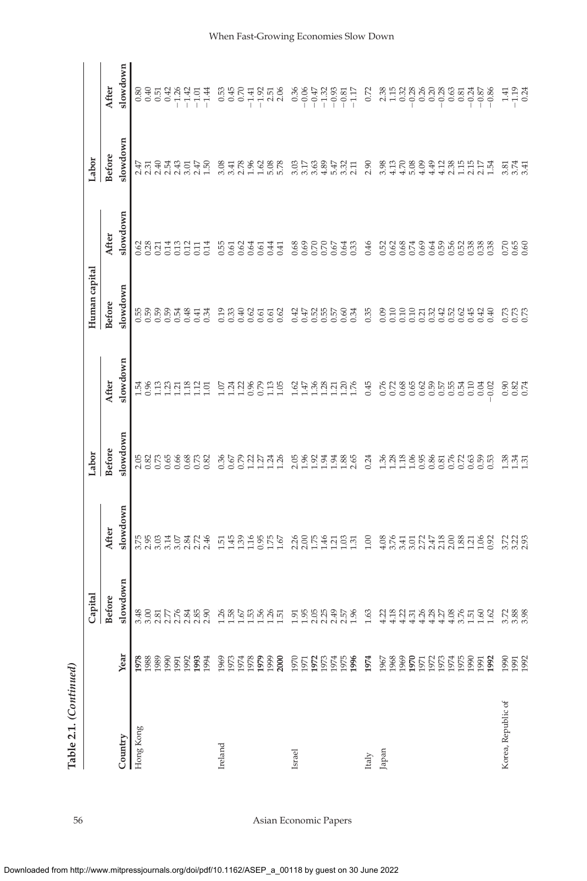**Table 2.1.** *(Continued)*

| Country | Year | Capital | | Labor | | Human capital | | Labor | |
|---|---|---|---|---|---|---|---|---|---|
| | | Before slowdown | After slowdown | Before slowdown | After slowdown | Before slowdown | After slowdown | Before slowdown | After slowdown |
| Hong Kong | **1978** | 3.48 | 3.75 | 2.05 | 1.54 | 0.55 | 0.62 | 2.47 | 0.80 |
| | 1988 | 3.00 | 2.95 | 0.82 | 0.96 | 0.59 | 0.28 | 2.31 | 0.40 |
| | 1989 | 2.81 | 3.03 | 0.73 | 1.13 | 0.59 | 0.21 | 2.40 | 0.51 |
| | 1990 | 2.77 | 3.14 | 0.65 | 1.23 | 0.59 | 0.14 | 2.54 | 0.42 |
| | 1991 | 2.76 | 3.07 | 0.66 | 1.21 | 0.54 | 0.13 | 2.43 | −1.26 |
| | 1992 | 2.84 | 2.84 | 0.68 | 1.18 | 0.48 | 0.12 | 3.01 | −1.42 |
| | **1993** | 2.85 | 2.72 | 0.73 | 1.12 | 0.41 | 0.11 | 2.47 | −1.01 |
| | 1994 | 2.90 | 2.46 | 0.82 | 1.01 | 0.34 | 0.14 | 1.50 | −1.44 |
| Ireland | 1969 | 1.26 | 1.51 | 0.36 | 1.07 | 0.19 | 0.55 | 3.08 | 0.53 |
| | 1973 | 1.58 | 1.45 | 0.67 | 1.24 | 0.33 | 0.61 | 3.41 | 0.45 |
| | 1974 | 1.67 | 1.39 | 0.79 | 1.22 | 0.40 | 0.62 | 2.78 | 0.70 |
| | 1978 | 1.53 | 1.16 | 1.22 | 0.96 | 0.62 | 0.64 | 1.96 | −1.41 |
| | **1979** | 1.56 | 0.95 | 1.27 | 0.79 | 0.61 | 0.61 | 1.62 | −1.92 |
| | 1999 | 1.26 | 1.75 | 1.24 | 1.13 | 0.61 | 0.44 | 5.08 | 2.51 |
| | **2000** | 1.51 | 1.67 | 1.26 | 1.05 | 0.62 | 0.41 | 5.78 | 2.06 |
| Israel | 1970 | 1.91 | 2.26 | 2.05 | 1.62 | 0.42 | 0.68 | 3.03 | 0.36 |
| | 1971 | 1.95 | 2.00 | 1.96 | 1.47 | 0.47 | 0.69 | 3.17 | −0.06 |
| | **1972** | 2.05 | 1.75 | 1.92 | 1.36 | 0.52 | 0.70 | 3.63 | −0.47 |
| | 1973 | 2.25 | 1.46 | 1.94 | 1.28 | 0.55 | 0.70 | 4.89 | −1.32 |
| | 1974 | 2.49 | 1.21 | 1.94 | 1.21 | 0.57 | 0.67 | 5.47 | −0.93 |
| | 1975 | 2.57 | 1.03 | 1.88 | 1.20 | 0.60 | 0.64 | 3.32 | −0.81 |
| | **1996** | 1.96 | 1.31 | 2.65 | 1.76 | 0.34 | 0.33 | 2.11 | −1.17 |
| Italy | **1974** | 1.63 | 1.00 | 0.24 | 0.45 | 0.35 | 0.46 | 2.90 | 0.72 |
| Japan | 1967 | 4.22 | 4.08 | 1.36 | 0.76 | 0.09 | 0.52 | 3.98 | 2.38 |
| | 1968 | 4.18 | 3.76 | 1.28 | 0.72 | 0.10 | 0.62 | 4.13 | 1.15 |
| | 1969 | 4.22 | 3.41 | 1.18 | 0.68 | 0.10 | 0.68 | 4.70 | 0.32 |
| | **1970** | 4.31 | 3.01 | 1.06 | 0.65 | 0.10 | 0.74 | 5.08 | −0.28 |
| | 1971 | 4.26 | 2.72 | 0.95 | 0.62 | 0.21 | 0.69 | 4.09 | 0.26 |
| | 1972 | 4.28 | 2.47 | 0.86 | 0.59 | 0.32 | 0.64 | 4.49 | 0.20 |
| | 1973 | 4.27 | 2.18 | 0.81 | 0.57 | 0.42 | 0.59 | 4.12 | −0.28 |
| | 1974 | 4.08 | 2.00 | 0.76 | 0.55 | 0.52 | 0.56 | 2.38 | 0.63 |
| | 1975 | 3.76 | 1.88 | 0.72 | 0.54 | 0.62 | 0.52 | 1.15 | 0.81 |
| | 1990 | 1.51 | 1.21 | 0.63 | 0.10 | 0.45 | 0.38 | 2.15 | −0.24 |
| | 1991 | 1.60 | 1.06 | 0.59 | 0.04 | 0.42 | 0.38 | 2.17 | −0.87 |
| | **1992** | 1.62 | 0.92 | 0.53 | −0.02 | 0.40 | 0.38 | 1.54 | −0.86 |
| Korea, Republic of | 1990 | 3.72 | 3.72 | 1.38 | 0.90 | 0.73 | 0.70 | 3.81 | 1.41 |
| | 1991 | 3.88 | 3.22 | 1.34 | 0.82 | 0.73 | 0.65 | 3.74 | −1.19 |
| | 1992 | 3.98 | 2.93 | 1.31 | 0.74 | 0.73 | 0.60 | 3.41 | 0.24 |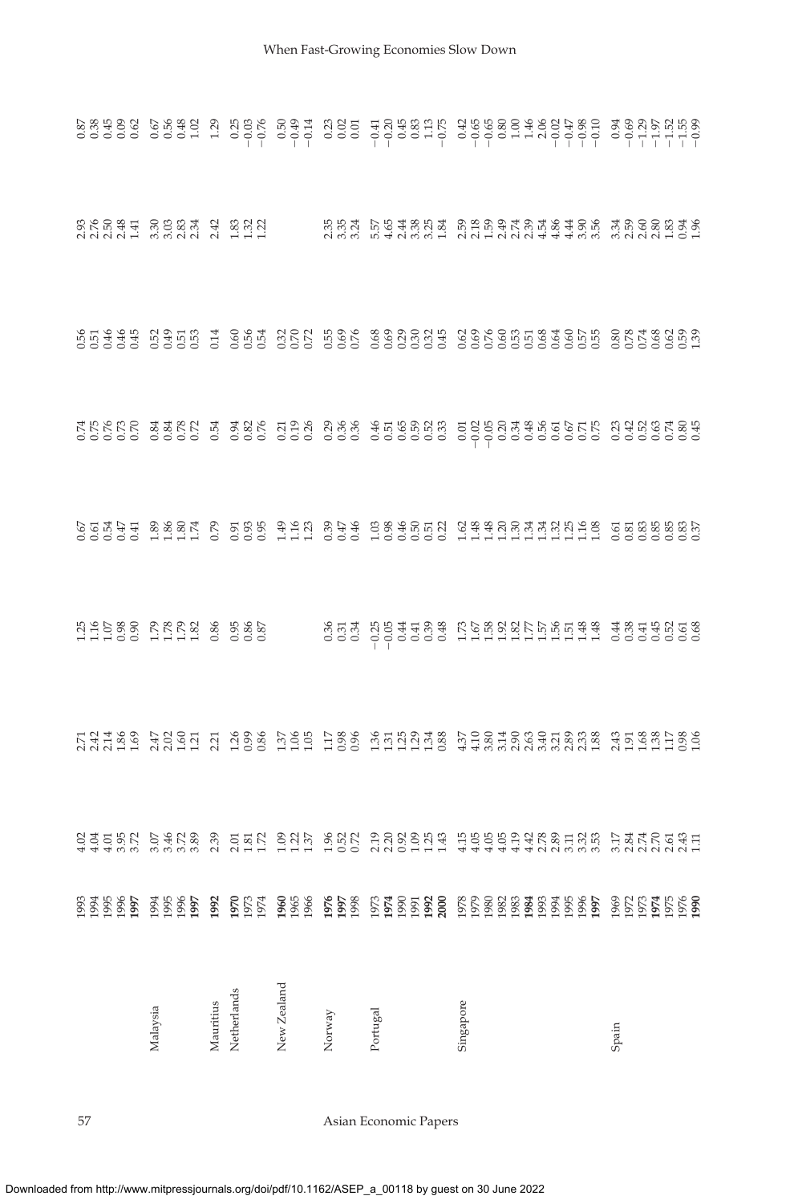| | | | | | | | | | |
|---|---|---|---|---|---|---|---|---|---|
| | 1993 | 4.02 | 2.71 | 1.25 | 0.67 | 0.74 | 0.56 | 2.93 | 0.87 |
| | 1994 | 4.04 | 2.42 | 1.16 | 0.61 | 0.75 | 0.51 | 2.76 | 0.38 |
| | 1995 | 4.01 | 2.14 | 1.07 | 0.54 | 0.76 | 0.46 | 2.50 | 0.45 |
| | 1996 | 3.95 | 1.86 | 0.98 | 0.47 | 0.73 | 0.46 | 2.48 | 0.09 |
| | **1997** | 3.72 | 1.69 | 0.90 | 0.41 | 0.70 | 0.45 | 1.41 | 0.62 |
| Malaysia | 1994 | 3.07 | 2.47 | 1.79 | 1.89 | 0.84 | 0.52 | 3.30 | 0.67 |
| | 1995 | 3.46 | 2.02 | 1.78 | 1.86 | 0.84 | 0.49 | 3.03 | 0.56 |
| | 1996 | 3.72 | 1.60 | 1.79 | 1.80 | 0.78 | 0.51 | 2.83 | 0.48 |
| | **1997** | 3.89 | 1.21 | 1.82 | 1.74 | 0.72 | 0.53 | 2.34 | 1.02 |
| Mauritius | **1992** | 2.39 | 2.21 | 0.86 | 0.79 | 0.54 | 0.14 | 2.42 | 1.29 |
| Netherlands | **1970** | 2.01 | 1.26 | 0.95 | 0.91 | 0.94 | 0.60 | 1.83 | 0.25 |
| | 1973 | 1.81 | 0.99 | 0.86 | 0.93 | 0.82 | 0.56 | 1.32 | −0.03 |
| | 1974 | 1.72 | 0.86 | 0.87 | 0.95 | 0.76 | 0.54 | 1.22 | −0.76 |
| New Zealand | **1960** | 1.09 | 1.37 | | 1.49 | 0.21 | 0.32 | | 0.50 |
| | 1965 | 1.22 | 1.06 | | 1.16 | 0.19 | 0.70 | | −0.49 |
| | 1966 | 1.37 | 1.05 | | 1.23 | 0.26 | 0.72 | | −0.14 |
| Norway | **1976** | 1.96 | 1.17 | 0.36 | 0.39 | 0.29 | 0.55 | 2.35 | 0.23 |
| | **1997** | 0.52 | 0.98 | 0.31 | 0.47 | 0.36 | 0.69 | 3.35 | 0.02 |
| | 1998 | 0.72 | 0.96 | 0.34 | 0.46 | 0.36 | 0.76 | 3.24 | 0.01 |
| Portugal | 1973 | 2.19 | 1.36 | −0.25 | 1.03 | 0.46 | 0.68 | 5.57 | −0.41 |
| | **1974** | 2.20 | 1.31 | −0.05 | 0.98 | 0.51 | 0.69 | 4.65 | −0.20 |
| | 1990 | 0.92 | 1.25 | 0.44 | 0.46 | 0.65 | 0.29 | 2.44 | 0.45 |
| | 1991 | 1.09 | 1.29 | 0.41 | 0.50 | 0.59 | 0.30 | 3.38 | 0.83 |
| | **1992** | 1.25 | 1.34 | 0.39 | 0.51 | 0.52 | 0.32 | 3.25 | 1.13 |
| | **2000** | 1.43 | 0.88 | 0.48 | 0.22 | 0.33 | 0.45 | 1.84 | −0.75 |
| Singapore | 1978 | 4.15 | 4.37 | 1.73 | 1.62 | 0.01 | 0.62 | 2.59 | 0.42 |
| | 1979 | 4.05 | 4.10 | 1.67 | 1.48 | −0.02 | 0.69 | 2.18 | −0.65 |
| | 1980 | 4.05 | 3.80 | 1.58 | 1.48 | −0.05 | 0.76 | 1.59 | −0.65 |
| | 1982 | 4.05 | 3.14 | 1.92 | 1.20 | 0.20 | 0.60 | 2.49 | 0.80 |
| | 1983 | 4.19 | 2.90 | 1.82 | 1.30 | 0.34 | 0.53 | 2.74 | 1.00 |
| | **1984** | 4.42 | 2.63 | 1.77 | 1.34 | 0.48 | 0.51 | 2.39 | 1.46 |
| | 1993 | 2.78 | 3.40 | 1.57 | 1.34 | 0.56 | 0.68 | 4.54 | 2.06 |
| | 1994 | 2.89 | 3.21 | 1.56 | 1.32 | 0.61 | 0.64 | 4.86 | −0.02 |
| | 1995 | 3.11 | 2.89 | 1.51 | 1.25 | 0.67 | 0.60 | 4.44 | −0.47 |
| | 1996 | 3.32 | 2.33 | 1.48 | 1.16 | 0.71 | 0.57 | 3.90 | −0.98 |
| | **1997** | 3.53 | 1.88 | 1.48 | 1.08 | 0.75 | 0.55 | 3.56 | −0.10 |
| Spain | 1969 | 3.17 | 2.43 | 0.44 | 0.61 | 0.23 | 0.80 | 3.34 | 0.94 |
| | 1972 | 2.84 | 1.91 | 0.38 | 0.81 | 0.42 | 0.78 | 2.59 | −0.69 |
| | 1973 | 2.74 | 1.68 | 0.41 | 0.83 | 0.52 | 0.74 | 2.60 | −1.29 |
| | **1974** | 2.70 | 1.38 | 0.45 | 0.85 | 0.63 | 0.68 | 2.80 | −1.97 |
| | 1975 | 2.61 | 1.17 | 0.52 | 0.85 | 0.74 | 0.62 | 1.83 | −1.52 |
| | 1976 | 2.43 | 0.98 | 0.61 | 0.83 | 0.80 | 0.59 | 0.94 | −1.55 |
| | **1990** | 1.11 | 1.06 | 0.68 | 0.37 | 0.45 | 1.39 | 1.96 | −0.99 |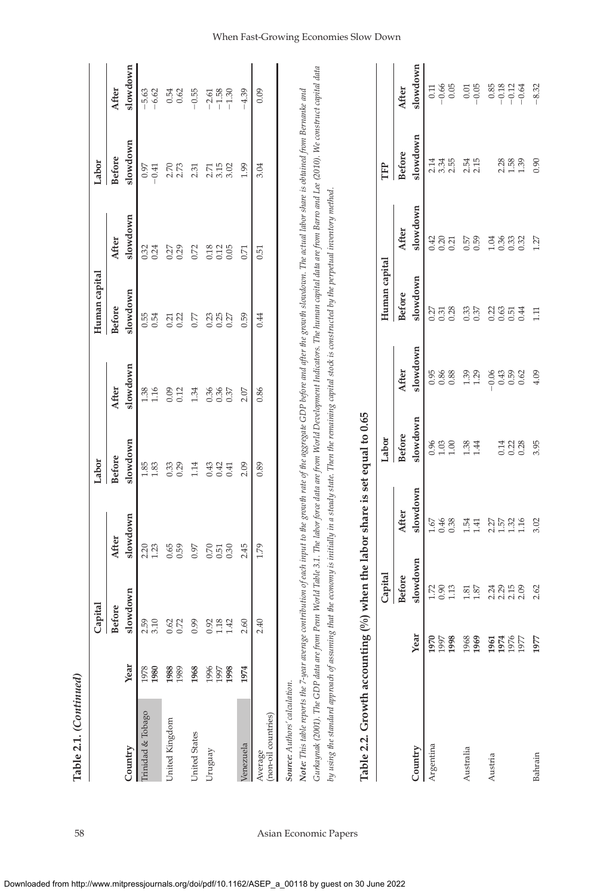**Table 2.1.** *(Continued)*

| Country | Year | Capital Before slowdown | Capital After slowdown | Labor Before slowdown | Labor After slowdown | Human capital Before slowdown | Human capital After slowdown | Labor Before slowdown | Labor After slowdown |
|---|---|---|---|---|---|---|---|---|---|
| Trinidad & Tobago | 1978 | 2.59 | 2.20 | 1.85 | 1.38 | 0.55 | 0.32 | 0.97 | −5.63 |
| | **1980** | 3.10 | 1.23 | 1.83 | 1.16 | 0.54 | 0.24 | −0.41 | −6.62 |
| United Kingdom | **1988** | 0.62 | 0.65 | 0.33 | 0.09 | 0.21 | 0.27 | 2.70 | 0.54 |
| | 1989 | 0.72 | 0.59 | 0.29 | 0.12 | 0.22 | 0.29 | 2.73 | 0.62 |
| United States | **1968** | 0.99 | 0.97 | 1.14 | 1.34 | 0.77 | 0.72 | 2.31 | −0.55 |
| Uruguay | 1996 | 0.92 | 0.70 | 0.43 | 0.36 | 0.23 | 0.18 | 2.71 | −2.61 |
| | 1997 | 1.18 | 0.51 | 0.42 | 0.36 | 0.25 | 0.12 | 3.15 | −1.58 |
| | **1998** | 1.42 | 0.30 | 0.41 | 0.37 | 0.27 | 0.05 | 3.02 | −1.30 |
| Venezuela | **1974** | 2.60 | 2.45 | 2.09 | 2.07 | 0.59 | 0.71 | 1.99 | −4.39 |
| Average (non-oil countries) | | 2.40 | 1.79 | 0.89 | 0.86 | 0.44 | 0.51 | 3.04 | 0.09 |

***Source:*** *Authors' calculation.*

***Note:*** *This table reports the 7-year average contribution of each input to the growth rate of the aggregate GDP before and after the growth slowdown. The actual labor share is obtained from Bernanke and Gurkaynak (2001). The GDP data are from Penn World Table 3.1. The labor force data are from World Development Indicators. The human capital data are from Barro and Lee (2010). We construct capital data by using the standard approach of assuming that the economy is initially in a steady state. Then the remaining capital stock is constructed by the perpetual inventory method.*

**Table 2.2. Growth accounting (%) when the labor share is set equal to 0.65**

| Country | Year | Capital Before slowdown | Capital After slowdown | Labor Before slowdown | Labor After slowdown | Human capital Before slowdown | Human capital After slowdown | TFP Before slowdown | TFP After slowdown |
|---|---|---|---|---|---|---|---|---|---|
| Argentina | **1970** | 1.72 | 1.67 | 0.96 | 0.95 | 0.27 | 0.42 | 2.14 | 0.11 |
| | 1997 | 0.90 | 0.46 | 1.03 | 0.86 | 0.31 | 0.20 | 3.34 | −0.66 |
| | **1998** | 1.13 | 0.38 | 1.00 | 0.88 | 0.28 | 0.21 | 2.55 | 0.05 |
| Australia | 1968 | 1.81 | 1.54 | 1.38 | 1.39 | 0.33 | 0.57 | 2.54 | 0.01 |
| | **1969** | 1.87 | 1.41 | 1.44 | 1.29 | 0.37 | 0.59 | 2.15 | −0.05 |
| Austria | **1961** | 2.24 | 2.27 | | −0.06 | 0.22 | 1.04 | | 0.85 |
| | **1974** | 2.29 | 1.57 | 0.14 | 0.43 | 0.63 | 0.36 | 2.28 | −0.18 |
| | 1976 | 2.15 | 1.32 | 0.22 | 0.59 | 0.51 | 0.33 | 1.58 | −0.12 |
| | 1977 | 2.09 | 1.16 | 0.28 | 0.62 | 0.44 | 0.32 | 1.39 | −0.64 |
| Bahrain | **1977** | 2.62 | 3.02 | 3.95 | 4.09 | 1.11 | 1.27 | 0.90 | −8.32 |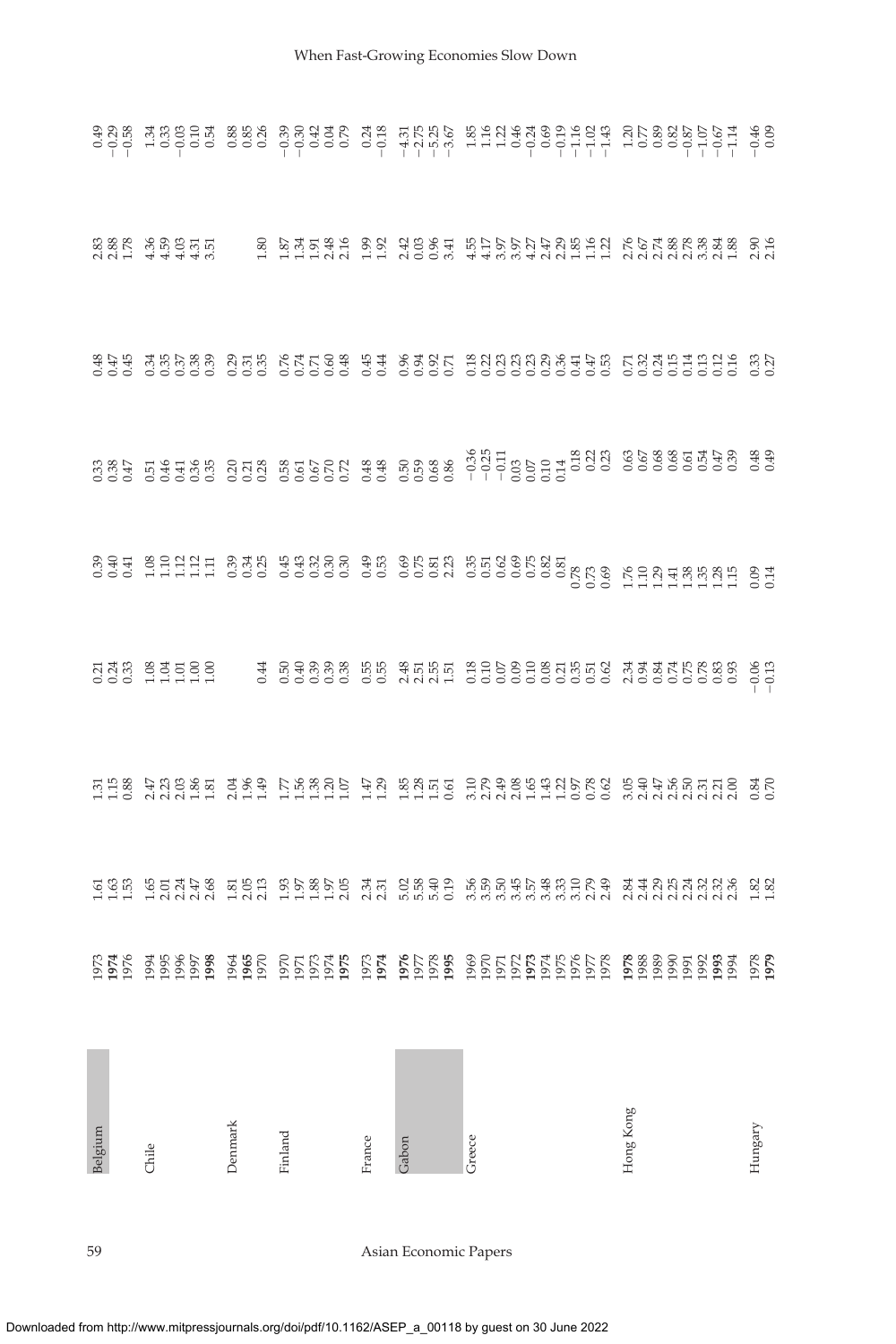| | | | | | | | | | |
|---|---|---|---|---|---|---|---|---|---|
| Belgium | 1973 | 1.61 | 1.31 | 0.21 | 0.39 | 0.33 | 0.48 | 2.83 | 0.49 |
| | **1974** | 1.63 | 1.15 | 0.24 | 0.40 | 0.38 | 0.47 | 2.88 | −0.29 |
| | 1976 | 1.53 | 0.88 | 0.33 | 0.41 | 0.47 | 0.45 | 1.78 | −0.58 |
| Chile | 1994 | 1.65 | 2.47 | 1.08 | 1.08 | 0.51 | 0.34 | 4.36 | 1.34 |
| | 1995 | 2.01 | 2.23 | 1.04 | 1.10 | 0.46 | 0.35 | 4.59 | 0.33 |
| | 1996 | 2.24 | 2.03 | 1.01 | 1.12 | 0.41 | 0.37 | 4.03 | −0.03 |
| | 1997 | 2.47 | 1.86 | 1.00 | 1.12 | 0.36 | 0.38 | 4.31 | 0.10 |
| | **1998** | 2.68 | 1.81 | 1.00 | 1.11 | 0.35 | 0.39 | 3.51 | 0.54 |
| Denmark | 1964 | 1.81 | 2.04 | | 0.39 | 0.20 | 0.29 | | 0.88 |
| | **1965** | 2.05 | 1.96 | | 0.34 | 0.21 | 0.31 | | 0.85 |
| | 1970 | 2.13 | 1.49 | 0.44 | 0.25 | 0.28 | 0.35 | 1.80 | 0.26 |
| Finland | 1970 | 1.93 | 1.77 | 0.50 | 0.45 | 0.58 | 0.76 | 1.87 | −0.39 |
| | 1971 | 1.97 | 1.56 | 0.40 | 0.43 | 0.61 | 0.74 | 1.34 | −0.30 |
| | 1973 | 1.88 | 1.38 | 0.39 | 0.32 | 0.67 | 0.71 | 1.91 | 0.42 |
| | 1974 | 1.97 | 1.20 | 0.39 | 0.30 | 0.70 | 0.60 | 2.48 | 0.04 |
| | **1975** | 2.05 | 1.07 | 0.38 | 0.30 | 0.72 | 0.48 | 2.16 | 0.79 |
| France | 1973 | 2.34 | 1.47 | 0.55 | 0.49 | 0.48 | 0.45 | 1.99 | 0.24 |
| | **1974** | 2.31 | 1.29 | 0.55 | 0.53 | 0.48 | 0.44 | 1.92 | −0.18 |
| Gabon | **1976** | 5.02 | 1.85 | 2.48 | 0.69 | 0.50 | 0.96 | 2.42 | −4.31 |
| | 1977 | 5.58 | 1.28 | 2.51 | 0.75 | 0.59 | 0.94 | 0.03 | −2.75 |
| | 1978 | 5.40 | 1.51 | 2.55 | 0.81 | 0.68 | 0.92 | 0.96 | −5.25 |
| | **1995** | 0.19 | 0.61 | 1.51 | 2.23 | 0.86 | 0.71 | 3.41 | −3.67 |
| Greece | 1969 | 3.56 | 3.10 | 0.18 | 0.35 | −0.36 | 0.18 | 4.55 | 1.85 |
| | 1970 | 3.59 | 2.79 | 0.10 | 0.51 | −0.25 | 0.22 | 4.17 | 1.16 |
| | 1971 | 3.50 | 2.49 | 0.07 | 0.62 | −0.11 | 0.23 | 3.97 | 1.22 |
| | 1972 | 3.45 | 2.08 | 0.09 | 0.69 | 0.03 | 0.23 | 3.97 | 0.46 |
| | **1973** | 3.57 | 1.65 | 0.10 | 0.75 | 0.07 | 0.23 | 4.27 | −0.24 |
| | 1974 | 3.48 | 1.43 | 0.08 | 0.82 | 0.10 | 0.29 | 2.47 | 0.69 |
| | 1975 | 3.33 | 1.22 | 0.21 | 0.81 | 0.14 | 0.36 | 2.29 | −0.19 |
| | 1976 | 3.10 | 0.97 | 0.35 | 0.78 | 0.18 | 0.41 | 1.85 | −1.16 |
| | 1977 | 2.79 | 0.78 | 0.51 | 0.73 | 0.22 | 0.47 | 1.16 | −1.02 |
| | 1978 | 2.49 | 0.62 | 0.62 | 0.69 | 0.23 | 0.53 | 1.22 | −1.43 |
| Hong Kong | **1978** | 2.84 | 3.05 | 2.34 | 1.76 | 0.63 | 0.71 | 2.76 | 1.20 |
| | 1988 | 2.44 | 2.40 | 0.94 | 1.10 | 0.67 | 0.32 | 2.67 | 0.77 |
| | 1989 | 2.29 | 2.47 | 0.84 | 1.29 | 0.68 | 0.24 | 2.74 | 0.89 |
| | 1990 | 2.25 | 2.56 | 0.74 | 1.41 | 0.68 | 0.15 | 2.88 | 0.82 |
| | 1991 | 2.24 | 2.50 | 0.75 | 1.38 | 0.61 | 0.14 | 2.78 | −0.87 |
| | 1992 | 2.32 | 2.31 | 0.78 | 1.35 | 0.54 | 0.13 | 3.38 | −1.07 |
| | **1993** | 2.32 | 2.21 | 0.83 | 1.28 | 0.47 | 0.12 | 2.84 | −0.67 |
| | 1994 | 2.36 | 2.00 | 0.93 | 1.15 | 0.39 | 0.16 | 1.88 | −1.14 |
| Hungary | 1978 | 1.82 | 0.84 | −0.06 | 0.09 | 0.48 | 0.33 | 2.90 | −0.46 |
| | **1979** | 1.82 | 0.70 | −0.13 | 0.14 | 0.49 | 0.27 | 2.16 | 0.09 |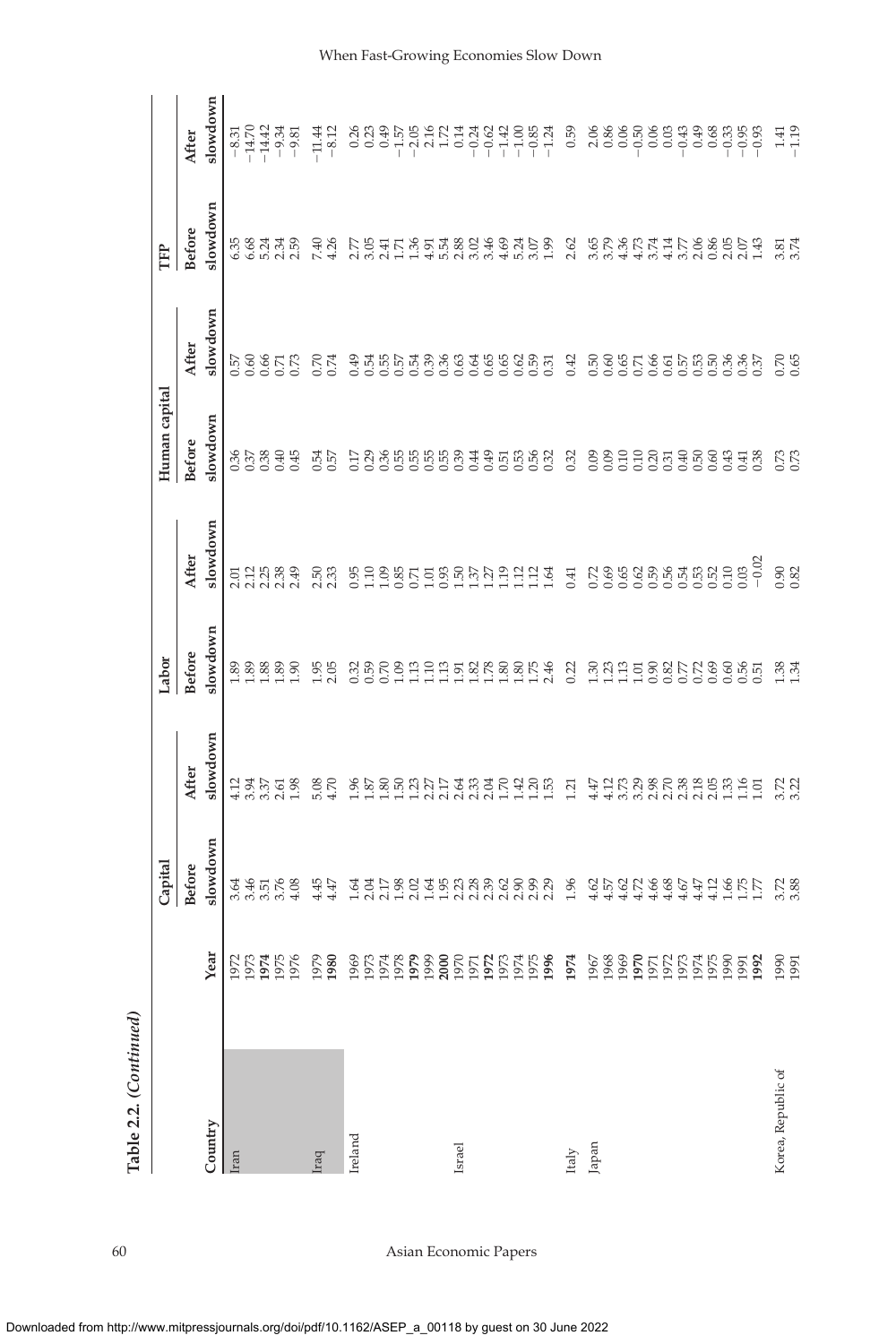**Table 2.2.** *(Continued)*

| Country | Year | Capital | | Labor | | Human capital | | TFP | |
|---|---|---|---|---|---|---|---|---|---|
| | | Before slowdown | After slowdown | Before slowdown | After slowdown | Before slowdown | After slowdown | Before slowdown | After slowdown |
| Iran | 1972 | 3.64 | 4.12 | 1.89 | 2.01 | 0.36 | 0.57 | 6.35 | −8.31 |
| | 1973 | 3.46 | 3.94 | 1.89 | 2.12 | 0.37 | 0.60 | 6.68 | −14.70 |
| | **1974** | 3.51 | 3.37 | 1.88 | 2.25 | 0.38 | 0.66 | 5.24 | −14.42 |
| | 1975 | 3.76 | 2.61 | 1.89 | 2.38 | 0.40 | 0.71 | 2.34 | −9.34 |
| | 1976 | 4.08 | 1.98 | 1.90 | 2.49 | 0.45 | 0.73 | 2.59 | −9.81 |
| Iraq | 1979 | 4.45 | 5.08 | 1.95 | 2.50 | 0.54 | 0.70 | 7.40 | −11.44 |
| | **1980** | 4.47 | 4.70 | 2.05 | 2.33 | 0.57 | 0.74 | 4.26 | −8.12 |
| Ireland | 1969 | 1.64 | 1.96 | 0.32 | 0.95 | 0.17 | 0.49 | 2.77 | 0.26 |
| | 1973 | 2.04 | 1.87 | 0.59 | 1.10 | 0.29 | 0.54 | 3.05 | 0.23 |
| | 1974 | 2.17 | 1.80 | 0.70 | 1.09 | 0.36 | 0.55 | 2.41 | 0.49 |
| | 1978 | 1.98 | 1.50 | 1.09 | 0.85 | 0.55 | 0.57 | 1.71 | −1.57 |
| | **1979** | 2.02 | 1.23 | 1.13 | 0.71 | 0.55 | 0.54 | 1.36 | −2.05 |
| | 1999 | 1.64 | 2.27 | 1.10 | 1.01 | 0.55 | 0.39 | 4.91 | 2.16 |
| | **2000** | 1.95 | 2.17 | 1.13 | 0.93 | 0.55 | 0.36 | 5.54 | 1.72 |
| Israel | 1970 | 2.23 | 2.64 | 1.91 | 1.50 | 0.39 | 0.63 | 2.88 | 0.14 |
| | 1971 | 2.28 | 2.33 | 1.82 | 1.37 | 0.44 | 0.64 | 3.02 | −0.24 |
| | **1972** | 2.39 | 2.04 | 1.78 | 1.27 | 0.49 | 0.65 | 3.46 | −0.62 |
| | 1973 | 2.62 | 1.70 | 1.80 | 1.19 | 0.51 | 0.65 | 4.69 | −1.42 |
| | 1974 | 2.90 | 1.42 | 1.80 | 1.12 | 0.53 | 0.62 | 5.24 | −1.00 |
| | 1975 | 2.99 | 1.20 | 1.75 | 1.12 | 0.56 | 0.59 | 3.07 | −0.85 |
| | **1996** | 2.29 | 1.53 | 2.46 | 1.64 | 0.32 | 0.31 | 1.99 | −1.24 |
| Italy | **1974** | 1.96 | 1.21 | 0.22 | 0.41 | 0.32 | 0.42 | 2.62 | 0.59 |
| Japan | 1967 | 4.62 | 4.47 | 1.30 | 0.72 | 0.09 | 0.50 | 3.65 | 2.06 |
| | 1968 | 4.57 | 4.12 | 1.23 | 0.69 | 0.09 | 0.60 | 3.79 | 0.86 |
| | 1969 | 4.62 | 3.73 | 1.13 | 0.65 | 0.10 | 0.65 | 4.36 | 0.06 |
| | **1970** | 4.72 | 3.29 | 1.01 | 0.62 | 0.10 | 0.71 | 4.73 | −0.50 |
| | 1971 | 4.66 | 2.98 | 0.90 | 0.59 | 0.20 | 0.66 | 3.74 | 0.06 |
| | 1972 | 4.68 | 2.70 | 0.82 | 0.56 | 0.31 | 0.61 | 4.14 | 0.03 |
| | 1973 | 4.67 | 2.38 | 0.77 | 0.54 | 0.40 | 0.57 | 3.77 | −0.43 |
| | 1974 | 4.47 | 2.18 | 0.72 | 0.53 | 0.50 | 0.53 | 2.06 | 0.49 |
| | 1975 | 4.12 | 2.05 | 0.69 | 0.52 | 0.60 | 0.50 | 0.86 | 0.68 |
| | 1990 | 1.66 | 1.33 | 0.60 | 0.10 | 0.43 | 0.36 | 2.05 | −0.33 |
| | 1991 | 1.75 | 1.16 | 0.56 | 0.03 | 0.41 | 0.36 | 2.07 | −0.95 |
| | **1992** | 1.77 | 1.01 | 0.51 | −0.02 | 0.38 | 0.37 | 1.43 | −0.93 |
| Korea, Republic of | 1990 | 3.72 | 3.72 | 1.38 | 0.90 | 0.73 | 0.70 | 3.81 | 1.41 |
| | 1991 | 3.88 | 3.22 | 1.34 | 0.82 | 0.73 | 0.65 | 3.74 | −1.19 |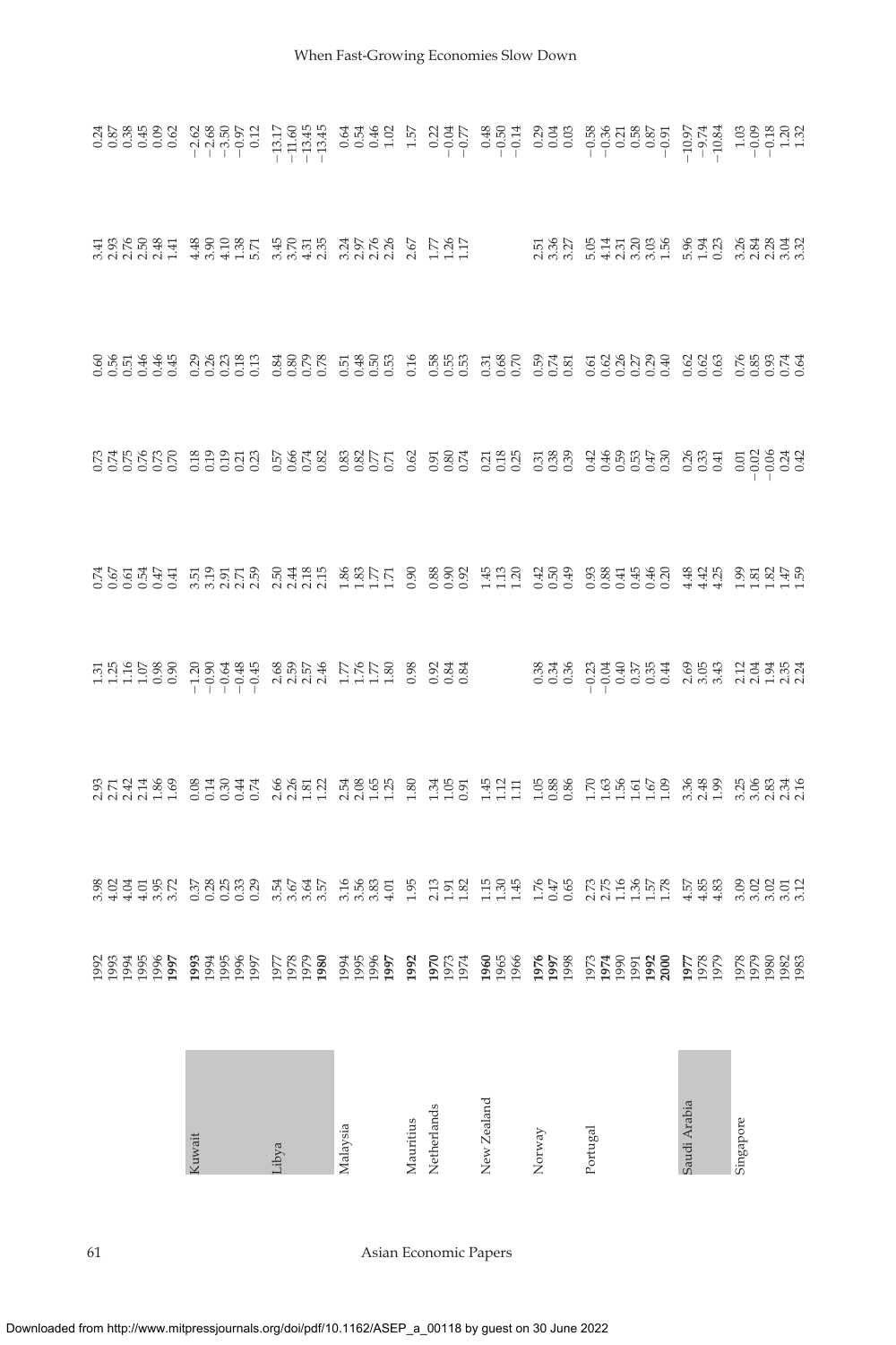| Country | Year | | | | | | | | |
|---|---|---|---|---|---|---|---|---|---|
| | 1992 | 3.98 | 2.93 | 1.31 | 0.74 | 0.73 | 0.60 | 3.41 | 0.24 |
| | 1993 | 4.02 | 2.71 | 1.25 | 0.67 | 0.74 | 0.56 | 2.93 | 0.87 |
| | 1994 | 4.04 | 2.42 | 1.16 | 0.61 | 0.75 | 0.51 | 2.76 | 0.38 |
| | 1995 | 4.01 | 2.14 | 1.07 | 0.54 | 0.76 | 0.46 | 2.50 | 0.45 |
| | 1996 | 3.95 | 1.86 | 0.98 | 0.47 | 0.73 | 0.46 | 2.48 | 0.09 |
| | **1997** | 3.72 | 1.69 | 0.90 | 0.41 | 0.70 | 0.45 | 1.41 | 0.62 |
| Kuwait | **1993** | 0.37 | 0.08 | −1.20 | 3.51 | 0.18 | 0.29 | 4.48 | −2.62 |
| | 1994 | 0.28 | 0.14 | −0.90 | 3.19 | 0.19 | 0.26 | 3.90 | −2.68 |
| | 1995 | 0.25 | 0.30 | −0.64 | 2.91 | 0.19 | 0.23 | 4.10 | −3.50 |
| | 1996 | 0.33 | 0.44 | −0.48 | 2.71 | 0.21 | 0.18 | 1.38 | −0.97 |
| | 1997 | 0.29 | 0.74 | −0.45 | 2.59 | 0.23 | 0.13 | 5.71 | 0.12 |
| Libya | 1977 | 3.54 | 2.66 | 2.68 | 2.50 | 0.57 | 0.84 | 3.45 | −13.17 |
| | 1978 | 3.67 | 2.26 | 2.59 | 2.44 | 0.66 | 0.80 | 3.70 | −11.60 |
| | 1979 | 3.64 | 1.81 | 2.57 | 2.18 | 0.74 | 0.79 | 4.31 | −13.45 |
| | **1980** | 3.57 | 1.22 | 2.46 | 2.15 | 0.82 | 0.78 | 2.35 | −13.45 |
| Malaysia | 1994 | 3.16 | 2.54 | 1.77 | 1.86 | 0.83 | 0.51 | 3.24 | 0.64 |
| | 1995 | 3.56 | 2.08 | 1.76 | 1.83 | 0.82 | 0.48 | 2.97 | 0.54 |
| | 1996 | 3.83 | 1.65 | 1.77 | 1.77 | 0.77 | 0.50 | 2.76 | 0.46 |
| | **1997** | 4.01 | 1.25 | 1.80 | 1.71 | 0.71 | 0.53 | 2.26 | 1.02 |
| Mauritius | **1992** | 1.95 | 1.80 | 0.98 | 0.90 | 0.62 | 0.16 | 2.67 | 1.57 |
| Netherlands | **1970** | 2.13 | 1.34 | 0.92 | 0.88 | 0.91 | 0.58 | 1.77 | 0.22 |
| | 1973 | 1.91 | 1.05 | 0.84 | 0.90 | 0.80 | 0.55 | 1.26 | −0.04 |
| | 1974 | 1.82 | 0.91 | 0.84 | 0.92 | 0.74 | 0.53 | 1.17 | −0.77 |
| New Zealand | **1960** | 1.15 | 1.45 | | 1.45 | 0.21 | 0.31 | | 0.48 |
| | 1965 | 1.30 | 1.12 | | 1.13 | 0.18 | 0.68 | | −0.50 |
| | 1966 | 1.45 | 1.11 | | 1.20 | 0.25 | 0.70 | | −0.14 |
| Norway | **1976** | 1.76 | 1.05 | 0.38 | 0.42 | 0.31 | 0.59 | 2.51 | 0.29 |
| | **1997** | 0.47 | 0.88 | 0.34 | 0.50 | 0.38 | 0.74 | 3.36 | 0.04 |
| | 1998 | 0.65 | 0.86 | 0.36 | 0.49 | 0.39 | 0.81 | 3.27 | 0.03 |
| Portugal | 1973 | 2.73 | 1.70 | −0.23 | 0.93 | 0.42 | 0.61 | 5.05 | −0.58 |
| | **1974** | 2.75 | 1.63 | −0.04 | 0.88 | 0.46 | 0.62 | 4.14 | −0.36 |
| | 1990 | 1.16 | 1.56 | 0.40 | 0.41 | 0.59 | 0.26 | 2.31 | 0.21 |
| | 1991 | 1.36 | 1.61 | 0.37 | 0.45 | 0.53 | 0.27 | 3.20 | 0.58 |
| | **1992** | 1.57 | 1.67 | 0.35 | 0.46 | 0.47 | 0.29 | 3.03 | 0.87 |
| | **2000** | 1.78 | 1.09 | 0.44 | 0.20 | 0.30 | 0.40 | 1.56 | −0.91 |
| Saudi Arabia | **1977** | 4.57 | 3.36 | 2.69 | 4.48 | 0.26 | 0.62 | 5.96 | −10.97 |
| | 1978 | 4.85 | 2.48 | 3.05 | 4.42 | 0.33 | 0.62 | 1.94 | −9.74 |
| | 1979 | 4.83 | 1.99 | 3.43 | 4.25 | 0.41 | 0.63 | 0.23 | −10.84 |
| Singapore | 1978 | 3.09 | 3.25 | 2.12 | 1.99 | 0.01 | 0.76 | 3.26 | 1.03 |
| | 1979 | 3.02 | 3.06 | 2.04 | 1.81 | −0.02 | 0.85 | 2.84 | −0.09 |
| | 1980 | 3.02 | 2.83 | 1.94 | 1.82 | −0.06 | 0.93 | 2.28 | −0.18 |
| | 1982 | 3.01 | 2.34 | 2.35 | 1.47 | 0.24 | 0.74 | 3.04 | 1.20 |
| | 1983 | 3.12 | 2.16 | 2.24 | 1.59 | 0.42 | 0.64 | 3.32 | 1.32 |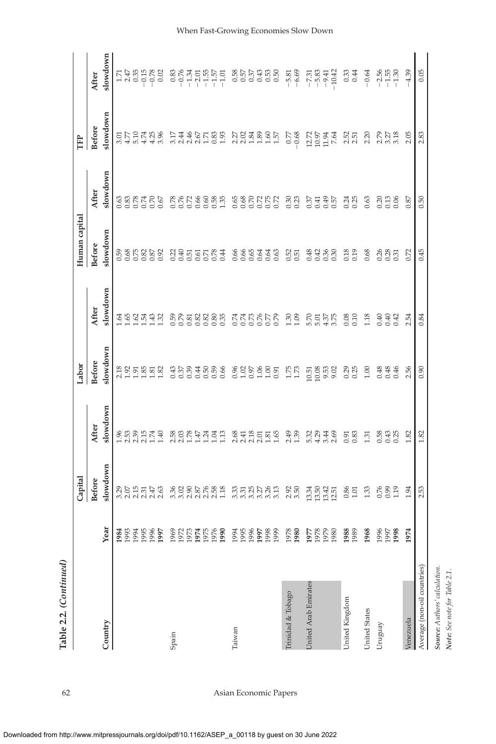**Table 2.2. (Continued)**

| Country | Year | Capital | | Labor | | Human capital | | TFP | |
|---|---|---|---|---|---|---|---|---|---|
| | | Before slowdown | After slowdown | Before slowdown | After slowdown | Before slowdown | After slowdown | Before slowdown | After slowdown |
| | **1984** | 3.29 | 1.96 | 2.18 | 1.64 | 0.59 | 0.63 | 3.01 | 1.71 |
| | 1993 | 2.07 | 2.53 | 1.92 | 1.65 | 0.68 | 0.83 | 4.77 | 2.47 |
| | 1994 | 2.15 | 2.39 | 1.91 | 1.62 | 0.75 | 0.78 | 5.10 | 0.35 |
| | 1995 | 2.31 | 2.15 | 1.85 | 1.54 | 0.82 | 0.74 | 4.74 | −0.15 |
| | 1996 | 2.47 | 1.74 | 1.81 | 1.43 | 0.87 | 0.70 | 4.25 | −0.78 |
| | **1997** | 2.63 | 1.40 | 1.82 | 1.32 | 0.92 | 0.67 | 3.96 | 0.02 |
| Spain | 1969 | 3.36 | 2.58 | 0.43 | 0.59 | 0.22 | 0.78 | 3.17 | 0.83 |
| | 1972 | 3.02 | 2.03 | 0.37 | 0.79 | 0.40 | 0.76 | 2.44 | −0.76 |
| | 1973 | 2.90 | 1.78 | 0.39 | 0.81 | 0.51 | 0.72 | 2.46 | −1.34 |
| | **1974** | 2.87 | 1.47 | 0.44 | 0.82 | 0.61 | 0.66 | 2.67 | −2.01 |
| | 1975 | 2.76 | 1.24 | 0.50 | 0.82 | 0.71 | 0.60 | 1.71 | −1.55 |
| | 1976 | 2.58 | 1.04 | 0.59 | 0.80 | 0.78 | 0.58 | 0.83 | −1.57 |
| | **1990** | 1.18 | 1.13 | 0.66 | 0.35 | 0.44 | 1.35 | 1.93 | −1.01 |
| Taiwan | 1994 | 3.33 | 2.68 | 0.96 | 0.74 | 0.66 | 0.65 | 2.27 | 0.58 |
| | 1995 | 3.31 | 2.41 | 1.02 | 0.74 | 0.66 | 0.68 | 2.02 | 0.57 |
| | 1996 | 3.25 | 2.18 | 0.97 | 0.73 | 0.65 | 0.70 | 1.84 | 0.37 |
| | **1997** | 3.27 | 2.01 | 1.06 | 0.76 | 0.64 | 0.72 | 1.89 | 0.43 |
| | 1998 | 3.26 | 1.81 | 1.00 | 0.77 | 0.64 | 0.75 | 1.60 | 0.53 |
| | 1999 | 3.13 | 1.65 | 0.91 | 0.79 | 0.63 | 0.72 | 1.57 | 0.50 |
| Trinidad & Tobago | 1978 | 2.92 | 2.49 | 1.75 | 1.30 | 0.52 | 0.30 | 0.77 | −5.81 |
| | **1980** | 3.50 | 1.39 | 1.73 | 1.09 | 0.51 | 0.23 | −0.68 | −6.69 |
| United Arab Emirates | **1977** | 13.34 | 5.32 | 10.51 | 5.70 | 0.48 | 0.37 | 12.72 | −7.31 |
| | 1978 | 13.50 | 4.29 | 10.08 | 5.01 | 0.42 | 0.41 | 10.97 | −5.83 |
| | 1979 | 13.42 | 3.44 | 9.53 | 4.37 | 0.36 | 0.49 | 11.94 | −9.41 |
| | 1980 | 12.51 | 2.69 | 9.02 | 3.75 | 0.30 | 0.57 | 7.64 | −10.42 |
| United Kingdom | **1988** | 0.86 | 0.91 | 0.29 | 0.08 | 0.18 | 0.24 | 2.52 | 0.33 |
| | 1989 | 1.01 | 0.83 | 0.25 | 0.10 | 0.19 | 0.25 | 2.51 | 0.44 |
| United States | **1968** | 1.33 | 1.31 | 1.00 | 1.18 | 0.68 | 0.63 | 2.20 | −0.64 |
| Uruguay | 1996 | 0.76 | 0.58 | 0.48 | 0.40 | 0.26 | 0.20 | 2.79 | −2.56 |
| | 1997 | 0.99 | 0.43 | 0.48 | 0.40 | 0.28 | 0.13 | 3.27 | −1.55 |
| | **1998** | 1.19 | 0.25 | 0.46 | 0.42 | 0.31 | 0.06 | 3.18 | −1.30 |
| Venezuela | **1974** | 1.94 | 1.82 | 2.56 | 2.54 | 0.72 | 0.87 | 2.05 | −4.39 |
| Average (non-oil countries) | | 2.53 | 1.82 | 0.90 | 0.84 | 0.45 | 0.50 | 2.83 | 0.05 |

***Source:*** *Authors' calculation.*

***Note:*** *See note for Table 2.1.*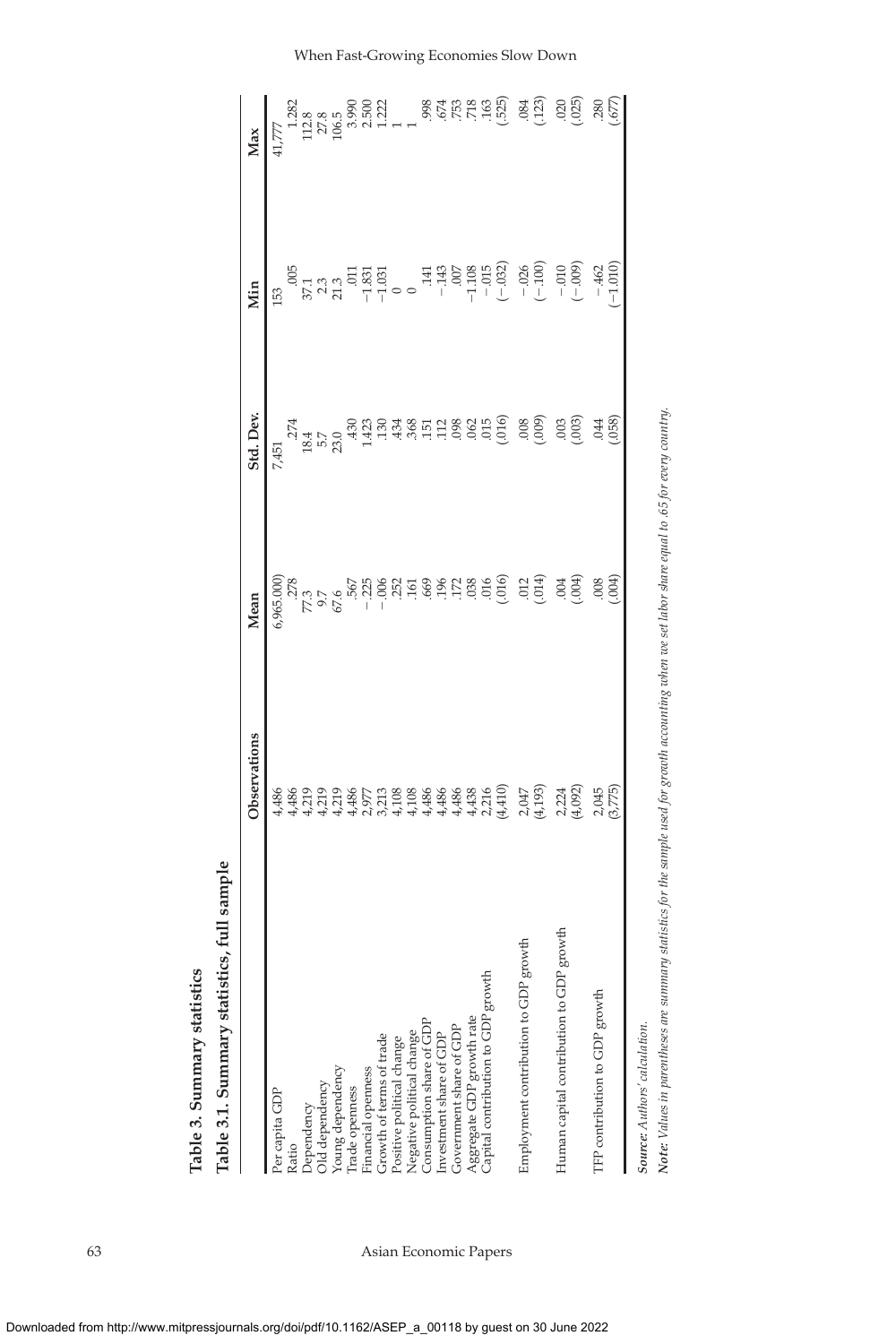# Table 3. Summary statistics

## Table 3.1. Summary statistics, full sample

| | Observations | Mean | Std. Dev. | Min | Max |
|---|---|---|---|---|---|
| Per capita GDP | 4,486 | 6,965.000) | 7,451 | 153 | 41,777 |
| Ratio | 4,486 | .278 | .274 | .005 | 1.282 |
| Dependency | 4,219 | 77.3 | 18.4 | 37.1 | 112.8 |
| Old dependency | 4,219 | 9.7 | 5.7 | 2.3 | 27.8 |
| Young dependency | 4,219 | 67.6 | 23.0 | 21.3 | 106.5 |
| Trade openness | 4,486 | .567 | .430 | .011 | 3.990 |
| Financial openness | 2,977 | −.225 | 1.423 | −1.831 | 2.500 |
| Growth of terms of trade | 3,213 | −.006 | .130 | −1.031 | 1.222 |
| Positive political change | 4,108 | .252 | .434 | 0 | 1 |
| Negative political change | 4,108 | .161 | .368 | 0 | 1 |
| Consumption share of GDP | 4,486 | .669 | .151 | .141 | .998 |
| Investment share of GDP | 4,486 | .196 | .112 | −.143 | .674 |
| Government share of GDP | 4,486 | .172 | .098 | .007 | .753 |
| Aggregate GDP growth rate | 4,438 | .038 | .062 | −1.108 | .718 |
| Capital contribution to GDP growth | 2,216 | .016 | .015 | −.015 | .163 |
| | (4,410) | (.016) | (.016) | (−.032) | (.525) |
| Employment contribution to GDP growth | 2,047 | .012 | .008 | −.026 | .084 |
| | (4,193) | (.014) | (.009) | (−.100) | (.123) |
| Human capital contribution to GDP growth | 2,224 | .004 | .003 | −.010 | .020 |
| | (4,092) | (.004) | (.003) | (−.009) | (.025) |
| TFP contribution to GDP growth | 2,045 | .008 | .044 | −.462 | .280 |
| | (3,775) | (.004) | (.058) | (−1.010) | (.677) |

***Source:*** *Authors' calculation.*

***Note:*** *Values in parentheses are summary statistics for the sample used for growth accounting when we set labor share equal to .65 for every country.*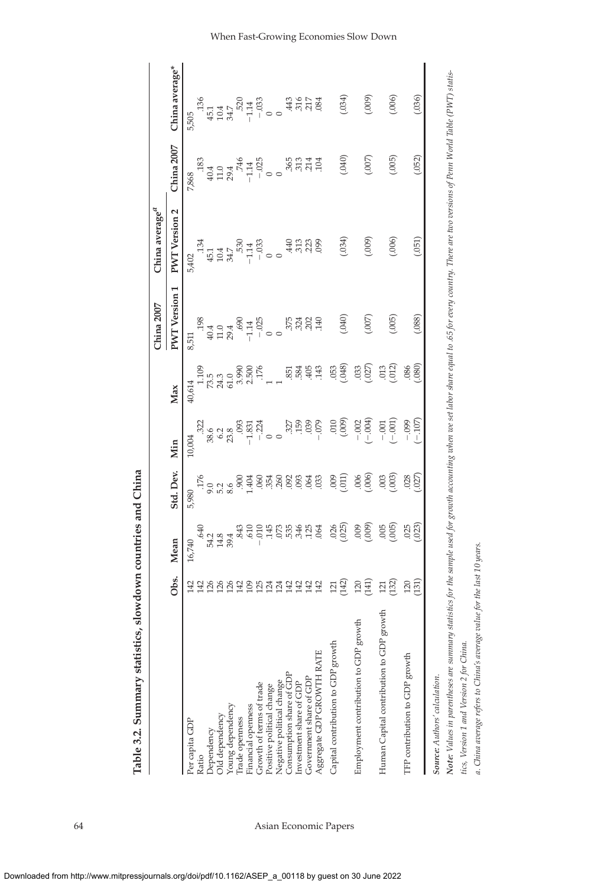**Table 3.2. Summary statistics, slowdown countries and China**

| | Obs. | Mean | Std. Dev. | Min | Max | China 2007 PWT Version 1 | China average[a] PWT Version 2 | China 2007 | China average* |
|---|---|---|---|---|---|---|---|---|---|
| Per capita GDP | 142 | 16,740 | 5,980 | 10,004 | 40,614 | 8,511 | 5,402 | 7,868 | 5,505 |
| Ratio | 142 | .640 | .176 | .322 | 1.109 | .198 | .134 | .183 | .136 |
| Dependency | 126 | 54.2 | 9.0 | 38.6 | 73.5 | 40.4 | 45.1 | 40.4 | 45.1 |
| Old dependency | 126 | 14.8 | 5.2 | 6.2 | 24.3 | 11.0 | 10.4 | 11.0 | 10.4 |
| Young dependency | 126 | 39.4 | 8.6 | 23.8 | 61.0 | 29.4 | 34.7 | 29.4 | 34.7 |
| Trade openness | 142 | .843 | .900 | .093 | 3.990 | .690 | .530 | .746 | .520 |
| Financial openness | 109 | .610 | 1.404 | −1.831 | 2.500 | −1.14 | −1.14 | −1.14 | −1.14 |
| Growth of terms of trade | 125 | −.010 | .060 | −.224 | .176 | −.025 | −.033 | −.025 | −.033 |
| Positive political change | 124 | .145 | .354 | 0 | 1 | 0 | 0 | 0 | 0 |
| Negative political change | 124 | .073 | .260 | 0 | 1 | 0 | 0 | 0 | 0 |
| Consumption share of GDP | 142 | .535 | .092 | .327 | .851 | .375 | .440 | .365 | .443 |
| Investment share of GDP | 142 | .346 | .093 | .159 | .584 | .324 | .313 | .313 | .316 |
| Government share of GDP | 142 | .125 | .064 | .039 | .405 | .202 | .223 | .214 | .217 |
| Aggregate GDP GROWTH RATE | 142 | .064 | .033 | −.079 | .143 | .140 | .099 | .104 | .084 |
| Capital contribution to GDP growth | 121 (142) | .026 (.025) | .009 (.011) | .010 (.009) | .053 (.048) | (.040) | (.034) | (.040) | (.034) |
| Employment contribution to GDP growth | 120 (141) | .009 (.009) | .006 (.006) | −.002 (−.004) | .033 (.027) | (.007) | (.009) | (.007) | (.009) |
| Human Capital contribution to GDP growth | 121 (132) | .005 (.005) | .003 (.003) | −.001 (−.001) | .013 (.012) | (.005) | (.006) | (.005) | (.006) |
| TFP contribution to GDP growth | 120 (131) | .025 (.023) | .028 (.027) | −.099 (−.107) | .086 (.080) | (.088) | (.051) | (.052) | (.036) |

***Source:*** *Authors' calculation.*

***Note:*** *Values in parentheses are summary statistics for the sample used for growth accounting when we set labor share equal to .65 for every country. There are two versions of Penn World Table (PWT) statistics, Version 1 and Version 2 for China.*

*a. China average refers to China's average value for the last 10 years.*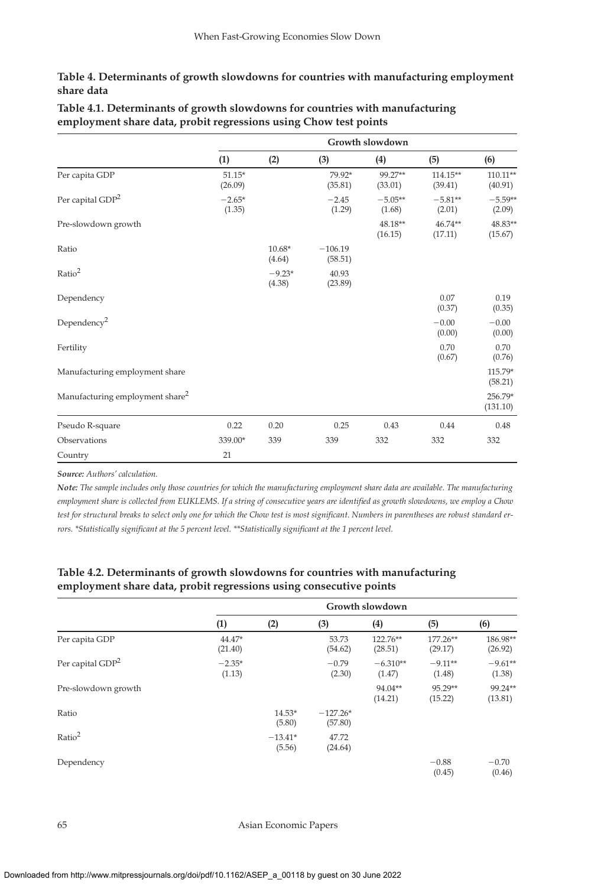## Table 4. Determinants of growth slowdowns for countries with manufacturing employment share data

### Table 4.1. Determinants of growth slowdowns for countries with manufacturing employment share data, probit regressions using Chow test points

| | Growth slowdown | | | | | |
|---|---|---|---|---|---|---|
| | (1) | (2) | (3) | (4) | (5) | (6) |
| Per capita GDP | 51.15* (26.09) | | 79.92* (35.81) | 99.27** (33.01) | 114.15** (39.41) | 110.11** (40.91) |
| Per capital GDP$^2$ | −2.65* (1.35) | | −2.45 (1.29) | −5.05** (1.68) | −5.81** (2.01) | −5.59** (2.09) |
| Pre-slowdown growth | | | | 48.18** (16.15) | 46.74** (17.11) | 48.83** (15.67) |
| Ratio | | 10.68* (4.64) | −106.19 (58.51) | | | |
| Ratio$^2$ | | −9.23* (4.38) | 40.93 (23.89) | | | |
| Dependency | | | | | 0.07 (0.37) | 0.19 (0.35) |
| Dependency$^2$ | | | | | −0.00 (0.00) | −0.00 (0.00) |
| Fertility | | | | | 0.70 (0.67) | 0.70 (0.76) |
| Manufacturing employment share | | | | | | 115.79* (58.21) |
| Manufacturing employment share$^2$ | | | | | | 256.79* (131.10) |
| Pseudo R-square | 0.22 | 0.20 | 0.25 | 0.43 | 0.44 | 0.48 |
| Observations | 339.00* | 339 | 339 | 332 | 332 | 332 |
| Country | 21 | | | | | |

***Source:*** *Authors' calculation.*

***Note:*** *The sample includes only those countries for which the manufacturing employment share data are available. The manufacturing employment share is collected from EUKLEMS. If a string of consecutive years are identified as growth slowdowns, we employ a Chow test for structural breaks to select only one for which the Chow test is most significant. Numbers in parentheses are robust standard errors. *Statistically significant at the 5 percent level. **Statistically significant at the 1 percent level.*

### Table 4.2. Determinants of growth slowdowns for countries with manufacturing employment share data, probit regressions using consecutive points

| | Growth slowdown | | | | | |
|---|---|---|---|---|---|---|
| | (1) | (2) | (3) | (4) | (5) | (6) |
| Per capita GDP | 44.47* (21.40) | | 53.73 (54.62) | 122.76** (28.51) | 177.26** (29.17) | 186.98** (26.92) |
| Per capital GDP$^2$ | −2.35* (1.13) | | −0.79 (2.30) | −6.310** (1.47) | −9.11** (1.48) | −9.61** (1.38) |
| Pre-slowdown growth | | | | 94.04** (14.21) | 95.29** (15.22) | 99.24** (13.81) |
| Ratio | | 14.53* (5.80) | −127.26* (57.80) | | | |
| Ratio$^2$ | | −13.41* (5.56) | 47.72 (24.64) | | | |
| Dependency | | | | | −0.88 (0.45) | −0.70 (0.46) |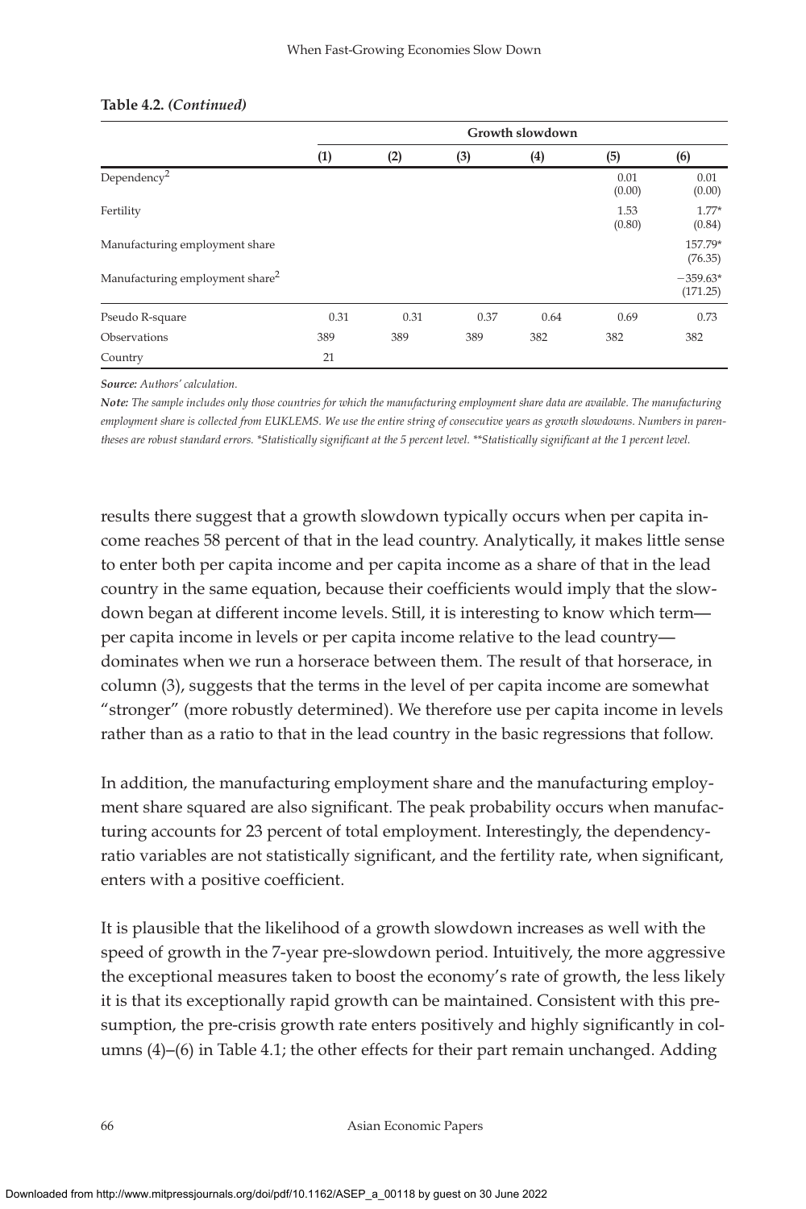**Table 4.2. (*Continued*)**

| | Growth slowdown | | | | | |
|---|---|---|---|---|---|---|
| | (1) | (2) | (3) | (4) | (5) | (6) |
| Dependency$^2$ | | | | | 0.01 (0.00) | 0.01 (0.00) |
| Fertility | | | | | 1.53 (0.80) | 1.77* (0.84) |
| Manufacturing employment share | | | | | | 157.79* (76.35) |
| Manufacturing employment share$^2$ | | | | | | −359.63* (171.25) |
| Pseudo R-square | 0.31 | 0.31 | 0.37 | 0.64 | 0.69 | 0.73 |
| Observations | 389 | 389 | 389 | 382 | 382 | 382 |
| Country | 21 | | | | | |

***Source:*** *Authors' calculation.*

***Note:*** *The sample includes only those countries for which the manufacturing employment share data are available. The manufacturing employment share is collected from EUKLEMS. We use the entire string of consecutive years as growth slowdowns. Numbers in parentheses are robust standard errors. *Statistically significant at the 5 percent level. **Statistically significant at the 1 percent level.*

results there suggest that a growth slowdown typically occurs when per capita income reaches 58 percent of that in the lead country. Analytically, it makes little sense to enter both per capita income and per capita income as a share of that in the lead country in the same equation, because their coefficients would imply that the slowdown began at different income levels. Still, it is interesting to know which term—per capita income in levels or per capita income relative to the lead country—dominates when we run a horserace between them. The result of that horserace, in column (3), suggests that the terms in the level of per capita income are somewhat "stronger" (more robustly determined). We therefore use per capita income in levels rather than as a ratio to that in the lead country in the basic regressions that follow.

In addition, the manufacturing employment share and the manufacturing employment share squared are also significant. The peak probability occurs when manufacturing accounts for 23 percent of total employment. Interestingly, the dependency-ratio variables are not statistically significant, and the fertility rate, when significant, enters with a positive coefficient.

It is plausible that the likelihood of a growth slowdown increases as well with the speed of growth in the 7-year pre-slowdown period. Intuitively, the more aggressive the exceptional measures taken to boost the economy's rate of growth, the less likely it is that its exceptionally rapid growth can be maintained. Consistent with this presumption, the pre-crisis growth rate enters positively and highly significantly in columns (4)–(6) in Table 4.1; the other effects for their part remain unchanged. Adding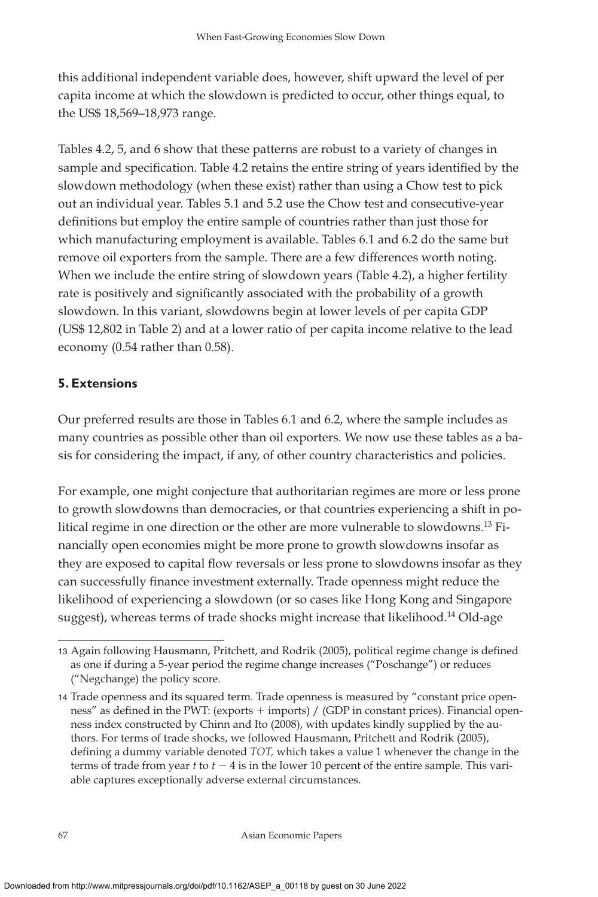this additional independent variable does, however, shift upward the level of per capita income at which the slowdown is predicted to occur, other things equal, to the US$ 18,569–18,973 range.

Tables 4.2, 5, and 6 show that these patterns are robust to a variety of changes in sample and specification. Table 4.2 retains the entire string of years identified by the slowdown methodology (when these exist) rather than using a Chow test to pick out an individual year. Tables 5.1 and 5.2 use the Chow test and consecutive-year definitions but employ the entire sample of countries rather than just those for which manufacturing employment is available. Tables 6.1 and 6.2 do the same but remove oil exporters from the sample. There are a few differences worth noting. When we include the entire string of slowdown years (Table 4.2), a higher fertility rate is positively and significantly associated with the probability of a growth slowdown. In this variant, slowdowns begin at lower levels of per capita GDP (US$ 12,802 in Table 2) and at a lower ratio of per capita income relative to the lead economy (0.54 rather than 0.58).

## 5. Extensions

Our preferred results are those in Tables 6.1 and 6.2, where the sample includes as many countries as possible other than oil exporters. We now use these tables as a basis for considering the impact, if any, of other country characteristics and policies.

For example, one might conjecture that authoritarian regimes are more or less prone to growth slowdowns than democracies, or that countries experiencing a shift in political regime in one direction or the other are more vulnerable to slowdowns.[13] Financially open economies might be more prone to growth slowdowns insofar as they are exposed to capital flow reversals or less prone to slowdowns insofar as they can successfully finance investment externally. Trade openness might reduce the likelihood of experiencing a slowdown (or so cases like Hong Kong and Singapore suggest), whereas terms of trade shocks might increase that likelihood.[14] Old-age

---

13 Again following Hausmann, Pritchett, and Rodrik (2005), political regime change is defined as one if during a 5-year period the regime change increases ("Poschange") or reduces ("Negchange) the policy score.

14 Trade openness and its squared term. Trade openness is measured by "constant price openness" as defined in the PWT: (exports + imports) / (GDP in constant prices). Financial openness index constructed by Chinn and Ito (2008), with updates kindly supplied by the authors. For terms of trade shocks, we followed Hausmann, Pritchett and Rodrik (2005), defining a dummy variable denoted *TOT,* which takes a value 1 whenever the change in the terms of trade from year $t$ to $t - 4$ is in the lower 10 percent of the entire sample. This variable captures exceptionally adverse external circumstances.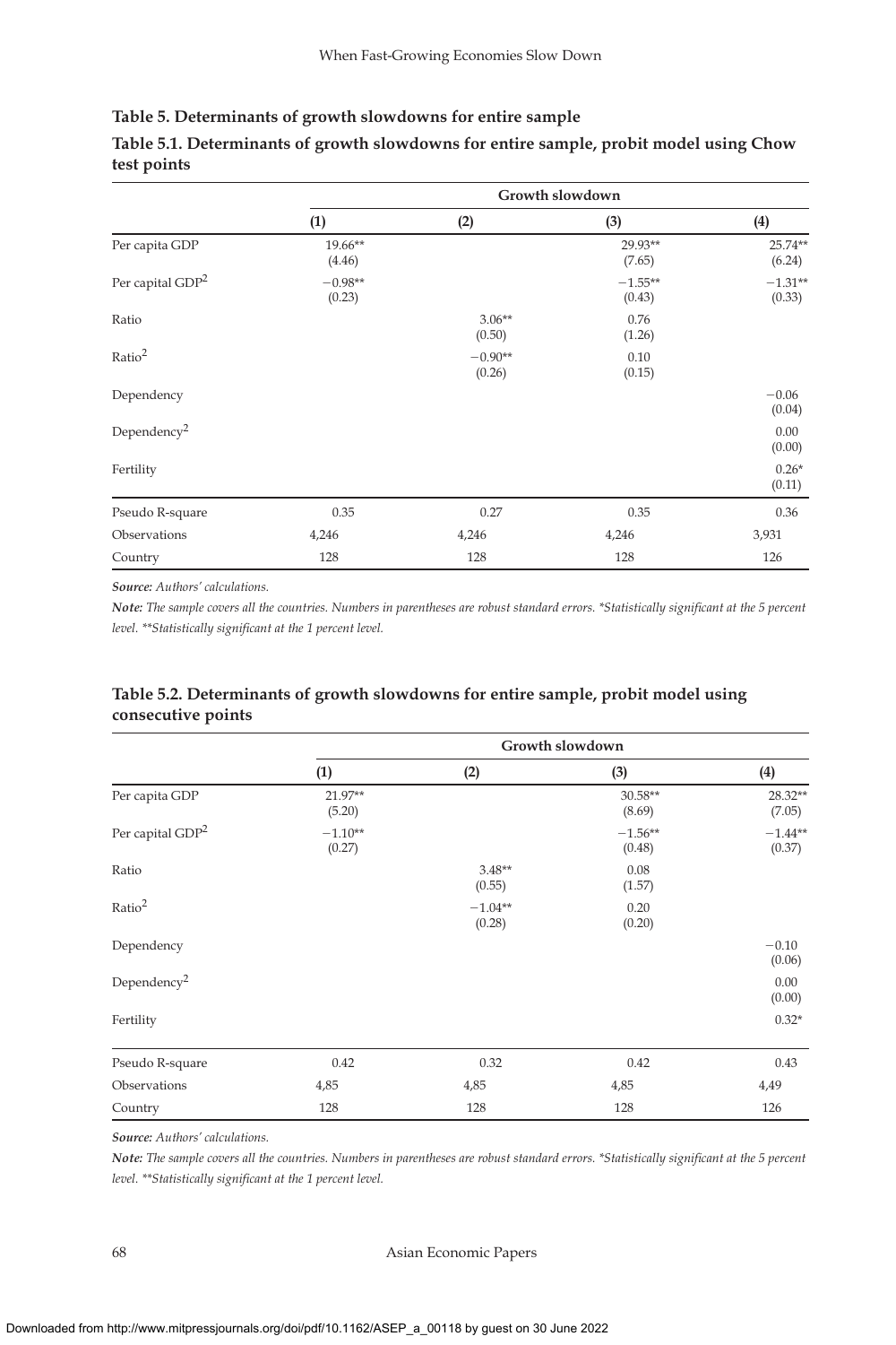**Table 5. Determinants of growth slowdowns for entire sample**

**Table 5.1. Determinants of growth slowdowns for entire sample, probit model using Chow test points**

| | Growth slowdown | | | |
|---|---|---|---|---|
| | (1) | (2) | (3) | (4) |
| Per capita GDP | 19.66** (4.46) | | 29.93** (7.65) | 25.74** (6.24) |
| Per capital GDP$^2$ | −0.98** (0.23) | | −1.55** (0.43) | −1.31** (0.33) |
| Ratio | | 3.06** (0.50) | 0.76 (1.26) | |
| Ratio$^2$ | | −0.90** (0.26) | 0.10 (0.15) | |
| Dependency | | | | −0.06 (0.04) |
| Dependency$^2$ | | | | 0.00 (0.00) |
| Fertility | | | | 0.26* (0.11) |
| Pseudo R-square | 0.35 | 0.27 | 0.35 | 0.36 |
| Observations | 4,246 | 4,246 | 4,246 | 3,931 |
| Country | 128 | 128 | 128 | 126 |

***Source:*** *Authors' calculations.*

***Note:*** *The sample covers all the countries. Numbers in parentheses are robust standard errors. *Statistically significant at the 5 percent level. **Statistically significant at the 1 percent level.*

**Table 5.2. Determinants of growth slowdowns for entire sample, probit model using consecutive points**

| | Growth slowdown | | | |
|---|---|---|---|---|
| | (1) | (2) | (3) | (4) |
| Per capita GDP | 21.97** (5.20) | | 30.58** (8.69) | 28.32** (7.05) |
| Per capital GDP$^2$ | −1.10** (0.27) | | −1.56** (0.48) | −1.44** (0.37) |
| Ratio | | 3.48** (0.55) | 0.08 (1.57) | |
| Ratio$^2$ | | −1.04** (0.28) | 0.20 (0.20) | |
| Dependency | | | | −0.10 (0.06) |
| Dependency$^2$ | | | | 0.00 (0.00) |
| Fertility | | | | 0.32* |
| Pseudo R-square | 0.42 | 0.32 | 0.42 | 0.43 |
| Observations | 4,85 | 4,85 | 4,85 | 4,49 |
| Country | 128 | 128 | 128 | 126 |

***Source:*** *Authors' calculations.*

***Note:*** *The sample covers all the countries. Numbers in parentheses are robust standard errors. *Statistically significant at the 5 percent level. **Statistically significant at the 1 percent level.*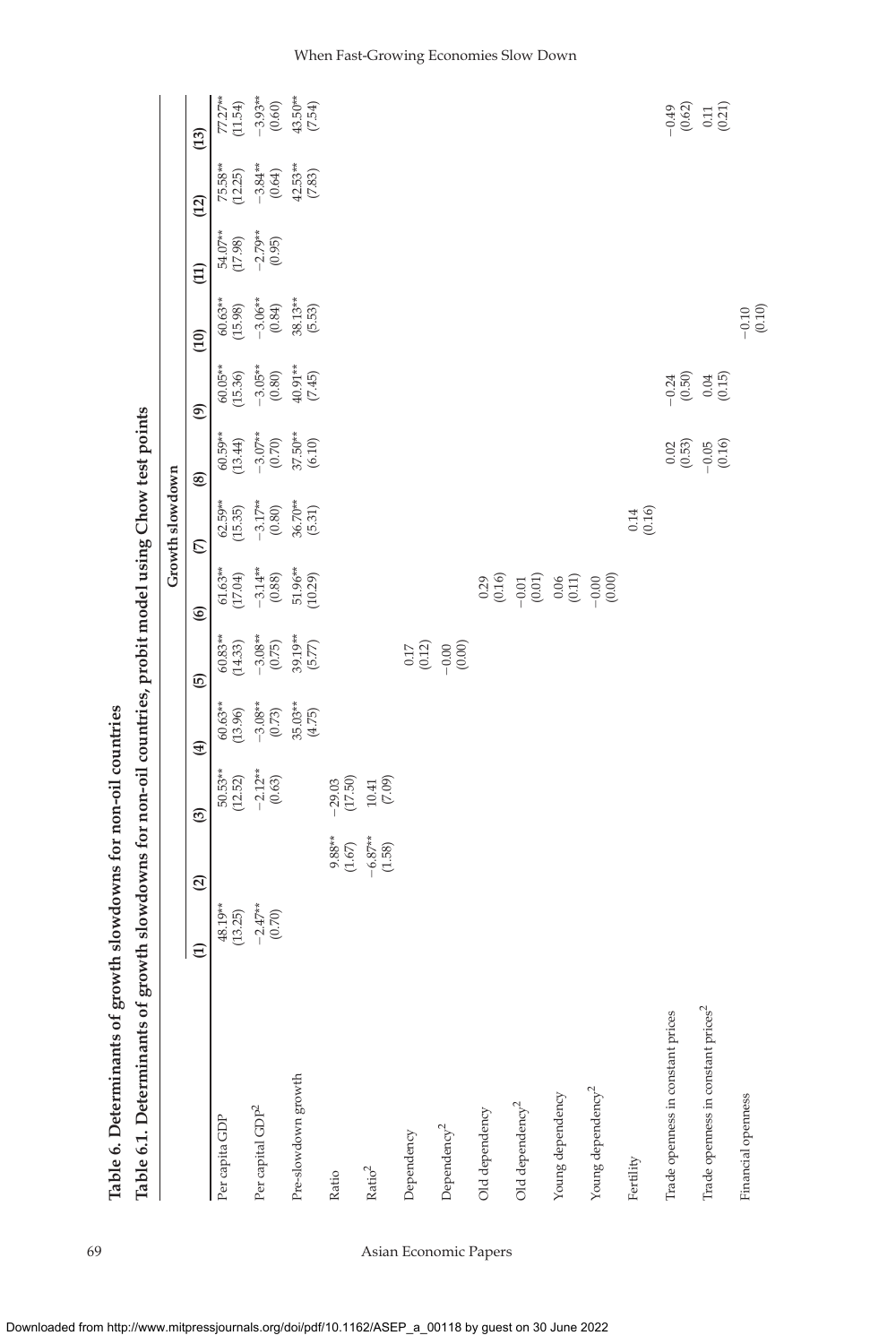# Table 6. Determinants of growth slowdowns for non-oil countries

## Table 6.1. Determinants of growth slowdowns for non-oil countries, probit model using Chow test points

| | Growth slowdown | | | | | | | | | | | | |
|---|---|---|---|---|---|---|---|---|---|---|---|---|---|
| | (1) | (2) | (3) | (4) | (5) | (6) | (7) | (8) | (9) | (10) | (11) | (12) | (13) |
| Per capita GDP | 48.19** | | 50.53** | 60.63** | 60.83** | 61.63** | 62.59** | 60.59** | 60.05** | 60.63** | 54.07** | 75.58** | 77.27** |
| | (13.25) | | (12.52) | (13.96) | (14.33) | (17.04) | (15.35) | (13.44) | (15.36) | (15.98) | (17.98) | (12.25) | (11.54) |
| Per capital GDP$^2$ | −2.47** | | −2.12** | −3.08** | −3.08** | −3.14** | −3.17** | −3.07** | −3.05** | −3.06** | −2.79** | −3.84** | −3.93** |
| | (0.70) | | (0.63) | (0.73) | (0.75) | (0.88) | (0.80) | (0.70) | (0.80) | (0.84) | (0.95) | (0.64) | (0.60) |
| Pre-slowdown growth | | | | 35.03** | 39.19** | 51.96** | 36.70** | 37.50** | 40.91** | 38.13** | | 42.53** | 43.50** |
| | | | | (4.75) | (5.77) | (10.29) | (5.31) | (6.10) | (7.45) | (5.53) | | (7.83) | (7.54) |
| Ratio | | 9.88** | −29.03 | | | | | | | | | | |
| | | (1.67) | (17.50) | | | | | | | | | | |
| Ratio$^2$ | | −6.87** | 10.41 | | | | | | | | | | |
| | | (1.58) | (7.09) | | | | | | | | | | |
| Dependency | | | | | 0.17 | | | | | | | | |
| | | | | | (0.12) | | | | | | | | |
| Dependency$^2$ | | | | | −0.00 | | | | | | | | |
| | | | | | (0.00) | | | | | | | | |
| Old dependency | | | | | | 0.29 | | | | | | | |
| | | | | | | (0.16) | | | | | | | |
| Old dependency$^2$ | | | | | | −0.01 | | | | | | | |
| | | | | | | (0.01) | | | | | | | |
| Young dependency | | | | | | 0.06 | | | | | | | |
| | | | | | | (0.11) | | | | | | | |
| Young dependency$^2$ | | | | | | −0.00 | | | | | | | |
| | | | | | | (0.00) | | | | | | | |
| Fertility | | | | | | | 0.14 | | | | | | |
| | | | | | | | (0.16) | | | | | | |
| Trade openness in constant prices | | | | | | | | 0.02 | −0.24 | | | | −0.49 |
| | | | | | | | | (0.53) | (0.50) | | | | (0.62) |
| Trade openness in constant prices$^2$ | | | | | | | | −0.05 | 0.04 | | | | 0.11 |
| | | | | | | | | (0.16) | (0.15) | | | | (0.21) |
| Financial openness | | | | | | | | | | −0.10 | | | |
| | | | | | | | | | | (0.10) | | | |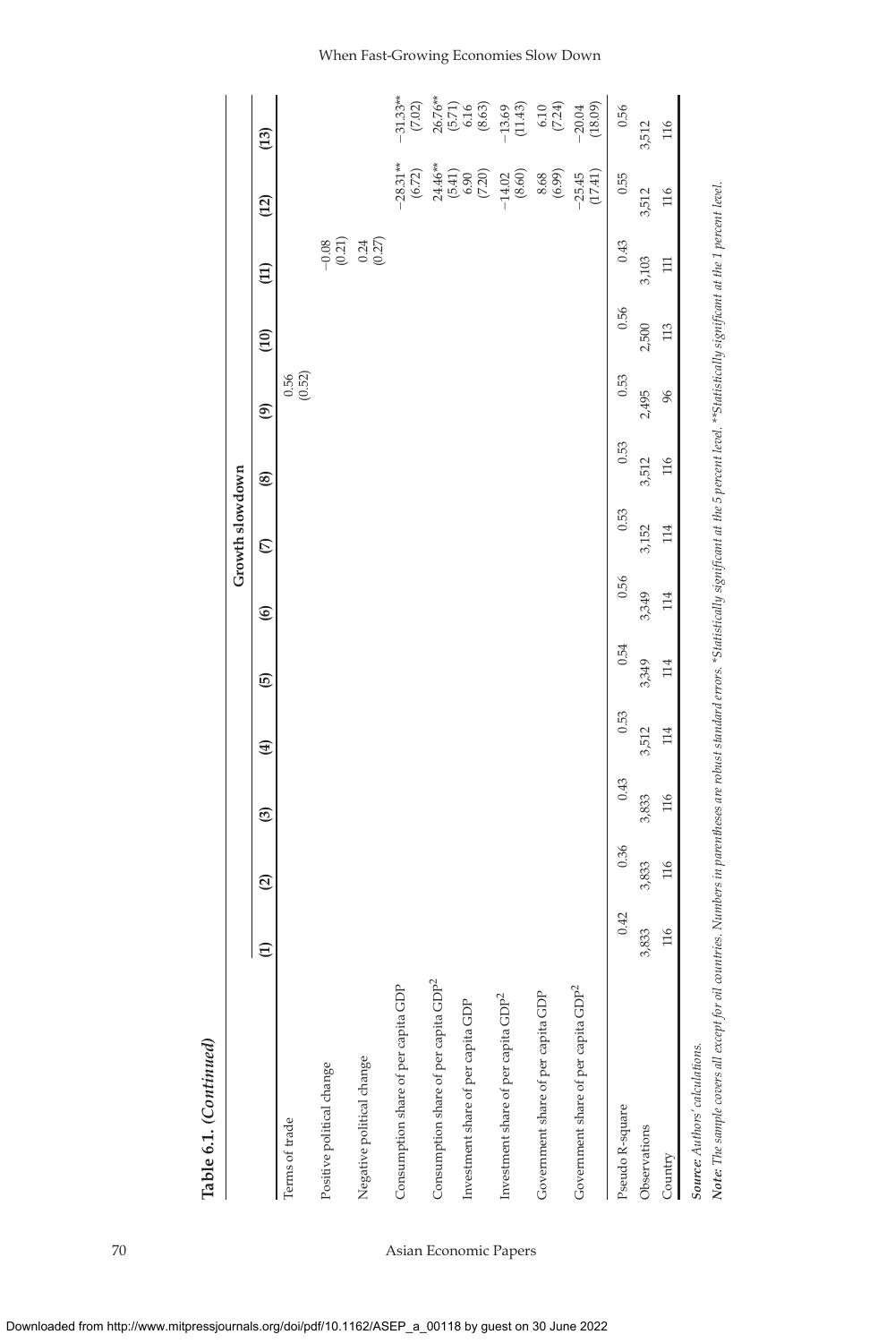**Table 6.1. (Continued)**

| | Growth slowdown | | | | | | | | | | | | |
|---|---|---|---|---|---|---|---|---|---|---|---|---|---|
| | (1) | (2) | (3) | (4) | (5) | (6) | (7) | (8) | (9) | (10) | (11) | (12) | (13) |
| Terms of trade | | | | | | | | | 0.56 | | | | |
| | | | | | | | | | (0.52) | | | | |
| Positive political change | | | | | | | | | | | −0.08 | | |
| | | | | | | | | | | | (0.21) | | |
| Negative political change | | | | | | | | | | | 0.24 | | |
| | | | | | | | | | | | (0.27) | | |
| Consumption share of per capita GDP | | | | | | | | | | | | −28.31** | −31.33** |
| | | | | | | | | | | | | (6.72) | (7.02) |
| Consumption share of per capita GDP$^2$ | | | | | | | | | | | | 24.46** | 26.76** |
| | | | | | | | | | | | | (5.41) | (5.71) |
| Investment share of per capita GDP | | | | | | | | | | | | 6.90 | 6.16 |
| | | | | | | | | | | | | (7.20) | (8.63) |
| Investment share of per capita GDP$^2$ | | | | | | | | | | | | −14.02 | −13.69 |
| | | | | | | | | | | | | (8.60) | (11.43) |
| Government share of per capita GDP | | | | | | | | | | | | 8.68 | 6.10 |
| | | | | | | | | | | | | (6.99) | (7.24) |
| Government share of per capita GDP$^2$ | | | | | | | | | | | | −25.45 | −20.04 |
| | | | | | | | | | | | | (17.41) | (18.09) |
| Pseudo R-square | 0.42 | 0.36 | 0.43 | 0.53 | 0.54 | 0.56 | 0.53 | 0.53 | 0.53 | 0.56 | 0.43 | 0.55 | 0.56 |
| Observations | 3,833 | 3,833 | 3,833 | 3,512 | 3,349 | 3,349 | 3,152 | 3,512 | 2,495 | 2,500 | 3,103 | 3,512 | 3,512 |
| Country | 116 | 116 | 116 | 114 | 114 | 114 | 114 | 116 | 96 | 113 | 111 | 116 | 116 |

***Source:*** *Authors' calculations.*

***Note:*** *The sample covers all except for oil countries. Numbers in parentheses are robust standard errors. *Statistically significant at the 5 percent level. **Statistically significant at the 1 percent level.*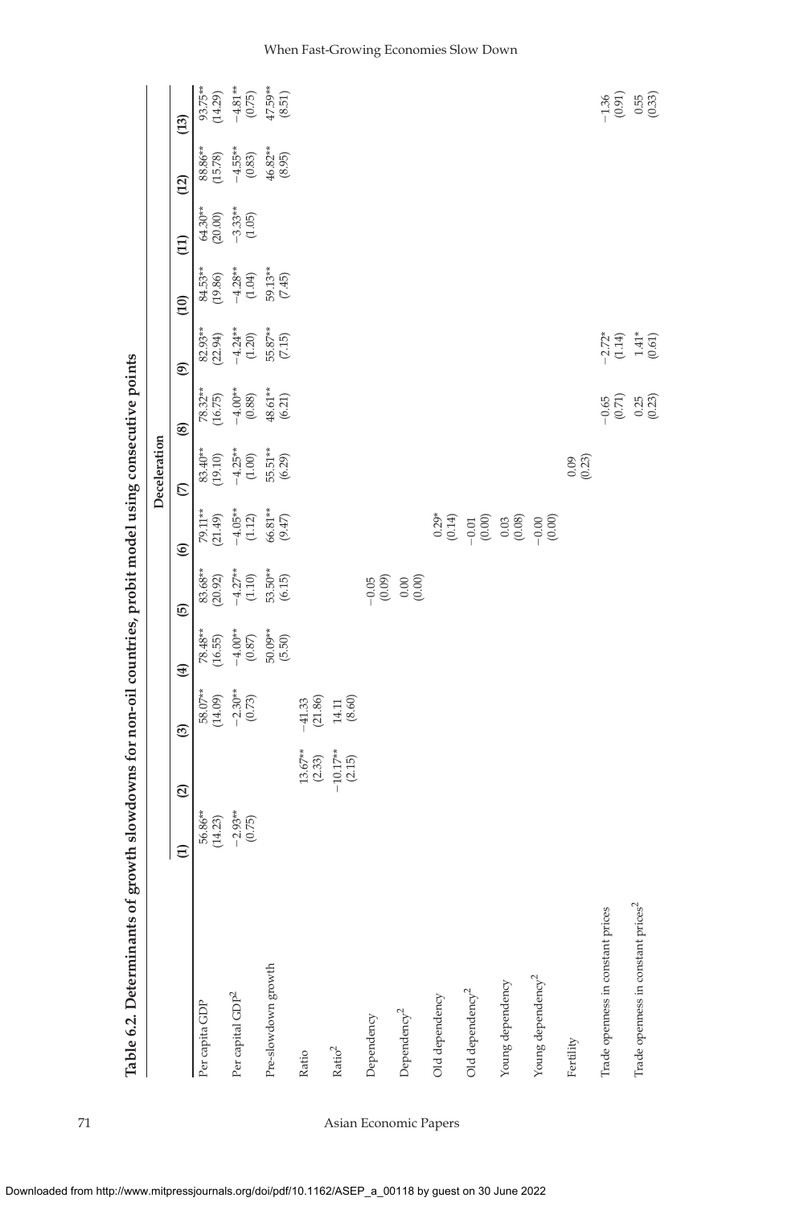**Table 6.2. Determinants of growth slowdowns for non-oil countries, probit model using consecutive points**

| | Deceleration | | | | | | | | | | | | |
|---|---|---|---|---|---|---|---|---|---|---|---|---|---|
| | (1) | (2) | (3) | (4) | (5) | (6) | (7) | (8) | (9) | (10) | (11) | (12) | (13) |
| Per capita GDP | 56.86** | | 58.07** | 78.48** | 83.68** | 79.11** | 83.40** | 78.32** | 82.93** | 84.53** | 64.30** | 88.86** | 93.75** |
| | (14.23) | | (14.09) | (16.55) | (20.92) | (21.49) | (19.10) | (16.75) | (22.94) | (19.86) | (20.00) | (15.78) | (14.29) |
| Per capital GDP$^2$ | −2.93** | | −2.30** | −4.00** | −4.27** | −4.05** | −4.25** | −4.00** | −4.24** | −4.28** | −3.33** | −4.55** | −4.81** |
| | (0.75) | | (0.73) | (0.87) | (1.10) | (1.12) | (1.00) | (0.88) | (1.20) | (1.04) | (1.05) | (0.83) | (0.75) |
| Pre-slowdown growth | | | | 50.09** | 53.50** | 66.81** | 55.51** | 48.61** | 55.87** | 59.13** | | 46.82** | 47.59** |
| | | | | (5.50) | (6.15) | (9.47) | (6.29) | (6.21) | (7.15) | (7.45) | | (8.95) | (8.51) |
| Ratio | | 13.67** | −41.33 | | | | | | | | | | |
| | | (2.33) | (21.86) | | | | | | | | | | |
| Ratio$^2$ | | −10.17** | 14.11 | | | | | | | | | | |
| | | (2.15) | (8.60) | | | | | | | | | | |
| Dependency | | | | | −0.05 | | | | | | | | |
| | | | | | (0.09) | | | | | | | | |
| Dependency$^2$ | | | | | 0.00 | | | | | | | | |
| | | | | | (0.00) | | | | | | | | |
| Old dependency | | | | | | 0.29* | | | | | | | |
| | | | | | | (0.14) | | | | | | | |
| Old dependency$^2$ | | | | | | −0.01 | | | | | | | |
| | | | | | | (0.00) | | | | | | | |
| Young dependency | | | | | | 0.03 | | | | | | | |
| | | | | | | (0.08) | | | | | | | |
| Young dependency$^2$ | | | | | | −0.00 | | | | | | | |
| | | | | | | (0.00) | | | | | | | |
| Fertility | | | | | | | 0.09 | | | | | | |
| | | | | | | | (0.23) | | | | | | |
| Trade openness in constant prices | | | | | | | | −0.65 | −2.72* | | | | −1.36 |
| | | | | | | | | (0.71) | (1.14) | | | | (0.91) |
| Trade openness in constant prices$^2$ | | | | | | | | 0.25 | 1.41* | | | | 0.55 |
| | | | | | | | | (0.23) | (0.61) | | | | (0.33) |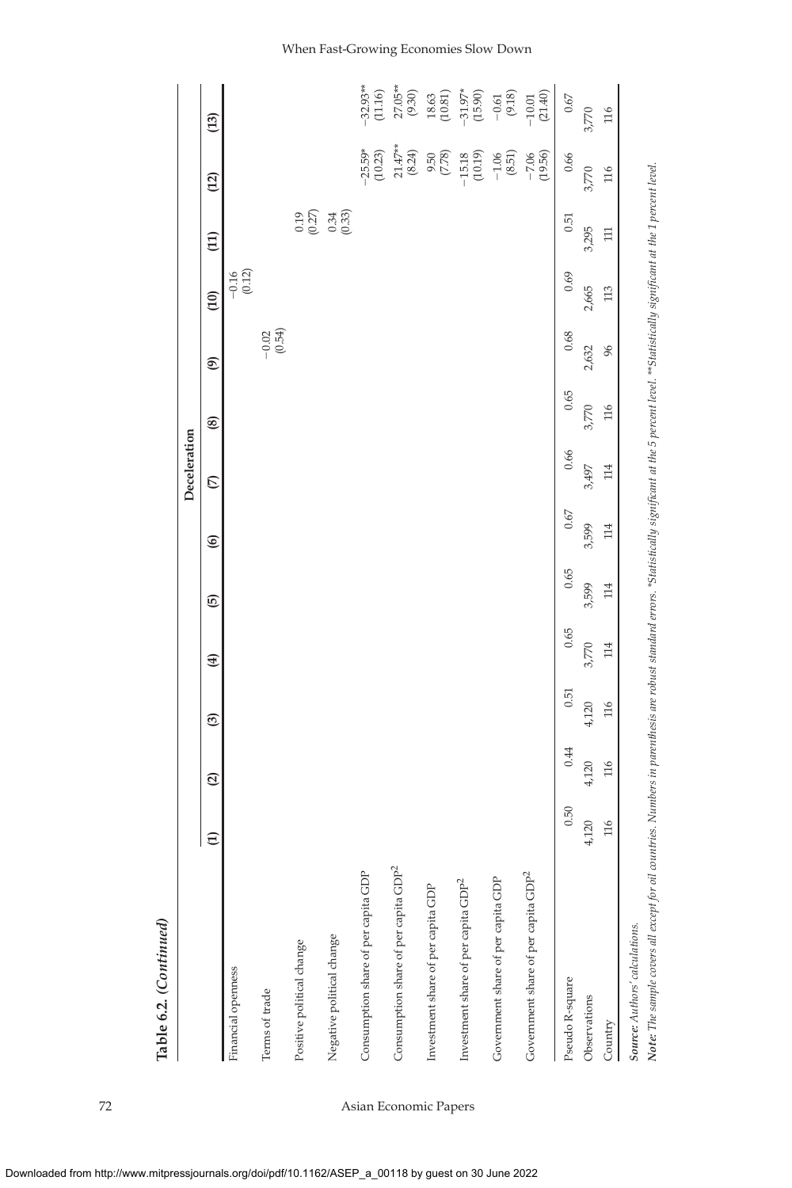**Table 6.2. *(Continued)***

| | Deceleration | | | | | | | | | | | | |
|---|---|---|---|---|---|---|---|---|---|---|---|---|---|
| | (1) | (2) | (3) | (4) | (5) | (6) | (7) | (8) | (9) | (10) | (11) | (12) | (13) |
| Financial openness | | | | | | | | | | −0.16 (0.12) | | | |
| Terms of trade | | | | | | | | | −0.02 (0.54) | | | | |
| Positive political change | | | | | | | | | | | 0.19 (0.27) | | |
| Negative political change | | | | | | | | | | | 0.34 (0.33) | | |
| Consumption share of per capita GDP | | | | | | | | | | | | −25.59* (10.23) | −32.93** (11.16) |
| Consumption share of per capita GDP$^2$ | | | | | | | | | | | | 21.47** (8.24) | 27.05** (9.30) |
| Investment share of per capita GDP | | | | | | | | | | | | 9.50 (7.78) | 18.63 (10.81) |
| Investment share of per capita GDP$^2$ | | | | | | | | | | | | −15.18 (10.19) | −31.97* (15.90) |
| Government share of per capita GDP | | | | | | | | | | | | −1.06 (8.51) | −0.61 (9.18) |
| Government share of per capita GDP$^2$ | | | | | | | | | | | | −7.06 (19.56) | −10.01 (21.40) |
| Pseudo R-square | 0.50 | 0.44 | 0.51 | 0.65 | 0.65 | 0.67 | 0.66 | 0.65 | 0.68 | 0.69 | 0.51 | 0.66 | 0.67 |
| Observations | 4,120 | 4,120 | 4,120 | 3,770 | 3,599 | 3,599 | 3,497 | 3,770 | 2,632 | 2,665 | 3,295 | 3,770 | 3,770 |
| Country | 116 | 116 | 116 | 114 | 114 | 114 | 114 | 116 | 96 | 113 | 111 | 116 | 116 |

***Source:*** *Authors' calculations.*

***Note:*** *The sample covers all except for oil countries. Numbers in parenthesis are robust standard errors. *Statistically significant at the 5 percent level. **Statistically significant at the 1 percent level.*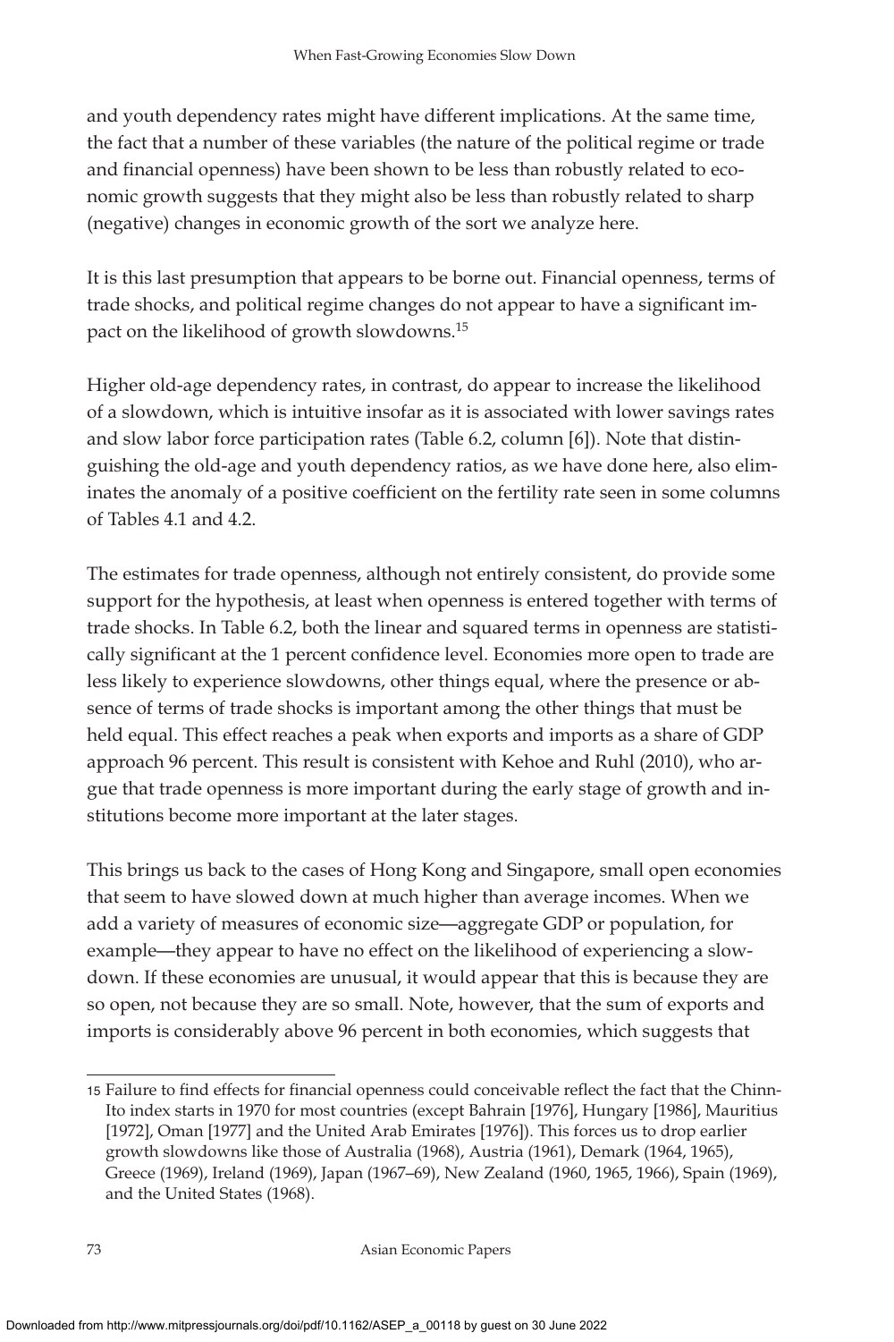and youth dependency rates might have different implications. At the same time, the fact that a number of these variables (the nature of the political regime or trade and financial openness) have been shown to be less than robustly related to economic growth suggests that they might also be less than robustly related to sharp (negative) changes in economic growth of the sort we analyze here.

It is this last presumption that appears to be borne out. Financial openness, terms of trade shocks, and political regime changes do not appear to have a significant impact on the likelihood of growth slowdowns.[15]

Higher old-age dependency rates, in contrast, do appear to increase the likelihood of a slowdown, which is intuitive insofar as it is associated with lower savings rates and slow labor force participation rates (Table 6.2, column [6]). Note that distinguishing the old-age and youth dependency ratios, as we have done here, also eliminates the anomaly of a positive coefficient on the fertility rate seen in some columns of Tables 4.1 and 4.2.

The estimates for trade openness, although not entirely consistent, do provide some support for the hypothesis, at least when openness is entered together with terms of trade shocks. In Table 6.2, both the linear and squared terms in openness are statistically significant at the 1 percent confidence level. Economies more open to trade are less likely to experience slowdowns, other things equal, where the presence or absence of terms of trade shocks is important among the other things that must be held equal. This effect reaches a peak when exports and imports as a share of GDP approach 96 percent. This result is consistent with Kehoe and Ruhl (2010), who argue that trade openness is more important during the early stage of growth and institutions become more important at the later stages.

This brings us back to the cases of Hong Kong and Singapore, small open economies that seem to have slowed down at much higher than average incomes. When we add a variety of measures of economic size—aggregate GDP or population, for example—they appear to have no effect on the likelihood of experiencing a slowdown. If these economies are unusual, it would appear that this is because they are so open, not because they are so small. Note, however, that the sum of exports and imports is considerably above 96 percent in both economies, which suggests that

---

15 Failure to find effects for financial openness could conceivable reflect the fact that the Chinn-Ito index starts in 1970 for most countries (except Bahrain [1976], Hungary [1986], Mauritius [1972], Oman [1977] and the United Arab Emirates [1976]). This forces us to drop earlier growth slowdowns like those of Australia (1968), Austria (1961), Demark (1964, 1965), Greece (1969), Ireland (1969), Japan (1967–69), New Zealand (1960, 1965, 1966), Spain (1969), and the United States (1968).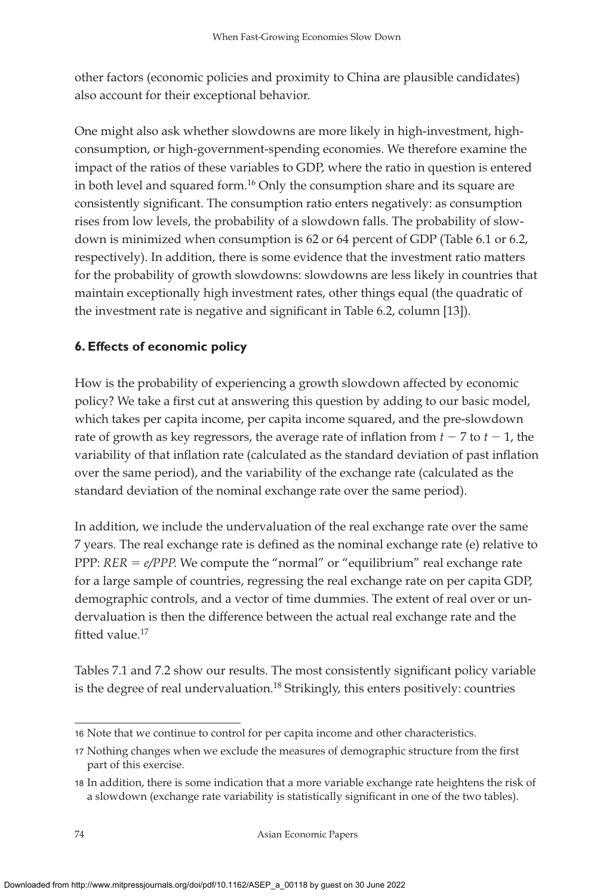other factors (economic policies and proximity to China are plausible candidates) also account for their exceptional behavior.

One might also ask whether slowdowns are more likely in high-investment, high-consumption, or high-government-spending economies. We therefore examine the impact of the ratios of these variables to GDP, where the ratio in question is entered in both level and squared form.[16] Only the consumption share and its square are consistently significant. The consumption ratio enters negatively: as consumption rises from low levels, the probability of a slowdown falls. The probability of slowdown is minimized when consumption is 62 or 64 percent of GDP (Table 6.1 or 6.2, respectively). In addition, there is some evidence that the investment ratio matters for the probability of growth slowdowns: slowdowns are less likely in countries that maintain exceptionally high investment rates, other things equal (the quadratic of the investment rate is negative and significant in Table 6.2, column [13]).

## 6. Effects of economic policy

How is the probability of experiencing a growth slowdown affected by economic policy? We take a first cut at answering this question by adding to our basic model, which takes per capita income, per capita income squared, and the pre-slowdown rate of growth as key regressors, the average rate of inflation from $t - 7$ to $t - 1$, the variability of that inflation rate (calculated as the standard deviation of past inflation over the same period), and the variability of the exchange rate (calculated as the standard deviation of the nominal exchange rate over the same period).

In addition, we include the undervaluation of the real exchange rate over the same 7 years. The real exchange rate is defined as the nominal exchange rate (e) relative to PPP: $RER = e/PPP$. We compute the "normal" or "equilibrium" real exchange rate for a large sample of countries, regressing the real exchange rate on per capita GDP, demographic controls, and a vector of time dummies. The extent of real over or undervaluation is then the difference between the actual real exchange rate and the fitted value.[17]

Tables 7.1 and 7.2 show our results. The most consistently significant policy variable is the degree of real undervaluation.[18] Strikingly, this enters positively: countries

16 Note that we continue to control for per capita income and other characteristics.

17 Nothing changes when we exclude the measures of demographic structure from the first part of this exercise.

18 In addition, there is some indication that a more variable exchange rate heightens the risk of a slowdown (exchange rate variability is statistically significant in one of the two tables).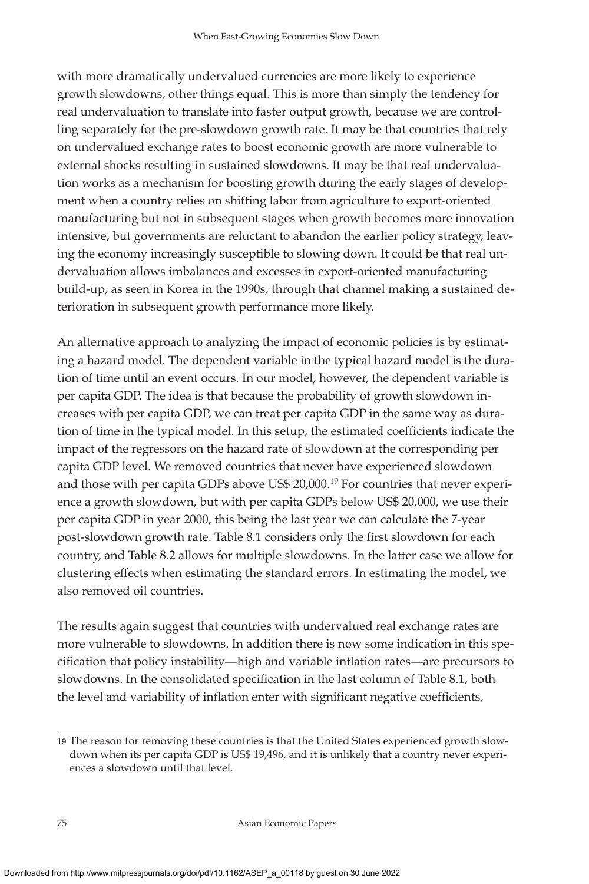with more dramatically undervalued currencies are more likely to experience growth slowdowns, other things equal. This is more than simply the tendency for real undervaluation to translate into faster output growth, because we are controlling separately for the pre-slowdown growth rate. It may be that countries that rely on undervalued exchange rates to boost economic growth are more vulnerable to external shocks resulting in sustained slowdowns. It may be that real undervaluation works as a mechanism for boosting growth during the early stages of development when a country relies on shifting labor from agriculture to export-oriented manufacturing but not in subsequent stages when growth becomes more innovation intensive, but governments are reluctant to abandon the earlier policy strategy, leaving the economy increasingly susceptible to slowing down. It could be that real undervaluation allows imbalances and excesses in export-oriented manufacturing build-up, as seen in Korea in the 1990s, through that channel making a sustained deterioration in subsequent growth performance more likely.

An alternative approach to analyzing the impact of economic policies is by estimating a hazard model. The dependent variable in the typical hazard model is the duration of time until an event occurs. In our model, however, the dependent variable is per capita GDP. The idea is that because the probability of growth slowdown increases with per capita GDP, we can treat per capita GDP in the same way as duration of time in the typical model. In this setup, the estimated coefficients indicate the impact of the regressors on the hazard rate of slowdown at the corresponding per capita GDP level. We removed countries that never have experienced slowdown and those with per capita GDPs above US$ 20,000.[19] For countries that never experience a growth slowdown, but with per capita GDPs below US$ 20,000, we use their per capita GDP in year 2000, this being the last year we can calculate the 7-year post-slowdown growth rate. Table 8.1 considers only the first slowdown for each country, and Table 8.2 allows for multiple slowdowns. In the latter case we allow for clustering effects when estimating the standard errors. In estimating the model, we also removed oil countries.

The results again suggest that countries with undervalued real exchange rates are more vulnerable to slowdowns. In addition there is now some indication in this specification that policy instability—high and variable inflation rates—are precursors to slowdowns. In the consolidated specification in the last column of Table 8.1, both the level and variability of inflation enter with significant negative coefficients,

---

19 The reason for removing these countries is that the United States experienced growth slowdown when its per capita GDP is US$ 19,496, and it is unlikely that a country never experiences a slowdown until that level.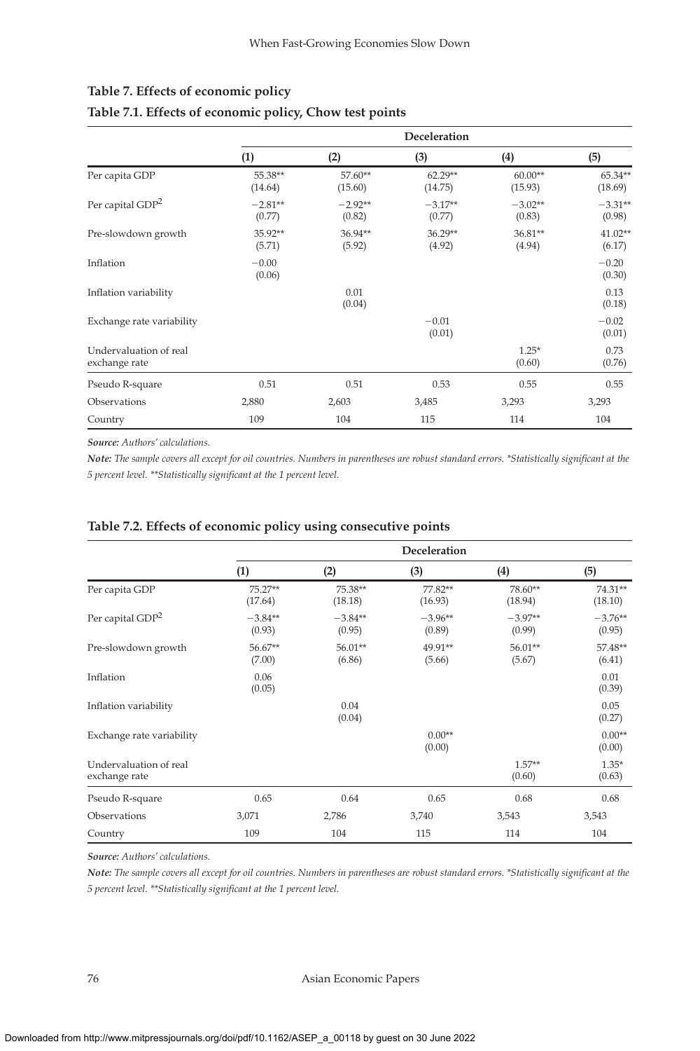## Table 7. Effects of economic policy

### Table 7.1. Effects of economic policy, Chow test points

| | Deceleration | | | | |
|---|---|---|---|---|---|
| | (1) | (2) | (3) | (4) | (5) |
| Per capita GDP | 55.38** (14.64) | 57.60** (15.60) | 62.29** (14.75) | 60.00** (15.93) | 65.34** (18.69) |
| Per capital GDP$^2$ | −2.81** (0.77) | −2.92** (0.82) | −3.17** (0.77) | −3.02** (0.83) | −3.31** (0.98) |
| Pre-slowdown growth | 35.92** (5.71) | 36.94** (5.92) | 36.29** (4.92) | 36.81** (4.94) | 41.02** (6.17) |
| Inflation | −0.00 (0.06) | | | | −0.20 (0.30) |
| Inflation variability | | 0.01 (0.04) | | | 0.13 (0.18) |
| Exchange rate variability | | | −0.01 (0.01) | | −0.02 (0.01) |
| Undervaluation of real exchange rate | | | | 1.25* (0.60) | 0.73 (0.76) |
| Pseudo R-square | 0.51 | 0.51 | 0.53 | 0.55 | 0.55 |
| Observations | 2,880 | 2,603 | 3,485 | 3,293 | 3,293 |
| Country | 109 | 104 | 115 | 114 | 104 |

***Source:*** *Authors' calculations.*

***Note:*** *The sample covers all except for oil countries. Numbers in parentheses are robust standard errors. *Statistically significant at the 5 percent level. **Statistically significant at the 1 percent level.*

### Table 7.2. Effects of economic policy using consecutive points

| | Deceleration | | | | |
|---|---|---|---|---|---|
| | (1) | (2) | (3) | (4) | (5) |
| Per capita GDP | 75.27** (17.64) | 75.38** (18.18) | 77.82** (16.93) | 78.60** (18.94) | 74.31** (18.10) |
| Per capital GDP$^2$ | −3.84** (0.93) | −3.84** (0.95) | −3.96** (0.89) | −3.97** (0.99) | −3.76** (0.95) |
| Pre-slowdown growth | 56.67** (7.00) | 56.01** (6.86) | 49.91** (5.66) | 56.01** (5.67) | 57.48** (6.41) |
| Inflation | 0.06 (0.05) | | | | 0.01 (0.39) |
| Inflation variability | | 0.04 (0.04) | | | 0.05 (0.27) |
| Exchange rate variability | | | 0.00** (0.00) | | 0.00** (0.00) |
| Undervaluation of real exchange rate | | | | 1.57** (0.60) | 1.35* (0.63) |
| Pseudo R-square | 0.65 | 0.64 | 0.65 | 0.68 | 0.68 |
| Observations | 3,071 | 2,786 | 3,740 | 3,543 | 3,543 |
| Country | 109 | 104 | 115 | 114 | 104 |

***Source:*** *Authors' calculations.*

***Note:*** *The sample covers all except for oil countries. Numbers in parentheses are robust standard errors. *Statistically significant at the 5 percent level. **Statistically significant at the 1 percent level.*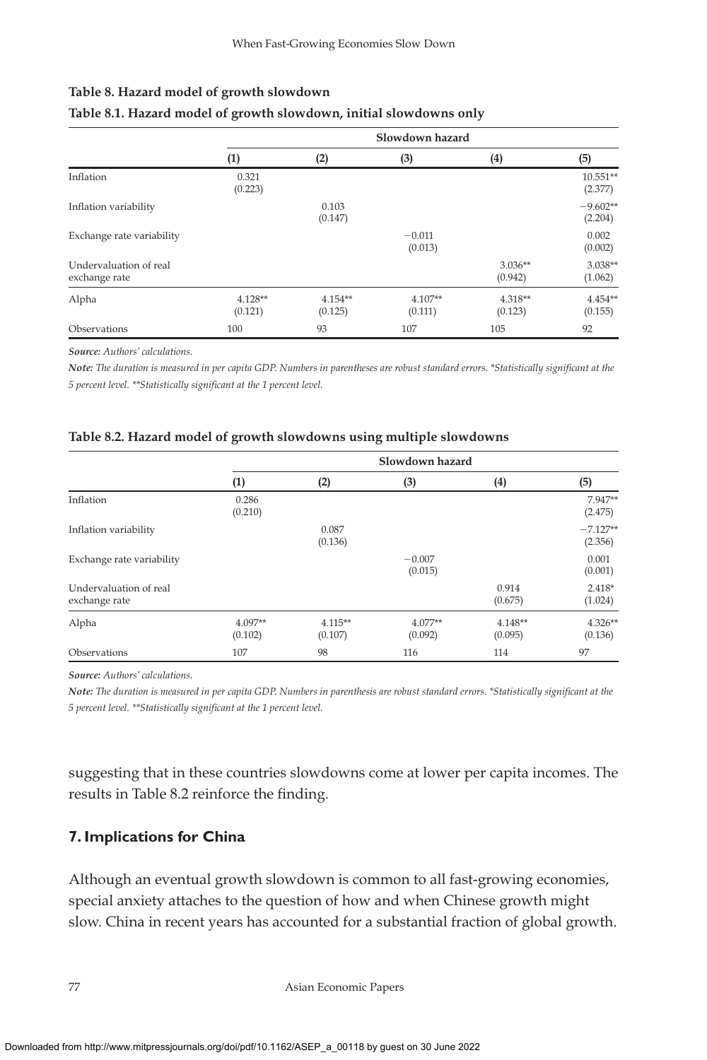**Table 8. Hazard model of growth slowdown**

**Table 8.1. Hazard model of growth slowdown, initial slowdowns only**

| | Slowdown hazard | | | | |
|---|---|---|---|---|---|
| | (1) | (2) | (3) | (4) | (5) |
| Inflation | 0.321<br>(0.223) | | | | 10.551**<br>(2.377) |
| Inflation variability | | 0.103<br>(0.147) | | | −9.602**<br>(2.204) |
| Exchange rate variability | | | −0.011<br>(0.013) | | 0.002<br>(0.002) |
| Undervaluation of real exchange rate | | | | 3.036**<br>(0.942) | 3.038**<br>(1.062) |
| Alpha | 4.128**<br>(0.121) | 4.154**<br>(0.125) | 4.107**<br>(0.111) | 4.318**<br>(0.123) | 4.454**<br>(0.155) |
| Observations | 100 | 93 | 107 | 105 | 92 |

***Source:*** *Authors' calculations.*

***Note:*** *The duration is measured in per capita GDP. Numbers in parentheses are robust standard errors. *Statistically significant at the 5 percent level. **Statistically significant at the 1 percent level.*

**Table 8.2. Hazard model of growth slowdowns using multiple slowdowns**

| | Slowdown hazard | | | | |
|---|---|---|---|---|---|
| | (1) | (2) | (3) | (4) | (5) |
| Inflation | 0.286<br>(0.210) | | | | 7.947**<br>(2.475) |
| Inflation variability | | 0.087<br>(0.136) | | | −7.127**<br>(2.356) |
| Exchange rate variability | | | −0.007<br>(0.015) | | 0.001<br>(0.001) |
| Undervaluation of real exchange rate | | | | 0.914<br>(0.675) | 2.418*<br>(1.024) |
| Alpha | 4.097**<br>(0.102) | 4.115**<br>(0.107) | 4.077**<br>(0.092) | 4.148**<br>(0.095) | 4.326**<br>(0.136) |
| Observations | 107 | 98 | 116 | 114 | 97 |

***Source:*** *Authors' calculations.*

***Note:*** *The duration is measured in per capita GDP. Numbers in parenthesis are robust standard errors. *Statistically significant at the 5 percent level. **Statistically significant at the 1 percent level.*

suggesting that in these countries slowdowns come at lower per capita incomes. The results in Table 8.2 reinforce the finding.

## 7. Implications for China

Although an eventual growth slowdown is common to all fast-growing economies, special anxiety attaches to the question of how and when Chinese growth might slow. China in recent years has accounted for a substantial fraction of global growth.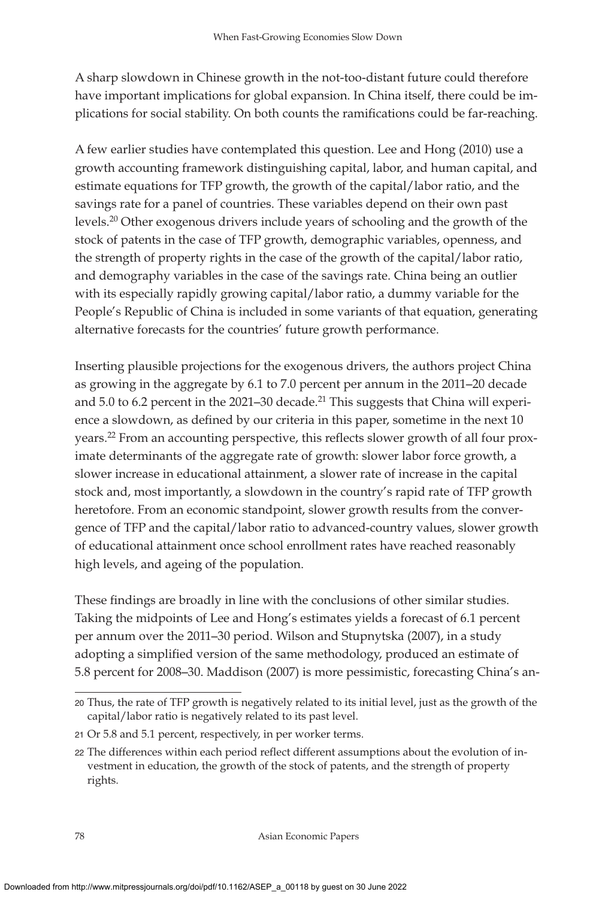A sharp slowdown in Chinese growth in the not-too-distant future could therefore have important implications for global expansion. In China itself, there could be implications for social stability. On both counts the ramifications could be far-reaching.

A few earlier studies have contemplated this question. Lee and Hong (2010) use a growth accounting framework distinguishing capital, labor, and human capital, and estimate equations for TFP growth, the growth of the capital/labor ratio, and the savings rate for a panel of countries. These variables depend on their own past levels.[20] Other exogenous drivers include years of schooling and the growth of the stock of patents in the case of TFP growth, demographic variables, openness, and the strength of property rights in the case of the growth of the capital/labor ratio, and demography variables in the case of the savings rate. China being an outlier with its especially rapidly growing capital/labor ratio, a dummy variable for the People's Republic of China is included in some variants of that equation, generating alternative forecasts for the countries' future growth performance.

Inserting plausible projections for the exogenous drivers, the authors project China as growing in the aggregate by 6.1 to 7.0 percent per annum in the 2011–20 decade and 5.0 to 6.2 percent in the 2021–30 decade.[21] This suggests that China will experience a slowdown, as defined by our criteria in this paper, sometime in the next 10 years.[22] From an accounting perspective, this reflects slower growth of all four proximate determinants of the aggregate rate of growth: slower labor force growth, a slower increase in educational attainment, a slower rate of increase in the capital stock and, most importantly, a slowdown in the country's rapid rate of TFP growth heretofore. From an economic standpoint, slower growth results from the convergence of TFP and the capital/labor ratio to advanced-country values, slower growth of educational attainment once school enrollment rates have reached reasonably high levels, and ageing of the population.

These findings are broadly in line with the conclusions of other similar studies. Taking the midpoints of Lee and Hong's estimates yields a forecast of 6.1 percent per annum over the 2011–30 period. Wilson and Stupnytska (2007), in a study adopting a simplified version of the same methodology, produced an estimate of 5.8 percent for 2008–30. Maddison (2007) is more pessimistic, forecasting China's an-

20 Thus, the rate of TFP growth is negatively related to its initial level, just as the growth of the capital/labor ratio is negatively related to its past level.

21 Or 5.8 and 5.1 percent, respectively, in per worker terms.

22 The differences within each period reflect different assumptions about the evolution of investment in education, the growth of the stock of patents, and the strength of property rights.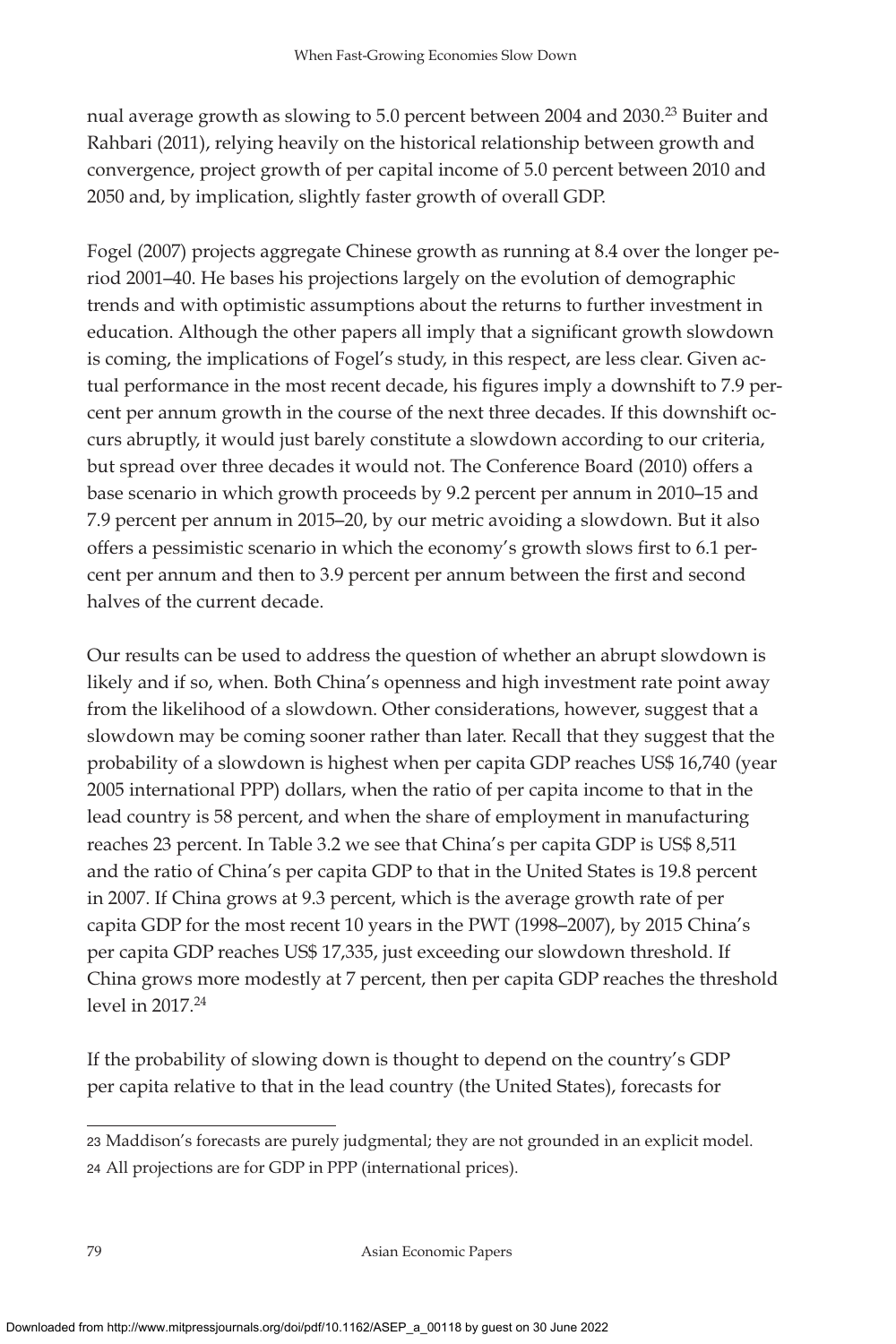nual average growth as slowing to 5.0 percent between 2004 and 2030.[23] Buiter and Rahbari (2011), relying heavily on the historical relationship between growth and convergence, project growth of per capital income of 5.0 percent between 2010 and 2050 and, by implication, slightly faster growth of overall GDP.

Fogel (2007) projects aggregate Chinese growth as running at 8.4 over the longer period 2001–40. He bases his projections largely on the evolution of demographic trends and with optimistic assumptions about the returns to further investment in education. Although the other papers all imply that a significant growth slowdown is coming, the implications of Fogel's study, in this respect, are less clear. Given actual performance in the most recent decade, his figures imply a downshift to 7.9 percent per annum growth in the course of the next three decades. If this downshift occurs abruptly, it would just barely constitute a slowdown according to our criteria, but spread over three decades it would not. The Conference Board (2010) offers a base scenario in which growth proceeds by 9.2 percent per annum in 2010–15 and 7.9 percent per annum in 2015–20, by our metric avoiding a slowdown. But it also offers a pessimistic scenario in which the economy's growth slows first to 6.1 percent per annum and then to 3.9 percent per annum between the first and second halves of the current decade.

Our results can be used to address the question of whether an abrupt slowdown is likely and if so, when. Both China's openness and high investment rate point away from the likelihood of a slowdown. Other considerations, however, suggest that a slowdown may be coming sooner rather than later. Recall that they suggest that the probability of a slowdown is highest when per capita GDP reaches US$ 16,740 (year 2005 international PPP) dollars, when the ratio of per capita income to that in the lead country is 58 percent, and when the share of employment in manufacturing reaches 23 percent. In Table 3.2 we see that China's per capita GDP is US$ 8,511 and the ratio of China's per capita GDP to that in the United States is 19.8 percent in 2007. If China grows at 9.3 percent, which is the average growth rate of per capita GDP for the most recent 10 years in the PWT (1998–2007), by 2015 China's per capita GDP reaches US$ 17,335, just exceeding our slowdown threshold. If China grows more modestly at 7 percent, then per capita GDP reaches the threshold level in 2017.[24]

If the probability of slowing down is thought to depend on the country's GDP per capita relative to that in the lead country (the United States), forecasts for

---

23 Maddison's forecasts are purely judgmental; they are not grounded in an explicit model.

24 All projections are for GDP in PPP (international prices).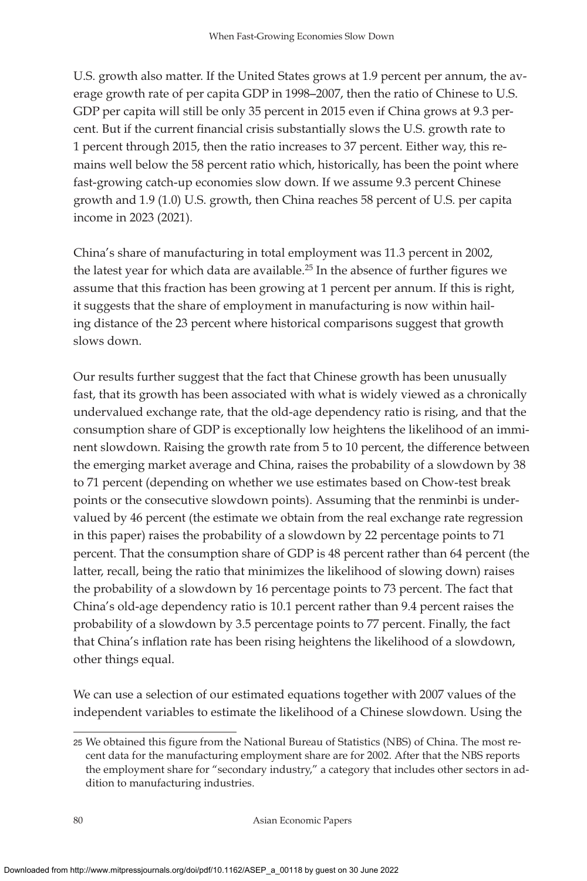U.S. growth also matter. If the United States grows at 1.9 percent per annum, the average growth rate of per capita GDP in 1998–2007, then the ratio of Chinese to U.S. GDP per capita will still be only 35 percent in 2015 even if China grows at 9.3 percent. But if the current financial crisis substantially slows the U.S. growth rate to 1 percent through 2015, then the ratio increases to 37 percent. Either way, this remains well below the 58 percent ratio which, historically, has been the point where fast-growing catch-up economies slow down. If we assume 9.3 percent Chinese growth and 1.9 (1.0) U.S. growth, then China reaches 58 percent of U.S. per capita income in 2023 (2021).

China's share of manufacturing in total employment was 11.3 percent in 2002, the latest year for which data are available.[25] In the absence of further figures we assume that this fraction has been growing at 1 percent per annum. If this is right, it suggests that the share of employment in manufacturing is now within hailing distance of the 23 percent where historical comparisons suggest that growth slows down.

Our results further suggest that the fact that Chinese growth has been unusually fast, that its growth has been associated with what is widely viewed as a chronically undervalued exchange rate, that the old-age dependency ratio is rising, and that the consumption share of GDP is exceptionally low heightens the likelihood of an imminent slowdown. Raising the growth rate from 5 to 10 percent, the difference between the emerging market average and China, raises the probability of a slowdown by 38 to 71 percent (depending on whether we use estimates based on Chow-test break points or the consecutive slowdown points). Assuming that the renminbi is undervalued by 46 percent (the estimate we obtain from the real exchange rate regression in this paper) raises the probability of a slowdown by 22 percentage points to 71 percent. That the consumption share of GDP is 48 percent rather than 64 percent (the latter, recall, being the ratio that minimizes the likelihood of slowing down) raises the probability of a slowdown by 16 percentage points to 73 percent. The fact that China's old-age dependency ratio is 10.1 percent rather than 9.4 percent raises the probability of a slowdown by 3.5 percentage points to 77 percent. Finally, the fact that China's inflation rate has been rising heightens the likelihood of a slowdown, other things equal.

We can use a selection of our estimated equations together with 2007 values of the independent variables to estimate the likelihood of a Chinese slowdown. Using the

25 We obtained this figure from the National Bureau of Statistics (NBS) of China. The most recent data for the manufacturing employment share are for 2002. After that the NBS reports the employment share for "secondary industry," a category that includes other sectors in addition to manufacturing industries.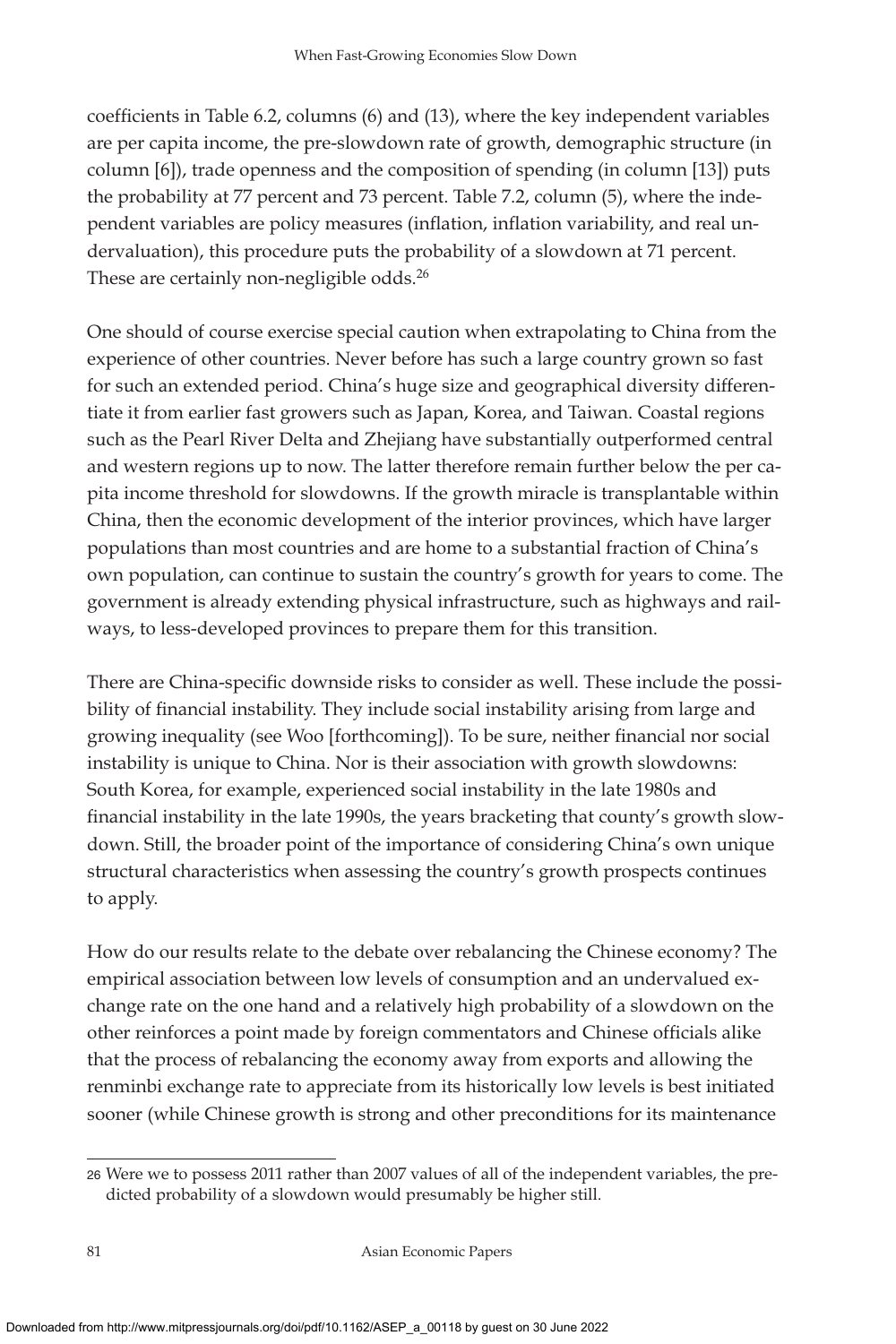coefficients in Table 6.2, columns (6) and (13), where the key independent variables are per capita income, the pre-slowdown rate of growth, demographic structure (in column [6]), trade openness and the composition of spending (in column [13]) puts the probability at 77 percent and 73 percent. Table 7.2, column (5), where the independent variables are policy measures (inflation, inflation variability, and real undervaluation), this procedure puts the probability of a slowdown at 71 percent. These are certainly non-negligible odds.[26]

One should of course exercise special caution when extrapolating to China from the experience of other countries. Never before has such a large country grown so fast for such an extended period. China's huge size and geographical diversity differentiate it from earlier fast growers such as Japan, Korea, and Taiwan. Coastal regions such as the Pearl River Delta and Zhejiang have substantially outperformed central and western regions up to now. The latter therefore remain further below the per capita income threshold for slowdowns. If the growth miracle is transplantable within China, then the economic development of the interior provinces, which have larger populations than most countries and are home to a substantial fraction of China's own population, can continue to sustain the country's growth for years to come. The government is already extending physical infrastructure, such as highways and railways, to less-developed provinces to prepare them for this transition.

There are China-specific downside risks to consider as well. These include the possibility of financial instability. They include social instability arising from large and growing inequality (see Woo [forthcoming]). To be sure, neither financial nor social instability is unique to China. Nor is their association with growth slowdowns: South Korea, for example, experienced social instability in the late 1980s and financial instability in the late 1990s, the years bracketing that county's growth slowdown. Still, the broader point of the importance of considering China's own unique structural characteristics when assessing the country's growth prospects continues to apply.

How do our results relate to the debate over rebalancing the Chinese economy? The empirical association between low levels of consumption and an undervalued exchange rate on the one hand and a relatively high probability of a slowdown on the other reinforces a point made by foreign commentators and Chinese officials alike that the process of rebalancing the economy away from exports and allowing the renminbi exchange rate to appreciate from its historically low levels is best initiated sooner (while Chinese growth is strong and other preconditions for its maintenance

26 Were we to possess 2011 rather than 2007 values of all of the independent variables, the predicted probability of a slowdown would presumably be higher still.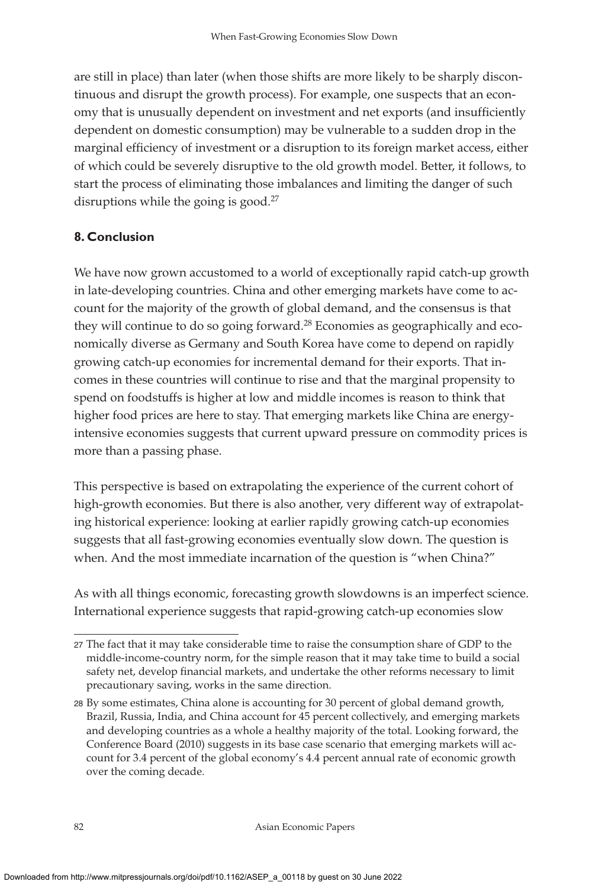are still in place) than later (when those shifts are more likely to be sharply discontinuous and disrupt the growth process). For example, one suspects that an economy that is unusually dependent on investment and net exports (and insufficiently dependent on domestic consumption) may be vulnerable to a sudden drop in the marginal efficiency of investment or a disruption to its foreign market access, either of which could be severely disruptive to the old growth model. Better, it follows, to start the process of eliminating those imbalances and limiting the danger of such disruptions while the going is good.[27]

## 8. Conclusion

We have now grown accustomed to a world of exceptionally rapid catch-up growth in late-developing countries. China and other emerging markets have come to account for the majority of the growth of global demand, and the consensus is that they will continue to do so going forward.[28] Economies as geographically and economically diverse as Germany and South Korea have come to depend on rapidly growing catch-up economies for incremental demand for their exports. That incomes in these countries will continue to rise and that the marginal propensity to spend on foodstuffs is higher at low and middle incomes is reason to think that higher food prices are here to stay. That emerging markets like China are energy-intensive economies suggests that current upward pressure on commodity prices is more than a passing phase.

This perspective is based on extrapolating the experience of the current cohort of high-growth economies. But there is also another, very different way of extrapolating historical experience: looking at earlier rapidly growing catch-up economies suggests that all fast-growing economies eventually slow down. The question is when. And the most immediate incarnation of the question is "when China?"

As with all things economic, forecasting growth slowdowns is an imperfect science. International experience suggests that rapid-growing catch-up economies slow

---

27 The fact that it may take considerable time to raise the consumption share of GDP to the middle-income-country norm, for the simple reason that it may take time to build a social safety net, develop financial markets, and undertake the other reforms necessary to limit precautionary saving, works in the same direction.

28 By some estimates, China alone is accounting for 30 percent of global demand growth, Brazil, Russia, India, and China account for 45 percent collectively, and emerging markets and developing countries as a whole a healthy majority of the total. Looking forward, the Conference Board (2010) suggests in its base case scenario that emerging markets will account for 3.4 percent of the global economy's 4.4 percent annual rate of economic growth over the coming decade.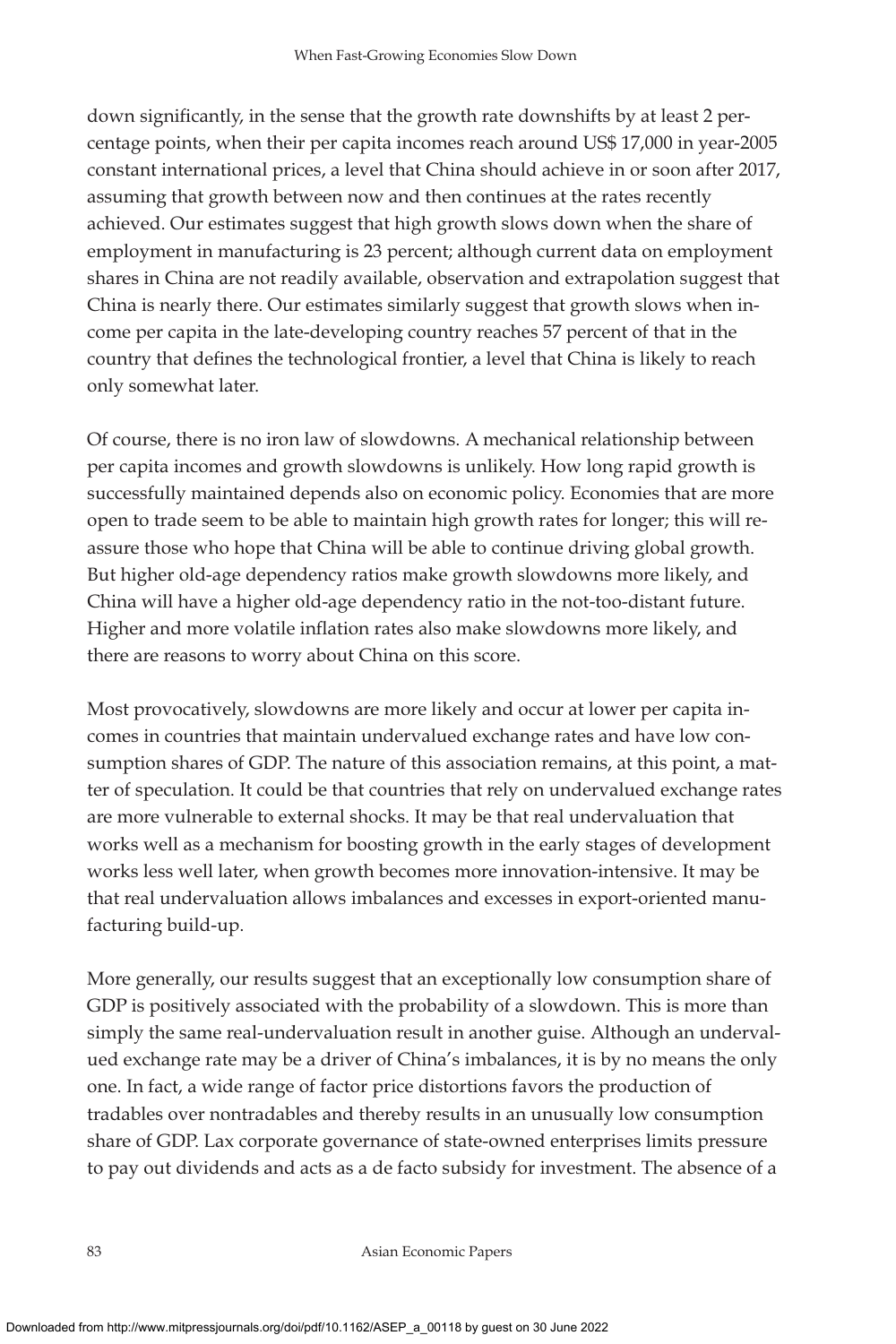down significantly, in the sense that the growth rate downshifts by at least 2 percentage points, when their per capita incomes reach around US$ 17,000 in year-2005 constant international prices, a level that China should achieve in or soon after 2017, assuming that growth between now and then continues at the rates recently achieved. Our estimates suggest that high growth slows down when the share of employment in manufacturing is 23 percent; although current data on employment shares in China are not readily available, observation and extrapolation suggest that China is nearly there. Our estimates similarly suggest that growth slows when income per capita in the late-developing country reaches 57 percent of that in the country that defines the technological frontier, a level that China is likely to reach only somewhat later.

Of course, there is no iron law of slowdowns. A mechanical relationship between per capita incomes and growth slowdowns is unlikely. How long rapid growth is successfully maintained depends also on economic policy. Economies that are more open to trade seem to be able to maintain high growth rates for longer; this will reassure those who hope that China will be able to continue driving global growth. But higher old-age dependency ratios make growth slowdowns more likely, and China will have a higher old-age dependency ratio in the not-too-distant future. Higher and more volatile inflation rates also make slowdowns more likely, and there are reasons to worry about China on this score.

Most provocatively, slowdowns are more likely and occur at lower per capita incomes in countries that maintain undervalued exchange rates and have low consumption shares of GDP. The nature of this association remains, at this point, a matter of speculation. It could be that countries that rely on undervalued exchange rates are more vulnerable to external shocks. It may be that real undervaluation that works well as a mechanism for boosting growth in the early stages of development works less well later, when growth becomes more innovation-intensive. It may be that real undervaluation allows imbalances and excesses in export-oriented manufacturing build-up.

More generally, our results suggest that an exceptionally low consumption share of GDP is positively associated with the probability of a slowdown. This is more than simply the same real-undervaluation result in another guise. Although an undervalued exchange rate may be a driver of China's imbalances, it is by no means the only one. In fact, a wide range of factor price distortions favors the production of tradables over nontradables and thereby results in an unusually low consumption share of GDP. Lax corporate governance of state-owned enterprises limits pressure to pay out dividends and acts as a de facto subsidy for investment. The absence of a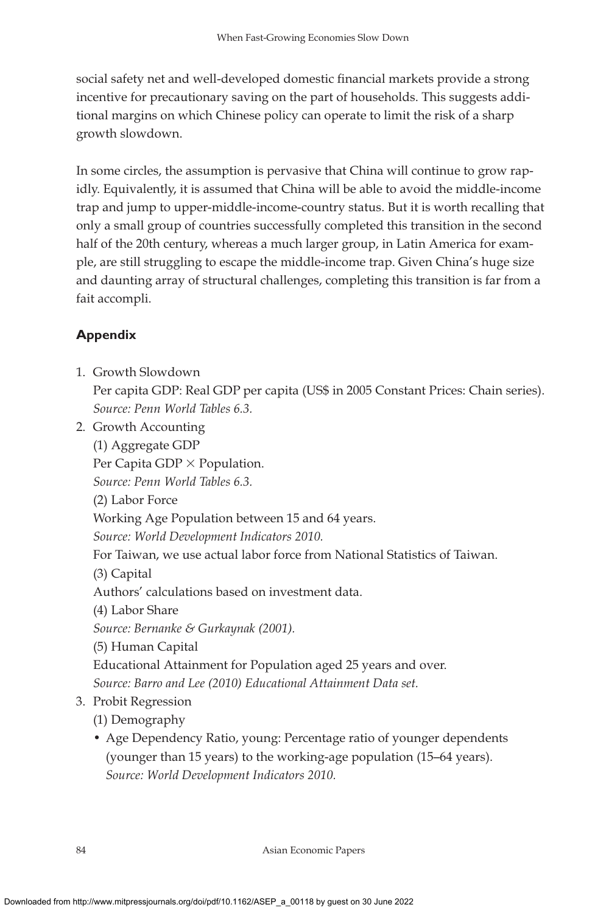social safety net and well-developed domestic financial markets provide a strong incentive for precautionary saving on the part of households. This suggests additional margins on which Chinese policy can operate to limit the risk of a sharp growth slowdown.

In some circles, the assumption is pervasive that China will continue to grow rapidly. Equivalently, it is assumed that China will be able to avoid the middle-income trap and jump to upper-middle-income-country status. But it is worth recalling that only a small group of countries successfully completed this transition in the second half of the 20th century, whereas a much larger group, in Latin America for example, are still struggling to escape the middle-income trap. Given China's huge size and daunting array of structural challenges, completing this transition is far from a fait accompli.

## Appendix

1. Growth Slowdown
   Per capita GDP: Real GDP per capita (US$ in 2005 Constant Prices: Chain series).
   *Source: Penn World Tables 6.3.*
2. Growth Accounting
   (1) Aggregate GDP
   Per Capita GDP × Population.
   *Source: Penn World Tables 6.3.*
   (2) Labor Force
   Working Age Population between 15 and 64 years.
   *Source: World Development Indicators 2010.*
   For Taiwan, we use actual labor force from National Statistics of Taiwan.
   (3) Capital
   Authors' calculations based on investment data.
   (4) Labor Share
   *Source: Bernanke & Gurkaynak (2001).*
   (5) Human Capital
   Educational Attainment for Population aged 25 years and over.
   *Source: Barro and Lee (2010) Educational Attainment Data set.*
3. Probit Regression
   (1) Demography
   - Age Dependency Ratio, young: Percentage ratio of younger dependents (younger than 15 years) to the working-age population (15–64 years).
     *Source: World Development Indicators 2010.*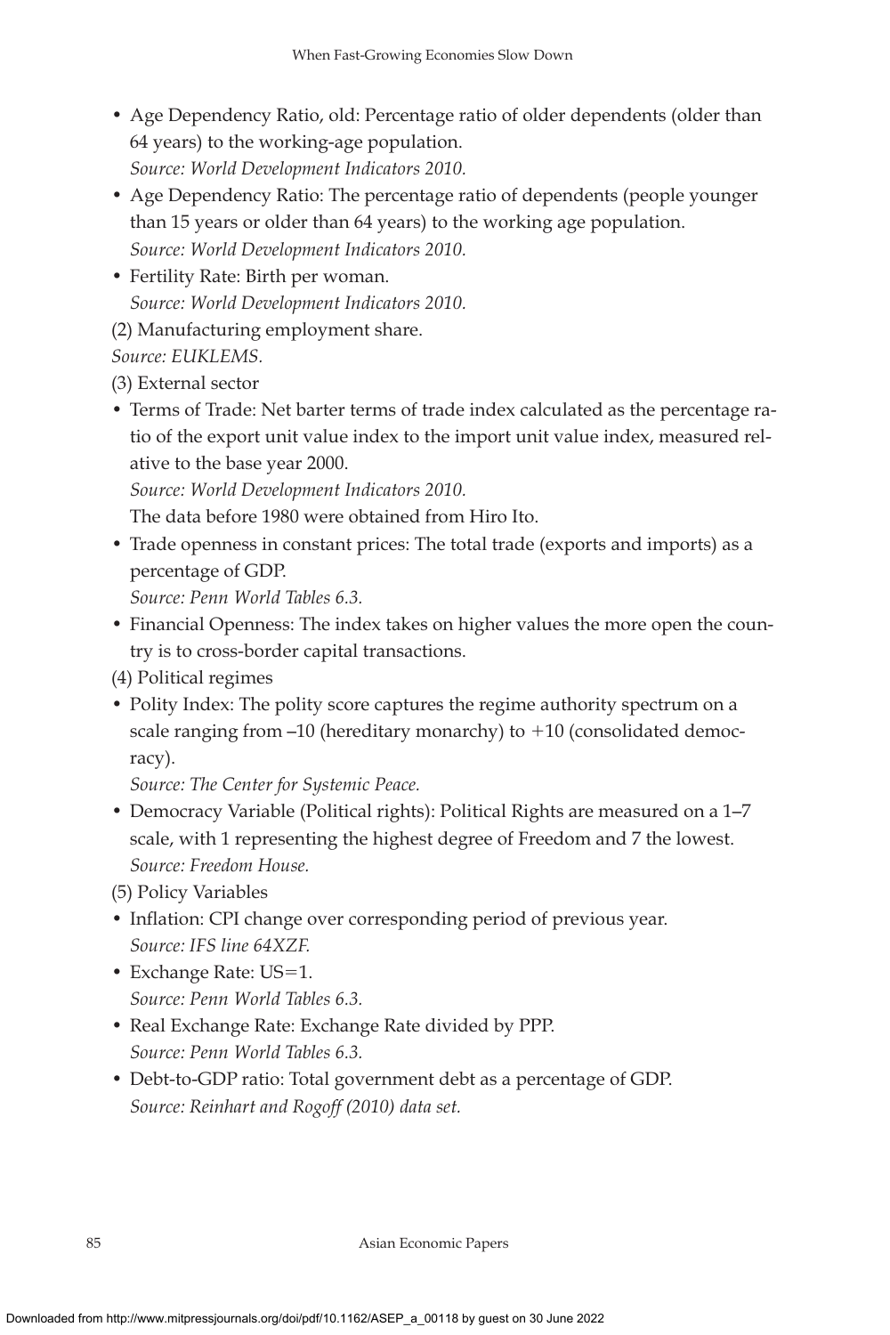- Age Dependency Ratio, old: Percentage ratio of older dependents (older than 64 years) to the working-age population.
  *Source: World Development Indicators 2010.*
- Age Dependency Ratio: The percentage ratio of dependents (people younger than 15 years or older than 64 years) to the working age population.
  *Source: World Development Indicators 2010.*
- Fertility Rate: Birth per woman.
  *Source: World Development Indicators 2010.*

(2) Manufacturing employment share.

*Source: EUKLEMS.*

(3) External sector

- Terms of Trade: Net barter terms of trade index calculated as the percentage ratio of the export unit value index to the import unit value index, measured relative to the base year 2000.
  *Source: World Development Indicators 2010.*
  The data before 1980 were obtained from Hiro Ito.
- Trade openness in constant prices: The total trade (exports and imports) as a percentage of GDP.
  *Source: Penn World Tables 6.3.*
- Financial Openness: The index takes on higher values the more open the country is to cross-border capital transactions.

(4) Political regimes

- Polity Index: The polity score captures the regime authority spectrum on a scale ranging from –10 (hereditary monarchy) to +10 (consolidated democracy).
  *Source: The Center for Systemic Peace.*
- Democracy Variable (Political rights): Political Rights are measured on a 1–7 scale, with 1 representing the highest degree of Freedom and 7 the lowest.
  *Source: Freedom House.*

(5) Policy Variables

- Inflation: CPI change over corresponding period of previous year.
  *Source: IFS line 64XZF.*
- Exchange Rate: US=1.
  *Source: Penn World Tables 6.3.*
- Real Exchange Rate: Exchange Rate divided by PPP.
  *Source: Penn World Tables 6.3.*
- Debt-to-GDP ratio: Total government debt as a percentage of GDP.
  *Source: Reinhart and Rogoff (2010) data set.*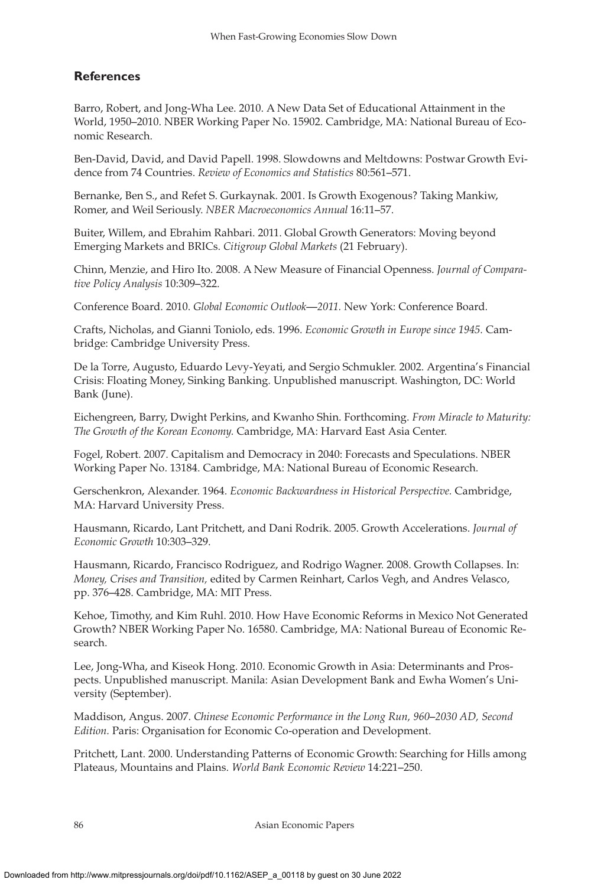## References

Barro, Robert, and Jong-Wha Lee. 2010. A New Data Set of Educational Attainment in the World, 1950–2010. NBER Working Paper No. 15902. Cambridge, MA: National Bureau of Economic Research.

Ben-David, David, and David Papell. 1998. Slowdowns and Meltdowns: Postwar Growth Evidence from 74 Countries. *Review of Economics and Statistics* 80:561–571.

Bernanke, Ben S., and Refet S. Gurkaynak. 2001. Is Growth Exogenous? Taking Mankiw, Romer, and Weil Seriously. *NBER Macroeconomics Annual* 16:11–57.

Buiter, Willem, and Ebrahim Rahbari. 2011. Global Growth Generators: Moving beyond Emerging Markets and BRICs. *Citigroup Global Markets* (21 February).

Chinn, Menzie, and Hiro Ito. 2008. A New Measure of Financial Openness. *Journal of Comparative Policy Analysis* 10:309–322.

Conference Board. 2010. *Global Economic Outlook—2011.* New York: Conference Board.

Crafts, Nicholas, and Gianni Toniolo, eds. 1996. *Economic Growth in Europe since 1945.* Cambridge: Cambridge University Press.

De la Torre, Augusto, Eduardo Levy-Yeyati, and Sergio Schmukler. 2002. Argentina's Financial Crisis: Floating Money, Sinking Banking. Unpublished manuscript. Washington, DC: World Bank (June).

Eichengreen, Barry, Dwight Perkins, and Kwanho Shin. Forthcoming. *From Miracle to Maturity: The Growth of the Korean Economy.* Cambridge, MA: Harvard East Asia Center.

Fogel, Robert. 2007. Capitalism and Democracy in 2040: Forecasts and Speculations. NBER Working Paper No. 13184. Cambridge, MA: National Bureau of Economic Research.

Gerschenkron, Alexander. 1964. *Economic Backwardness in Historical Perspective.* Cambridge, MA: Harvard University Press.

Hausmann, Ricardo, Lant Pritchett, and Dani Rodrik. 2005. Growth Accelerations. *Journal of Economic Growth* 10:303–329.

Hausmann, Ricardo, Francisco Rodriguez, and Rodrigo Wagner. 2008. Growth Collapses. In: *Money, Crises and Transition,* edited by Carmen Reinhart, Carlos Vegh, and Andres Velasco, pp. 376–428. Cambridge, MA: MIT Press.

Kehoe, Timothy, and Kim Ruhl. 2010. How Have Economic Reforms in Mexico Not Generated Growth? NBER Working Paper No. 16580. Cambridge, MA: National Bureau of Economic Research.

Lee, Jong-Wha, and Kiseok Hong. 2010. Economic Growth in Asia: Determinants and Prospects. Unpublished manuscript. Manila: Asian Development Bank and Ewha Women's University (September).

Maddison, Angus. 2007. *Chinese Economic Performance in the Long Run, 960–2030 AD, Second Edition.* Paris: Organisation for Economic Co-operation and Development.

Pritchett, Lant. 2000. Understanding Patterns of Economic Growth: Searching for Hills among Plateaus, Mountains and Plains. *World Bank Economic Review* 14:221–250.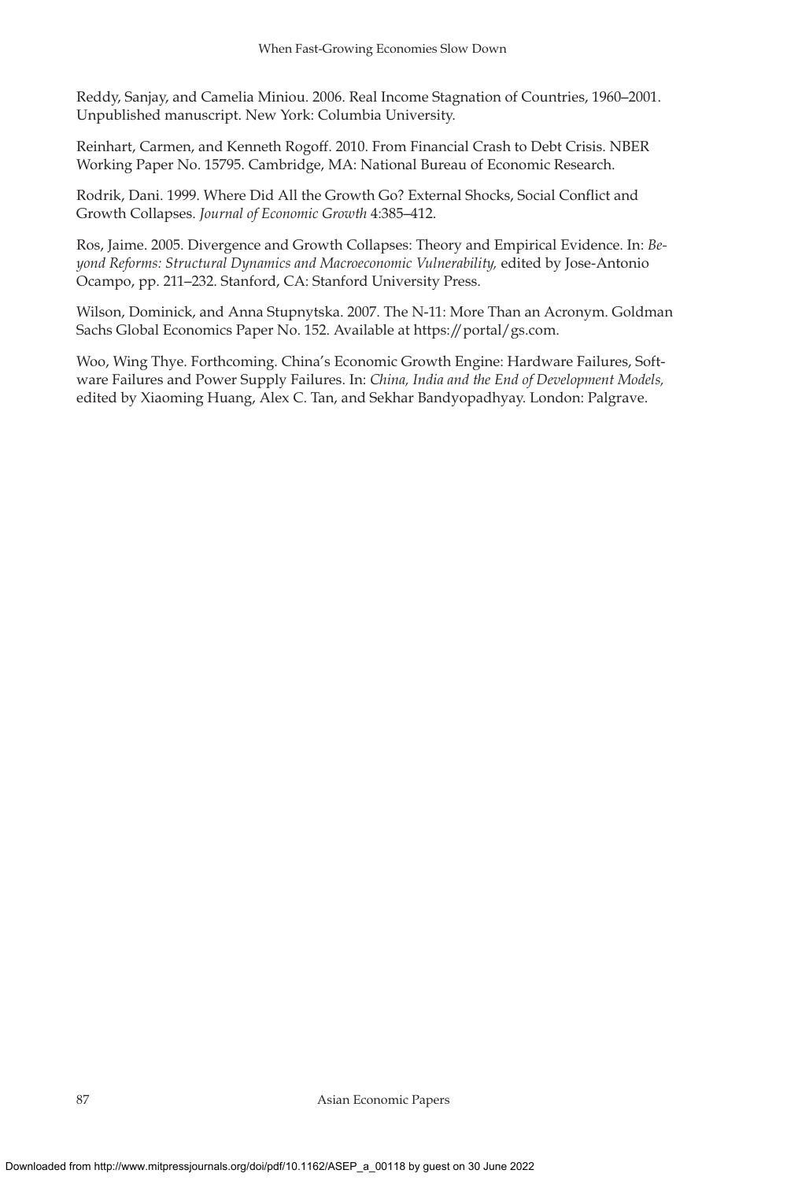Reddy, Sanjay, and Camelia Miniou. 2006. Real Income Stagnation of Countries, 1960–2001. Unpublished manuscript. New York: Columbia University.

Reinhart, Carmen, and Kenneth Rogoff. 2010. From Financial Crash to Debt Crisis. NBER Working Paper No. 15795. Cambridge, MA: National Bureau of Economic Research.

Rodrik, Dani. 1999. Where Did All the Growth Go? External Shocks, Social Conflict and Growth Collapses. *Journal of Economic Growth* 4:385–412.

Ros, Jaime. 2005. Divergence and Growth Collapses: Theory and Empirical Evidence. In: *Beyond Reforms: Structural Dynamics and Macroeconomic Vulnerability,* edited by Jose-Antonio Ocampo, pp. 211–232. Stanford, CA: Stanford University Press.

Wilson, Dominick, and Anna Stupnytska. 2007. The N-11: More Than an Acronym. Goldman Sachs Global Economics Paper No. 152. Available at https://portal/gs.com.

Woo, Wing Thye. Forthcoming. China's Economic Growth Engine: Hardware Failures, Software Failures and Power Supply Failures. In: *China, India and the End of Development Models,* edited by Xiaoming Huang, Alex C. Tan, and Sekhar Bandyopadhyay. London: Palgrave.